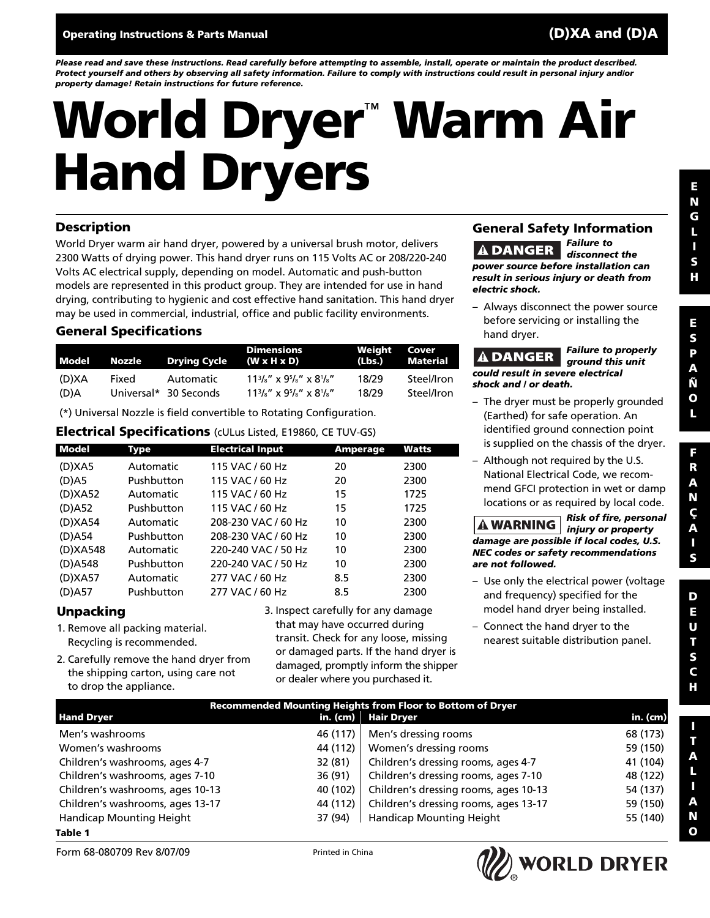**Operating Instructions & Parts Manual** **(D)XA and (D)A**

***Please read and save these instructions. Read carefully before attempting to assemble, install, operate or maintain the product described. Protect yourself and others by observing all safety information. Failure to comply with instructions could result in personal injury and/or property damage! Retain instructions for future reference.***

# World Dryer™ Warm Air Hand Dryers

## Description

World Dryer warm air hand dryer, powered by a universal brush motor, delivers 2300 Watts of drying power. This hand dryer runs on 115 Volts AC or 208/220-240 Volts AC electrical supply, depending on model. Automatic and push-button models are represented in this product group. They are intended for use in hand drying, contributing to hygienic and cost effective hand sanitation. This hand dryer may be used in commercial, industrial, office and public facility environments.

## General Specifications

| Model | Nozzle | Drying Cycle | Dimensions (W x H x D) | Weight (Lbs.) | Cover Material |
|---|---|---|---|---|---|
| (D)XA | Fixed | Automatic | 11³/₈" x 9⁵/₈" x 8¹/₈" | 18/29 | Steel/Iron |
| (D)A | Universal* | 30 Seconds | 11³/₈" x 9⁵/₈" x 8¹/₈" | 18/29 | Steel/Iron |

(*) Universal Nozzle is field convertible to Rotating Configuration.

## Electrical Specifications (cULus Listed, E19860, CE TUV-GS)

| Model | Type | Electrical Input | Amperage | Watts |
|---|---|---|---|---|
| (D)XA5 | Automatic | 115 VAC / 60 Hz | 20 | 2300 |
| (D)A5 | Pushbutton | 115 VAC / 60 Hz | 20 | 2300 |
| (D)XA52 | Automatic | 115 VAC / 60 Hz | 15 | 1725 |
| (D)A52 | Pushbutton | 115 VAC / 60 Hz | 15 | 1725 |
| (D)XA54 | Automatic | 208-230 VAC / 60 Hz | 10 | 2300 |
| (D)A54 | Pushbutton | 208-230 VAC / 60 Hz | 10 | 2300 |
| (D)XA548 | Automatic | 220-240 VAC / 50 Hz | 10 | 2300 |
| (D)A548 | Pushbutton | 220-240 VAC / 50 Hz | 10 | 2300 |
| (D)XA57 | Automatic | 277 VAC / 60 Hz | 8.5 | 2300 |
| (D)A57 | Pushbutton | 277 VAC / 60 Hz | 8.5 | 2300 |

## Unpacking

1. Remove all packing material. Recycling is recommended.
2. Carefully remove the hand dryer from the shipping carton, using care not to drop the appliance.
3. Inspect carefully for any damage that may have occurred during transit. Check for any loose, missing or damaged parts. If the hand dryer is damaged, promptly inform the shipper or dealer where you purchased it.

## General Safety Information

**⚠ DANGER** ***Failure to disconnect the power source before installation can result in serious injury or death from electric shock.***

– Always disconnect the power source before servicing or installing the hand dryer.

**⚠ DANGER** ***Failure to properly ground this unit could result in severe electrical shock and / or death.***

– The dryer must be properly grounded (Earthed) for safe operation. An identified ground connection point is supplied on the chassis of the dryer.

– Although not required by the U.S. National Electrical Code, we recommend GFCI protection in wet or damp locations or as required by local code.

**⚠ WARNING** ***Risk of fire, personal injury or property damage are possible if local codes, U.S. NEC codes or safety recommendations are not followed.***

– Use only the electrical power (voltage and frequency) specified for the model hand dryer being installed.

– Connect the hand dryer to the nearest suitable distribution panel.

| Recommended Mounting Heights from Floor to Bottom of Dryer | | | |
|---|---|---|---|
| **Hand Dryer** | **in. (cm)** | **Hair Dryer** | **in. (cm)** |
| Men's washrooms | 46 (117) | Men's dressing rooms | 68 (173) |
| Women's washrooms | 44 (112) | Women's dressing rooms | 59 (150) |
| Children's washrooms, ages 4-7 | 32 (81) | Children's dressing rooms, ages 4-7 | 41 (104) |
| Children's washrooms, ages 7-10 | 36 (91) | Children's dressing rooms, ages 7-10 | 48 (122) |
| Children's washrooms, ages 10-13 | 40 (102) | Children's dressing rooms, ages 10-13 | 54 (137) |
| Children's washrooms, ages 13-17 | 44 (112) | Children's dressing rooms, ages 13-17 | 59 (150) |
| Handicap Mounting Height | 37 (94) | Handicap Mounting Height | 55 (140) |

**Table 1**

Form 68-080709 Rev 8/07/09 Printed in China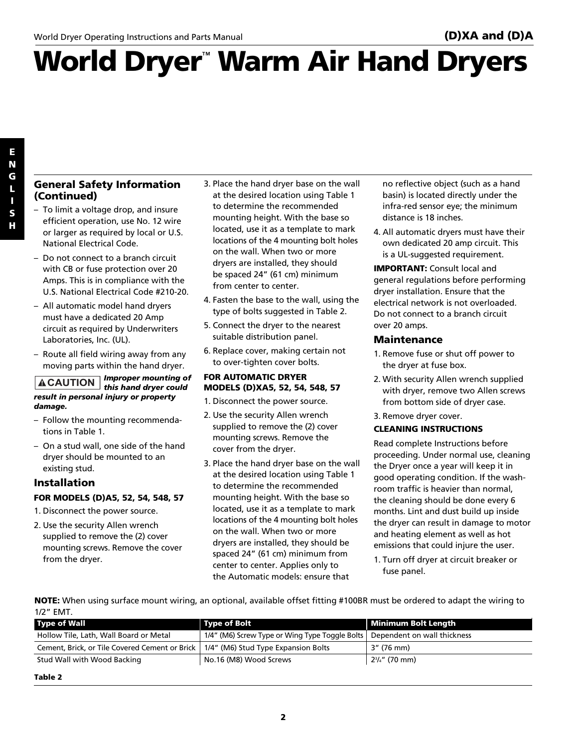# World Dryer™ Warm Air Hand Dryers

## General Safety Information (Continued)

- To limit a voltage drop, and insure efficient operation, use No. 12 wire or larger as required by local or U.S. National Electrical Code.
- Do not connect to a branch circuit with CB or fuse protection over 20 Amps. This is in compliance with the U.S. National Electrical Code #210-20.
- All automatic model hand dryers must have a dedicated 20 Amp circuit as required by Underwriters Laboratories, Inc. (UL).
- Route all field wiring away from any moving parts within the hand dryer.

**⚠ CAUTION** ***Improper mounting of this hand dryer could result in personal injury or property damage.***

- Follow the mounting recommendations in Table 1.
- On a stud wall, one side of the hand dryer should be mounted to an existing stud.

## Installation

**FOR MODELS (D)A5, 52, 54, 548, 57**

1. Disconnect the power source.
2. Use the security Allen wrench supplied to remove the (2) cover mounting screws. Remove the cover from the dryer.
3. Place the hand dryer base on the wall at the desired location using Table 1 to determine the recommended mounting height. With the base so located, use it as a template to mark locations of the 4 mounting bolt holes on the wall. When two or more dryers are installed, they should be spaced 24” (61 cm) minimum from center to center.
4. Fasten the base to the wall, using the type of bolts suggested in Table 2.
5. Connect the dryer to the nearest suitable distribution panel.
6. Replace cover, making certain not to over-tighten cover bolts.

**FOR AUTOMATIC DRYER MODELS (D)XA5, 52, 54, 548, 57**

1. Disconnect the power source.
2. Use the security Allen wrench supplied to remove the (2) cover mounting screws. Remove the cover from the dryer.
3. Place the hand dryer base on the wall at the desired location using Table 1 to determine the recommended mounting height. With the base so located, use it as a template to mark locations of the 4 mounting bolt holes on the wall. When two or more dryers are installed, they should be spaced 24” (61 cm) minimum from center to center. Applies only to the Automatic models: ensure that no reflective object (such as a hand basin) is located directly under the infra-red sensor eye; the minimum distance is 18 inches.
4. All automatic dryers must have their own dedicated 20 amp circuit. This is a UL-suggested requirement.

**IMPORTANT:** Consult local and general regulations before performing dryer installation. Ensure that the electrical network is not overloaded. Do not connect to a branch circuit over 20 amps.

## Maintenance

1. Remove fuse or shut off power to the dryer at fuse box.
2. With security Allen wrench supplied with dryer, remove two Allen screws from bottom side of dryer case.
3. Remove dryer cover.

**CLEANING INSTRUCTIONS**

Read complete Instructions before proceeding. Under normal use, cleaning the Dryer once a year will keep it in good operating condition. If the washroom traffic is heavier than normal, the cleaning should be done every 6 months. Lint and dust build up inside the dryer can result in damage to motor and heating element as well as hot emissions that could injure the user.

1. Turn off dryer at circuit breaker or fuse panel.

**NOTE:** When using surface mount wiring, an optional, available offset fitting #100BR must be ordered to adapt the wiring to 1/2” EMT.

| Type of Wall | Type of Bolt | Minimum Bolt Length |
|---|---|---|
| Hollow Tile, Lath, Wall Board or Metal | 1/4” (M6) Screw Type or Wing Type Toggle Bolts | Dependent on wall thickness |
| Cement, Brick, or Tile Covered Cement or Brick | 1/4” (M6) Stud Type Expansion Bolts | 3” (76 mm) |
| Stud Wall with Wood Backing | No.16 (M8) Wood Screws | 2 3/4” (70 mm) |

**Table 2**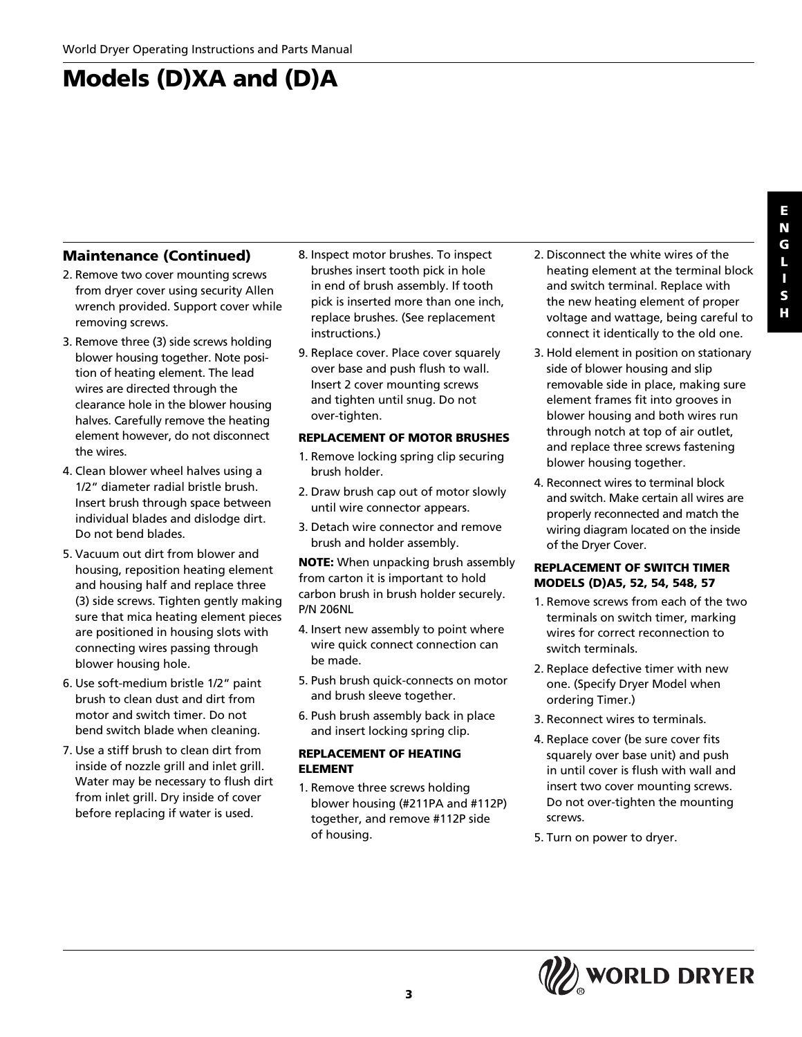# Models (D)XA and (D)A

## Maintenance (Continued)

2. Remove two cover mounting screws from dryer cover using security Allen wrench provided. Support cover while removing screws.
3. Remove three (3) side screws holding blower housing together. Note position of heating element. The lead wires are directed through the clearance hole in the blower housing halves. Carefully remove the heating element however, do not disconnect the wires.
4. Clean blower wheel halves using a 1/2" diameter radial bristle brush. Insert brush through space between individual blades and dislodge dirt. Do not bend blades.
5. Vacuum out dirt from blower and housing, reposition heating element and housing half and replace three (3) side screws. Tighten gently making sure that mica heating element pieces are positioned in housing slots with connecting wires passing through blower housing hole.
6. Use soft-medium bristle 1/2" paint brush to clean dust and dirt from motor and switch timer. Do not bend switch blade when cleaning.
7. Use a stiff brush to clean dirt from inside of nozzle grill and inlet grill. Water may be necessary to flush dirt from inlet grill. Dry inside of cover before replacing if water is used.
8. Inspect motor brushes. To inspect brushes insert tooth pick in hole in end of brush assembly. If tooth pick is inserted more than one inch, replace brushes. (See replacement instructions.)
9. Replace cover. Place cover squarely over base and push flush to wall. Insert 2 cover mounting screws and tighten until snug. Do not over-tighten.

**REPLACEMENT OF MOTOR BRUSHES**

1. Remove locking spring clip securing brush holder.
2. Draw brush cap out of motor slowly until wire connector appears.
3. Detach wire connector and remove brush and holder assembly.

**NOTE:** When unpacking brush assembly from carton it is important to hold carbon brush in brush holder securely. P/N 206NL

4. Insert new assembly to point where wire quick connect connection can be made.
5. Push brush quick-connects on motor and brush sleeve together.
6. Push brush assembly back in place and insert locking spring clip.

**REPLACEMENT OF HEATING ELEMENT**

1. Remove three screws holding blower housing (#211PA and #112P) together, and remove #112P side of housing.
2. Disconnect the white wires of the heating element at the terminal block and switch terminal. Replace with the new heating element of proper voltage and wattage, being careful to connect it identically to the old one.
3. Hold element in position on stationary side of blower housing and slip removable side in place, making sure element frames fit into grooves in blower housing and both wires run through notch at top of air outlet, and replace three screws fastening blower housing together.
4. Reconnect wires to terminal block and switch. Make certain all wires are properly reconnected and match the wiring diagram located on the inside of the Dryer Cover.

**REPLACEMENT OF SWITCH TIMER MODELS (D)A5, 52, 54, 548, 57**

1. Remove screws from each of the two terminals on switch timer, marking wires for correct reconnection to switch terminals.
2. Replace defective timer with new one. (Specify Dryer Model when ordering Timer.)
3. Reconnect wires to terminals.
4. Replace cover (be sure cover fits squarely over base unit) and push in until cover is flush with wall and insert two cover mounting screws. Do not over-tighten the mounting screws.
5. Turn on power to dryer.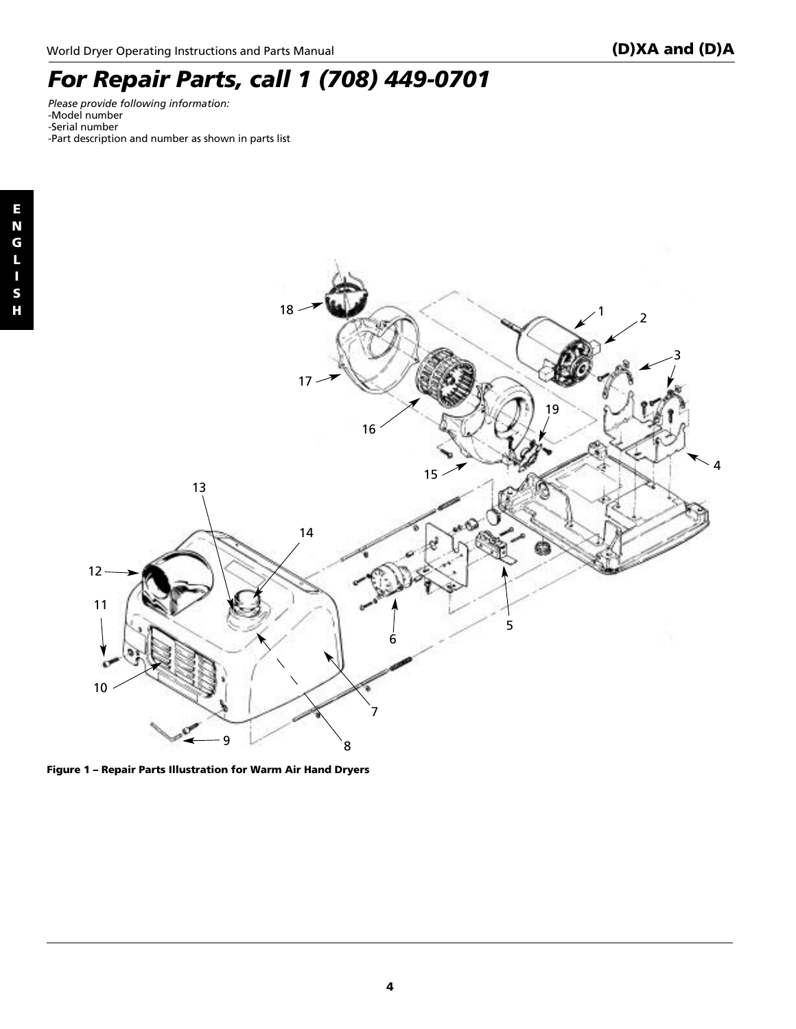# For Repair Parts, call 1 (708) 449-0701

*Please provide following information:*
- Model number
- Serial number
- Part description and number as shown in parts list

**Figure 1 – Repair Parts Illustration for Warm Air Hand Dryers**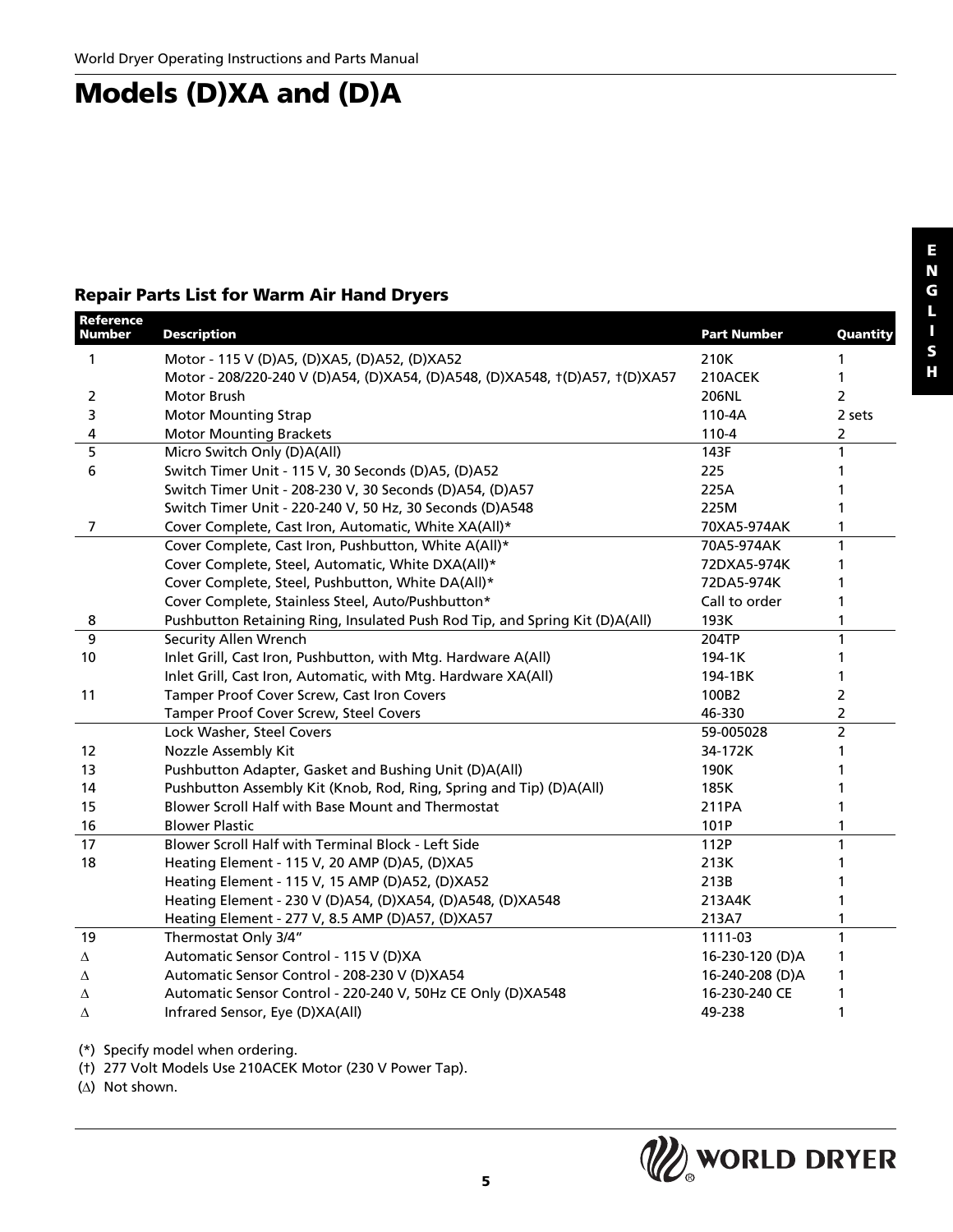# Models (D)XA and (D)A

### Repair Parts List for Warm Air Hand Dryers

| Reference Number | Description | Part Number | Quantity |
|---|---|---|---|
| 1 | Motor - 115 V (D)A5, (D)XA5, (D)A52, (D)XA52 | 210K | 1 |
| | Motor - 208/220-240 V (D)A54, (D)XA54, (D)A548, (D)XA548, †(D)A57, †(D)XA57 | 210ACEK | 1 |
| 2 | Motor Brush | 206NL | 2 |
| 3 | Motor Mounting Strap | 110-4A | 2 sets |
| 4 | Motor Mounting Brackets | 110-4 | 2 |
| 5 | Micro Switch Only (D)A(All) | 143F | 1 |
| 6 | Switch Timer Unit - 115 V, 30 Seconds (D)A5, (D)A52 | 225 | 1 |
| | Switch Timer Unit - 208-230 V, 30 Seconds (D)A54, (D)A57 | 225A | 1 |
| | Switch Timer Unit - 220-240 V, 50 Hz, 30 Seconds (D)A548 | 225M | 1 |
| 7 | Cover Complete, Cast Iron, Automatic, White XA(All)* | 70XA5-974AK | 1 |
| | Cover Complete, Cast Iron, Pushbutton, White A(All)* | 70A5-974AK | 1 |
| | Cover Complete, Steel, Automatic, White DXA(All)* | 72DXA5-974K | 1 |
| | Cover Complete, Steel, Pushbutton, White DA(All)* | 72DA5-974K | 1 |
| | Cover Complete, Stainless Steel, Auto/Pushbutton* | Call to order | 1 |
| 8 | Pushbutton Retaining Ring, Insulated Push Rod Tip, and Spring Kit (D)A(All) | 193K | 1 |
| 9 | Security Allen Wrench | 204TP | 1 |
| 10 | Inlet Grill, Cast Iron, Pushbutton, with Mtg. Hardware A(All) | 194-1K | 1 |
| | Inlet Grill, Cast Iron, Automatic, with Mtg. Hardware XA(All) | 194-1BK | 1 |
| 11 | Tamper Proof Cover Screw, Cast Iron Covers | 100B2 | 2 |
| | Tamper Proof Cover Screw, Steel Covers | 46-330 | 2 |
| | Lock Washer, Steel Covers | 59-005028 | 2 |
| 12 | Nozzle Assembly Kit | 34-172K | 1 |
| 13 | Pushbutton Adapter, Gasket and Bushing Unit (D)A(All) | 190K | 1 |
| 14 | Pushbutton Assembly Kit (Knob, Rod, Ring, Spring and Tip) (D)A(All) | 185K | 1 |
| 15 | Blower Scroll Half with Base Mount and Thermostat | 211PA | 1 |
| 16 | Blower Plastic | 101P | 1 |
| 17 | Blower Scroll Half with Terminal Block - Left Side | 112P | 1 |
| 18 | Heating Element - 115 V, 20 AMP (D)A5, (D)XA5 | 213K | 1 |
| | Heating Element - 115 V, 15 AMP (D)A52, (D)XA52 | 213B | 1 |
| | Heating Element - 230 V (D)A54, (D)XA54, (D)A548, (D)XA548 | 213A4K | 1 |
| | Heating Element - 277 V, 8.5 AMP (D)A57, (D)XA57 | 213A7 | 1 |
| 19 | Thermostat Only 3/4" | 1111-03 | 1 |
| Δ | Automatic Sensor Control - 115 V (D)XA | 16-230-120 (D)A | 1 |
| Δ | Automatic Sensor Control - 208-230 V (D)XA54 | 16-240-208 (D)A | 1 |
| Δ | Automatic Sensor Control - 220-240 V, 50Hz CE Only (D)XA548 | 16-230-240 CE | 1 |
| Δ | Infrared Sensor, Eye (D)XA(All) | 49-238 | 1 |

(*) Specify model when ordering.

(†) 277 Volt Models Use 210ACEK Motor (230 V Power Tap).

(Δ) Not shown.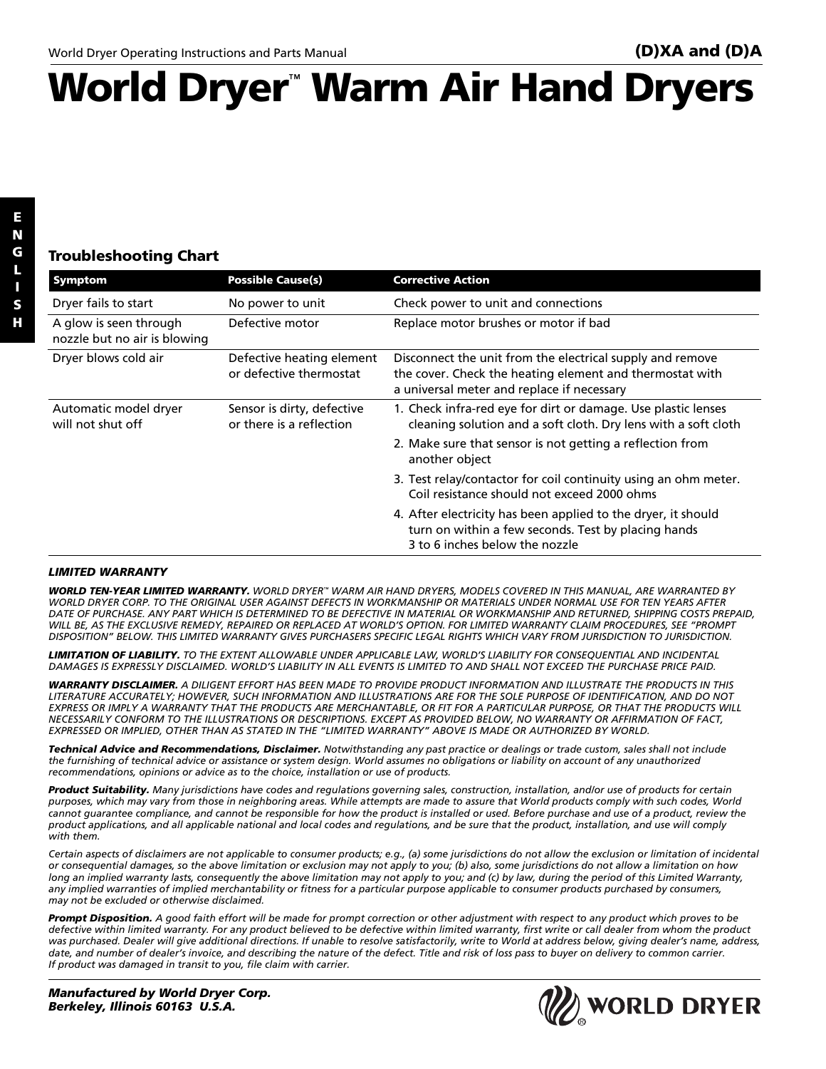# World Dryer™ Warm Air Hand Dryers

(D)XA and (D)A

ENGLISH

## Troubleshooting Chart

| Symptom | Possible Cause(s) | Corrective Action |
|---|---|---|
| Dryer fails to start | No power to unit | Check power to unit and connections |
| A glow is seen through nozzle but no air is blowing | Defective motor | Replace motor brushes or motor if bad |
| Dryer blows cold air | Defective heating element or defective thermostat | Disconnect the unit from the electrical supply and remove the cover. Check the heating element and thermostat with a universal meter and replace if necessary |
| Automatic model dryer will not shut off | Sensor is dirty, defective or there is a reflection | 1. Check infra-red eye for dirt or damage. Use plastic lenses cleaning solution and a soft cloth. Dry lens with a soft cloth<br>2. Make sure that sensor is not getting a reflection from another object<br>3. Test relay/contactor for coil continuity using an ohm meter. Coil resistance should not exceed 2000 ohms<br>4. After electricity has been applied to the dryer, it should turn on within a few seconds. Test by placing hands 3 to 6 inches below the nozzle |

***LIMITED WARRANTY***

***WORLD TEN-YEAR LIMITED WARRANTY.*** *WORLD DRYER™ WARM AIR HAND DRYERS, MODELS COVERED IN THIS MANUAL, ARE WARRANTED BY WORLD DRYER CORP. TO THE ORIGINAL USER AGAINST DEFECTS IN WORKMANSHIP OR MATERIALS UNDER NORMAL USE FOR TEN YEARS AFTER DATE OF PURCHASE. ANY PART WHICH IS DETERMINED TO BE DEFECTIVE IN MATERIAL OR WORKMANSHIP AND RETURNED, SHIPPING COSTS PREPAID, WILL BE, AS THE EXCLUSIVE REMEDY, REPAIRED OR REPLACED AT WORLD'S OPTION. FOR LIMITED WARRANTY CLAIM PROCEDURES, SEE "PROMPT DISPOSITION" BELOW. THIS LIMITED WARRANTY GIVES PURCHASERS SPECIFIC LEGAL RIGHTS WHICH VARY FROM JURISDICTION TO JURISDICTION.*

***LIMITATION OF LIABILITY.*** *TO THE EXTENT ALLOWABLE UNDER APPLICABLE LAW, WORLD'S LIABILITY FOR CONSEQUENTIAL AND INCIDENTAL DAMAGES IS EXPRESSLY DISCLAIMED. WORLD'S LIABILITY IN ALL EVENTS IS LIMITED TO AND SHALL NOT EXCEED THE PURCHASE PRICE PAID.*

***WARRANTY DISCLAIMER.*** *A DILIGENT EFFORT HAS BEEN MADE TO PROVIDE PRODUCT INFORMATION AND ILLUSTRATE THE PRODUCTS IN THIS LITERATURE ACCURATELY; HOWEVER, SUCH INFORMATION AND ILLUSTRATIONS ARE FOR THE SOLE PURPOSE OF IDENTIFICATION, AND DO NOT EXPRESS OR IMPLY A WARRANTY THAT THE PRODUCTS ARE MERCHANTABLE, OR FIT FOR A PARTICULAR PURPOSE, OR THAT THE PRODUCTS WILL NECESSARILY CONFORM TO THE ILLUSTRATIONS OR DESCRIPTIONS. EXCEPT AS PROVIDED BELOW, NO WARRANTY OR AFFIRMATION OF FACT, EXPRESSED OR IMPLIED, OTHER THAN AS STATED IN THE "LIMITED WARRANTY" ABOVE IS MADE OR AUTHORIZED BY WORLD.*

***Technical Advice and Recommendations, Disclaimer.*** *Notwithstanding any past practice or dealings or trade custom, sales shall not include the furnishing of technical advice or assistance or system design. World assumes no obligations or liability on account of any unauthorized recommendations, opinions or advice as to the choice, installation or use of products.*

***Product Suitability.*** *Many jurisdictions have codes and regulations governing sales, construction, installation, and/or use of products for certain purposes, which may vary from those in neighboring areas. While attempts are made to assure that World products comply with such codes, World cannot guarantee compliance, and cannot be responsible for how the product is installed or used. Before purchase and use of a product, review the product applications, and all applicable national and local codes and regulations, and be sure that the product, installation, and use will comply with them.*

*Certain aspects of disclaimers are not applicable to consumer products; e.g., (a) some jurisdictions do not allow the exclusion or limitation of incidental or consequential damages, so the above limitation or exclusion may not apply to you; (b) also, some jurisdictions do not allow a limitation on how long an implied warranty lasts, consequently the above limitation may not apply to you; and (c) by law, during the period of this Limited Warranty, any implied warranties of implied merchantability or fitness for a particular purpose applicable to consumer products purchased by consumers, may not be excluded or otherwise disclaimed.*

***Prompt Disposition.*** *A good faith effort will be made for prompt correction or other adjustment with respect to any product which proves to be defective within limited warranty. For any product believed to be defective within limited warranty, first write or call dealer from whom the product was purchased. Dealer will give additional directions. If unable to resolve satisfactorily, write to World at address below, giving dealer's name, address, date, and number of dealer's invoice, and describing the nature of the defect. Title and risk of loss pass to buyer on delivery to common carrier. If product was damaged in transit to you, file claim with carrier.*

***Manufactured by World Dryer Corp.***
***Berkeley, Illinois 60163 U.S.A.***

WORLD DRYER®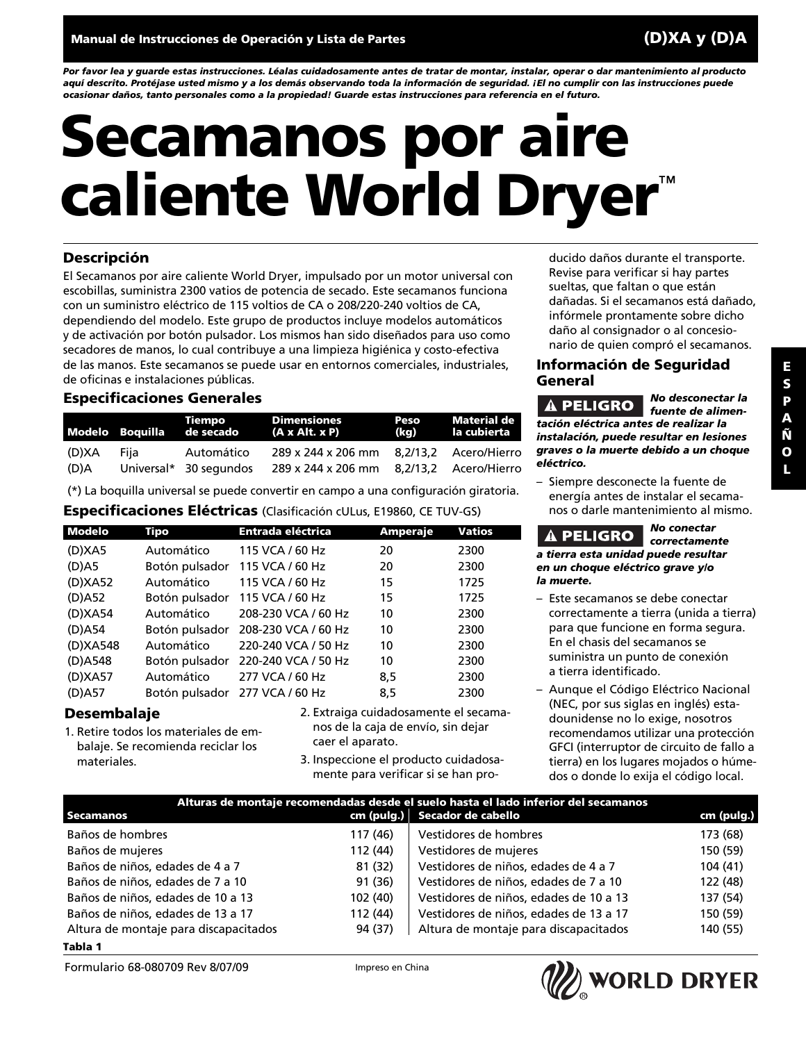Manual de Instrucciones de Operación y Lista de Partes **(D)XA y (D)A**

***Por favor lea y guarde estas instrucciones. Léalas cuidadosamente antes de tratar de montar, instalar, operar o dar mantenimiento al producto aquí descrito. Protéjase usted mismo y a los demás observando toda la información de seguridad. ¡El no cumplir con las instrucciones puede ocasionar daños, tanto personales como a la propiedad! Guarde estas instrucciones para referencia en el futuro.***

# Secamanos por aire caliente World Dryer™

## Descripción

El Secamanos por aire caliente World Dryer, impulsado por un motor universal con escobillas, suministra 2300 vatios de potencia de secado. Este secamanos funciona con un suministro eléctrico de 115 voltios de CA o 208/220-240 voltios de CA, dependiendo del modelo. Este grupo de productos incluye modelos automáticos y de activación por botón pulsador. Los mismos han sido diseñados para uso como secadores de manos, lo cual contribuye a una limpieza higiénica y costo-efectiva de las manos. Este secamanos se puede usar en entornos comerciales, industriales, de oficinas e instalaciones públicas.

## Especificaciones Generales

| Modelo | Boquilla | Tiempo de secado | Dimensiones (A x Alt. x P) | Peso (kg) | Material de la cubierta |
|---|---|---|---|---|---|
| (D)XA | Fija | Automático | 289 x 244 x 206 mm | 8,2/13,2 | Acero/Hierro |
| (D)A | Universal* | 30 segundos | 289 x 244 x 206 mm | 8,2/13,2 | Acero/Hierro |

(*) La boquilla universal se puede convertir en campo a una configuración giratoria.

## Especificaciones Eléctricas (Clasificación cULus, E19860, CE TUV-GS)

| Modelo | Tipo | Entrada eléctrica | Amperaje | Vatios |
|---|---|---|---|---|
| (D)XA5 | Automático | 115 VCA / 60 Hz | 20 | 2300 |
| (D)A5 | Botón pulsador | 115 VCA / 60 Hz | 20 | 2300 |
| (D)XA52 | Automático | 115 VCA / 60 Hz | 15 | 1725 |
| (D)A52 | Botón pulsador | 115 VCA / 60 Hz | 15 | 1725 |
| (D)XA54 | Automático | 208-230 VCA / 60 Hz | 10 | 2300 |
| (D)A54 | Botón pulsador | 208-230 VCA / 60 Hz | 10 | 2300 |
| (D)XA548 | Automático | 220-240 VCA / 50 Hz | 10 | 2300 |
| (D)A548 | Botón pulsador | 220-240 VCA / 50 Hz | 10 | 2300 |
| (D)XA57 | Automático | 277 VCA / 60 Hz | 8,5 | 2300 |
| (D)A57 | Botón pulsador | 277 VCA / 60 Hz | 8,5 | 2300 |

## Desembalaje

1. Retire todos los materiales de embalaje. Se recomienda reciclar los materiales.
2. Extraiga cuidadosamente el secamanos de la caja de envío, sin dejar caer el aparato.
3. Inspeccione el producto cuidadosamente para verificar si se han producido daños durante el transporte. Revise para verificar si hay partes sueltas, que faltan o que están dañadas. Si el secamanos está dañado, infórmele prontamente sobre dicho daño al consignador o al concesionario de quien compró el secamanos.

## Información de Seguridad General

**⚠ PELIGRO** ***No desconectar la fuente de alimentación eléctrica antes de realizar la instalación, puede resultar en lesiones graves o la muerte debido a un choque eléctrico.***

– Siempre desconecte la fuente de energía antes de instalar el secamanos o darle mantenimiento al mismo.

**⚠ PELIGRO** ***No conectar correctamente a tierra esta unidad puede resultar en un choque eléctrico grave y/o la muerte.***

– Este secamanos se debe conectar correctamente a tierra (unida a tierra) para que funcione en forma segura. En el chasis del secamanos se suministra un punto de conexión a tierra identificado.

– Aunque el Código Eléctrico Nacional (NEC, por sus siglas en inglés) estadounidense no lo exige, nosotros recomendamos utilizar una protección GFCI (interruptor de circuito de fallo a tierra) en los lugares mojados o húmedos o donde lo exija el código local.

| Alturas de montaje recomendadas desde el suelo hasta el lado inferior del secamanos | | | |
|---|---|---|---|
| **Secamanos** | **cm (pulg.)** | **Secador de cabello** | **cm (pulg.)** |
| Baños de hombres | 117 (46) | Vestidores de hombres | 173 (68) |
| Baños de mujeres | 112 (44) | Vestidores de mujeres | 150 (59) |
| Baños de niños, edades de 4 a 7 | 81 (32) | Vestidores de niños, edades de 4 a 7 | 104 (41) |
| Baños de niños, edades de 7 a 10 | 91 (36) | Vestidores de niños, edades de 7 a 10 | 122 (48) |
| Baños de niños, edades de 10 a 13 | 102 (40) | Vestidores de niños, edades de 10 a 13 | 137 (54) |
| Baños de niños, edades de 13 a 17 | 112 (44) | Vestidores de niños, edades de 13 a 17 | 150 (59) |
| Altura de montaje para discapacitados | 94 (37) | Altura de montaje para discapacitados | 140 (55) |

**Tabla 1**

Formulario 68-080709 Rev 8/07/09 Impreso en China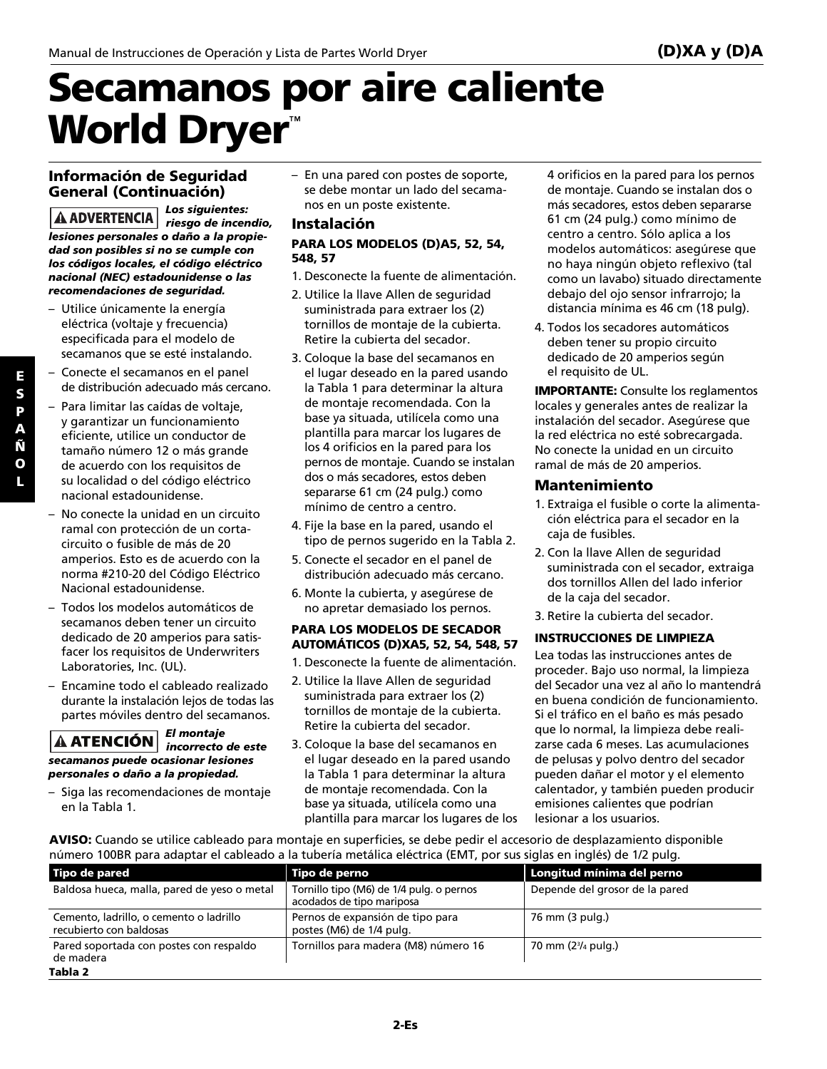# Secamanos por aire caliente World Dryer™

## Información de Seguridad General (Continuación)

**⚠ ADVERTENCIA** ***Los siguientes: riesgo de incendio, lesiones personales o daño a la propiedad son posibles si no se cumple con los códigos locales, el código eléctrico nacional (NEC) estadounidense o las recomendaciones de seguridad.***

- Utilice únicamente la energía eléctrica (voltaje y frecuencia) especificada para el modelo de secamanos que se esté instalando.
- Conecte el secamanos en el panel de distribución adecuado más cercano.
- Para limitar las caídas de voltaje, y garantizar un funcionamiento eficiente, utilice un conductor de tamaño número 12 o más grande de acuerdo con los requisitos de su localidad o del código eléctrico nacional estadounidense.
- No conecte la unidad en un circuito ramal con protección de un cortacircuito o fusible de más de 20 amperios. Esto es de acuerdo con la norma #210-20 del Código Eléctrico Nacional estadounidense.
- Todos los modelos automáticos de secamanos deben tener un circuito dedicado de 20 amperios para satisfacer los requisitos de Underwriters Laboratories, Inc. (UL).
- Encamine todo el cableado realizado durante la instalación lejos de todas las partes móviles dentro del secamanos.

**⚠ ATENCIÓN** ***El montaje incorrecto de este secamanos puede ocasionar lesiones personales o daño a la propiedad.***

- Siga las recomendaciones de montaje en la Tabla 1.
- En una pared con postes de soporte, se debe montar un lado del secamanos en un poste existente.

## Instalación

### PARA LOS MODELOS (D)A5, 52, 54, 548, 57

1. Desconecte la fuente de alimentación.
2. Utilice la llave Allen de seguridad suministrada para extraer los (2) tornillos de montaje de la cubierta. Retire la cubierta del secador.
3. Coloque la base del secamanos en el lugar deseado en la pared usando la Tabla 1 para determinar la altura de montaje recomendada. Con la base ya situada, utilícela como una plantilla para marcar los lugares de los 4 orificios en la pared para los pernos de montaje. Cuando se instalan dos o más secadores, estos deben separarse 61 cm (24 pulg.) como mínimo de centro a centro.
4. Fije la base en la pared, usando el tipo de pernos sugerido en la Tabla 2.
5. Conecte el secador en el panel de distribución adecuado más cercano.
6. Monte la cubierta, y asegúrese de no apretar demasiado los pernos.

### PARA LOS MODELOS DE SECADOR AUTOMÁTICOS (D)XA5, 52, 54, 548, 57

1. Desconecte la fuente de alimentación.
2. Utilice la llave Allen de seguridad suministrada para extraer los (2) tornillos de montaje de la cubierta. Retire la cubierta del secador.
3. Coloque la base del secamanos en el lugar deseado en la pared usando la Tabla 1 para determinar la altura de montaje recomendada. Con la base ya situada, utilícela como una plantilla para marcar los lugares de los 4 orificios en la pared para los pernos de montaje. Cuando se instalan dos o más secadores, estos deben separarse 61 cm (24 pulg.) como mínimo de centro a centro. Sólo aplica a los modelos automáticos: asegúrese que no haya ningún objeto reflexivo (tal como un lavabo) situado directamente debajo del ojo sensor infrarrojo; la distancia mínima es 46 cm (18 pulg).
4. Todos los secadores automáticos deben tener su propio circuito dedicado de 20 amperios según el requisito de UL.

**IMPORTANTE:** Consulte los reglamentos locales y generales antes de realizar la instalación del secador. Asegúrese que la red eléctrica no esté sobrecargada. No conecte la unidad en un circuito ramal de más de 20 amperios.

## Mantenimiento

1. Extraiga el fusible o corte la alimentación eléctrica para el secador en la caja de fusibles.
2. Con la llave Allen de seguridad suministrada con el secador, extraiga dos tornillos Allen del lado inferior de la caja del secador.
3. Retire la cubierta del secador.

### INSTRUCCIONES DE LIMPIEZA

Lea todas las instrucciones antes de proceder. Bajo uso normal, la limpieza del Secador una vez al año lo mantendrá en buena condición de funcionamiento. Si el tráfico en el baño es más pesado que lo normal, la limpieza debe realizarse cada 6 meses. Las acumulaciones de pelusas y polvo dentro del secador pueden dañar el motor y el elemento calentador, y también pueden producir emisiones calientes que podrían lesionar a los usuarios.

**AVISO:** Cuando se utilice cableado para montaje en superficies, se debe pedir el accesorio de desplazamiento disponible número 100BR para adaptar el cableado a la tubería metálica eléctrica (EMT, por sus siglas en inglés) de 1/2 pulg.

| Tipo de pared | Tipo de perno | Longitud mínima del perno |
|---|---|---|
| Baldosa hueca, malla, pared de yeso o metal | Tornillo tipo (M6) de 1/4 pulg. o pernos acodados de tipo mariposa | Depende del grosor de la pared |
| Cemento, ladrillo, o cemento o ladrillo recubierto con baldosas | Pernos de expansión de tipo para postes (M6) de 1/4 pulg. | 76 mm (3 pulg.) |
| Pared soportada con postes con respaldo de madera | Tornillos para madera (M8) número 16 | 70 mm (2¾ pulg.) |

**Tabla 2**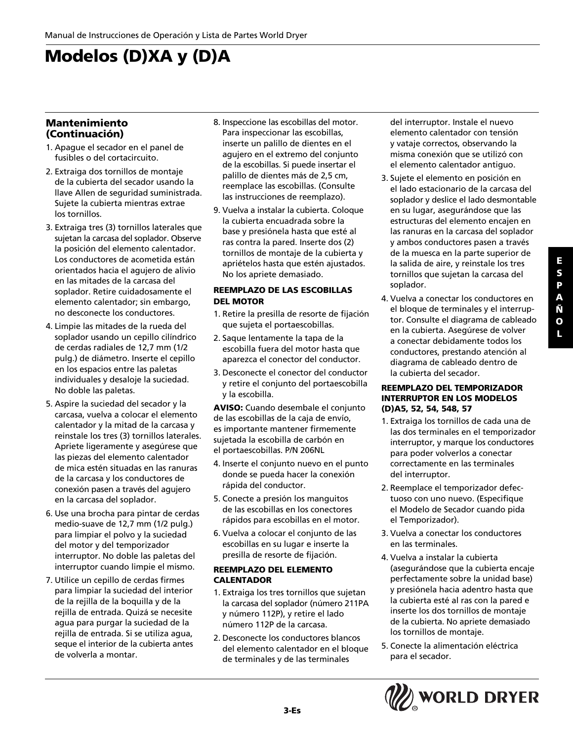# Modelos (D)XA y (D)A

## Mantenimiento (Continuación)

1. Apague el secador en el panel de fusibles o del cortacircuito.
2. Extraiga dos tornillos de montaje de la cubierta del secador usando la llave Allen de seguridad suministrada. Sujete la cubierta mientras extrae los tornillos.
3. Extraiga tres (3) tornillos laterales que sujetan la carcasa del soplador. Observe la posición del elemento calentador. Los conductores de acometida están orientados hacia el agujero de alivio en las mitades de la carcasa del soplador. Retire cuidadosamente el elemento calentador; sin embargo, no desconecte los conductores.
4. Limpie las mitades de la rueda del soplador usando un cepillo cilíndrico de cerdas radiales de 12,7 mm (1/2 pulg.) de diámetro. Inserte el cepillo en los espacios entre las paletas individuales y desaloje la suciedad. No doble las paletas.
5. Aspire la suciedad del secador y la carcasa, vuelva a colocar el elemento calentador y la mitad de la carcasa y reinstale los tres (3) tornillos laterales. Apriete ligeramente y asegúrese que las piezas del elemento calentador de mica estén situadas en las ranuras de la carcasa y los conductores de conexión pasen a través del agujero en la carcasa del soplador.
6. Use una brocha para pintar de cerdas medio-suave de 12,7 mm (1/2 pulg.) para limpiar el polvo y la suciedad del motor y del temporizador interruptor. No doble las paletas del interruptor cuando limpie el mismo.
7. Utilice un cepillo de cerdas firmes para limpiar la suciedad del interior de la rejilla de la boquilla y de la rejilla de entrada. Quizá se necesite agua para purgar la suciedad de la rejilla de entrada. Si se utiliza agua, seque el interior de la cubierta antes de volverla a montar.
8. Inspeccione las escobillas del motor. Para inspeccionar las escobillas, inserte un palillo de dientes en el agujero en el extremo del conjunto de la escobillas. Si puede insertar el palillo de dientes más de 2,5 cm, reemplace las escobillas. (Consulte las instrucciones de reemplazo).
9. Vuelva a instalar la cubierta. Coloque la cubierta encuadrada sobre la base y presiónela hasta que esté al ras contra la pared. Inserte dos (2) tornillos de montaje de la cubierta y apriételos hasta que estén ajustados. No los apriete demasiado.

### REEMPLAZO DE LAS ESCOBILLAS DEL MOTOR

1. Retire la presilla de resorte de fijación que sujeta el portaescobillas.
2. Saque lentamente la tapa de la escobilla fuera del motor hasta que aparezca el conector del conductor.
3. Desconecte el conector del conductor y retire el conjunto del portaescobilla y la escobilla.

**AVISO:** Cuando desembale el conjunto de las escobillas de la caja de envío, es importante mantener firmemente sujetada la escobilla de carbón en el portaescobillas. P/N 206NL

4. Inserte el conjunto nuevo en el punto donde se pueda hacer la conexión rápida del conductor.
5. Conecte a presión los manguitos de las escobillas en los conectores rápidos para escobillas en el motor.
6. Vuelva a colocar el conjunto de las escobillas en su lugar e inserte la presilla de resorte de fijación.

### REEMPLAZO DEL ELEMENTO CALENTADOR

1. Extraiga los tres tornillos que sujetan la carcasa del soplador (número 211PA y número 112P), y retire el lado número 112P de la carcasa.
2. Desconecte los conductores blancos del elemento calentador en el bloque de terminales y de las terminales del interruptor. Instale el nuevo elemento calentador con tensión y vataje correctos, observando la misma conexión que se utilizó con el elemento calentador antiguo.
3. Sujete el elemento en posición en el lado estacionario de la carcasa del soplador y deslice el lado desmontable en su lugar, asegurándose que las estructuras del elemento encajen en las ranuras en la carcasa del soplador y ambos conductores pasen a través de la muesca en la parte superior de la salida de aire, y reinstale los tres tornillos que sujetan la carcasa del soplador.
4. Vuelva a conectar los conductores en el bloque de terminales y el interruptor. Consulte el diagrama de cableado en la cubierta. Asegúrese de volver a conectar debidamente todos los conductores, prestando atención al diagrama de cableado dentro de la cubierta del secador.

### REEMPLAZO DEL TEMPORIZADOR INTERRUPTOR EN LOS MODELOS (D)A5, 52, 54, 548, 57

1. Extraiga los tornillos de cada una de las dos terminales en el temporizador interruptor, y marque los conductores para poder volverlos a conectar correctamente en las terminales del interruptor.
2. Reemplace el temporizador defectuoso con uno nuevo. (Especifique el Modelo de Secador cuando pida el Temporizador).
3. Vuelva a conectar los conductores en las terminales.
4. Vuelva a instalar la cubierta (asegurándose que la cubierta encaje perfectamente sobre la unidad base) y presiónela hacia adentro hasta que la cubierta esté al ras con la pared e inserte los dos tornillos de montaje de la cubierta. No apriete demasiado los tornillos de montaje.
5. Conecte la alimentación eléctrica para el secador.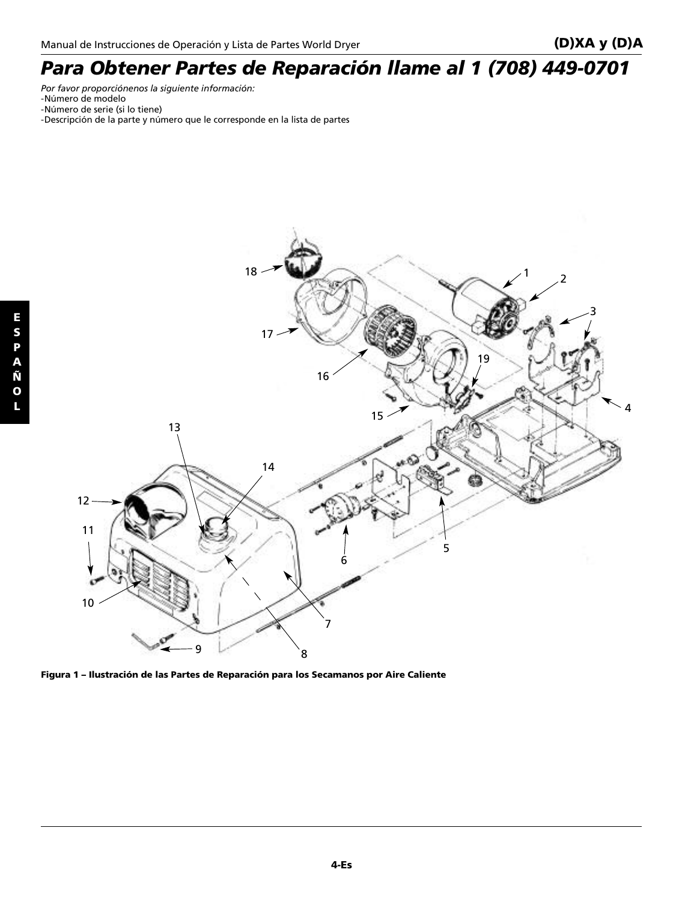# Para Obtener Partes de Reparación llame al 1 (708) 449-0701

*Por favor proporciónenos la siguiente información:*
- Número de modelo
- Número de serie (si lo tiene)
- Descripción de la parte y número que le corresponde en la lista de partes

**Figura 1 – Ilustración de las Partes de Reparación para los Secamanos por Aire Caliente**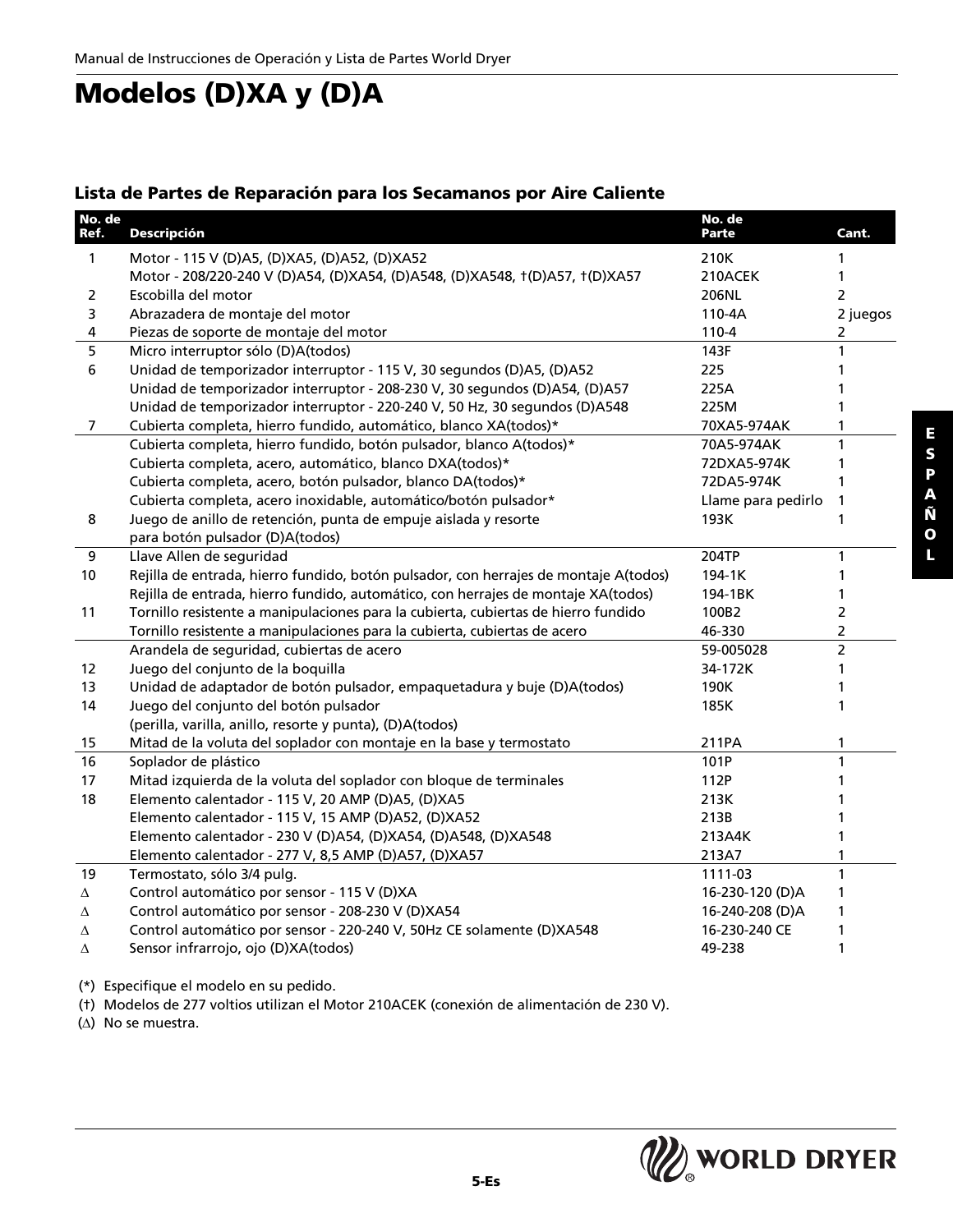# Modelos (D)XA y (D)A

## Lista de Partes de Reparación para los Secamanos por Aire Caliente

| No. de Ref. | Descripción | No. de Parte | Cant. |
|---|---|---|---|
| 1 | Motor - 115 V (D)A5, (D)XA5, (D)A52, (D)XA52 | 210K | 1 |
| | Motor - 208/220-240 V (D)A54, (D)XA54, (D)A548, (D)XA548, †(D)A57, †(D)XA57 | 210ACEK | 1 |
| 2 | Escobilla del motor | 206NL | 2 |
| 3 | Abrazadera de montaje del motor | 110-4A | 2 juegos |
| 4 | Piezas de soporte de montaje del motor | 110-4 | 2 |
| 5 | Micro interruptor sólo (D)A(todos) | 143F | 1 |
| 6 | Unidad de temporizador interruptor - 115 V, 30 segundos (D)A5, (D)A52 | 225 | 1 |
| | Unidad de temporizador interruptor - 208-230 V, 30 segundos (D)A54, (D)A57 | 225A | 1 |
| | Unidad de temporizador interruptor - 220-240 V, 50 Hz, 30 segundos (D)A548 | 225M | 1 |
| 7 | Cubierta completa, hierro fundido, automático, blanco XA(todos)* | 70XA5-974AK | 1 |
| | Cubierta completa, hierro fundido, botón pulsador, blanco A(todos)* | 70A5-974AK | 1 |
| | Cubierta completa, acero, automático, blanco DXA(todos)* | 72DXA5-974K | 1 |
| | Cubierta completa, acero, botón pulsador, blanco DA(todos)* | 72DA5-974K | 1 |
| | Cubierta completa, acero inoxidable, automático/botón pulsador* | Llame para pedirlo | 1 |
| 8 | Juego de anillo de retención, punta de empuje aislada y resorte para botón pulsador (D)A(todos) | 193K | 1 |
| 9 | Llave Allen de seguridad | 204TP | 1 |
| 10 | Rejilla de entrada, hierro fundido, botón pulsador, con herrajes de montaje A(todos) | 194-1K | 1 |
| | Rejilla de entrada, hierro fundido, automático, con herrajes de montaje XA(todos) | 194-1BK | 1 |
| 11 | Tornillo resistente a manipulaciones para la cubierta, cubiertas de hierro fundido | 100B2 | 2 |
| | Tornillo resistente a manipulaciones para la cubierta, cubiertas de acero | 46-330 | 2 |
| | Arandela de seguridad, cubiertas de acero | 59-005028 | 2 |
| 12 | Juego del conjunto de la boquilla | 34-172K | 1 |
| 13 | Unidad de adaptador de botón pulsador, empaquetadura y buje (D)A(todos) | 190K | 1 |
| 14 | Juego del conjunto del botón pulsador (perilla, varilla, anillo, resorte y punta), (D)A(todos) | 185K | 1 |
| 15 | Mitad de la voluta del soplador con montaje en la base y termostato | 211PA | 1 |
| 16 | Soplador de plástico | 101P | 1 |
| 17 | Mitad izquierda de la voluta del soplador con bloque de terminales | 112P | 1 |
| 18 | Elemento calentador - 115 V, 20 AMP (D)A5, (D)XA5 | 213K | 1 |
| | Elemento calentador - 115 V, 15 AMP (D)A52, (D)XA52 | 213B | 1 |
| | Elemento calentador - 230 V (D)A54, (D)XA54, (D)A548, (D)XA548 | 213A4K | 1 |
| | Elemento calentador - 277 V, 8,5 AMP (D)A57, (D)XA57 | 213A7 | 1 |
| 19 | Termostato, sólo 3/4 pulg. | 1111-03 | 1 |
| ∆ | Control automático por sensor - 115 V (D)XA | 16-230-120 (D)A | 1 |
| ∆ | Control automático por sensor - 208-230 V (D)XA54 | 16-240-208 (D)A | 1 |
| ∆ | Control automático por sensor - 220-240 V, 50Hz CE solamente (D)XA548 | 16-230-240 CE | 1 |
| ∆ | Sensor infrarrojo, ojo (D)XA(todos) | 49-238 | 1 |

(*) Especifique el modelo en su pedido.

(†) Modelos de 277 voltios utilizan el Motor 210ACEK (conexión de alimentación de 230 V).

(∆) No se muestra.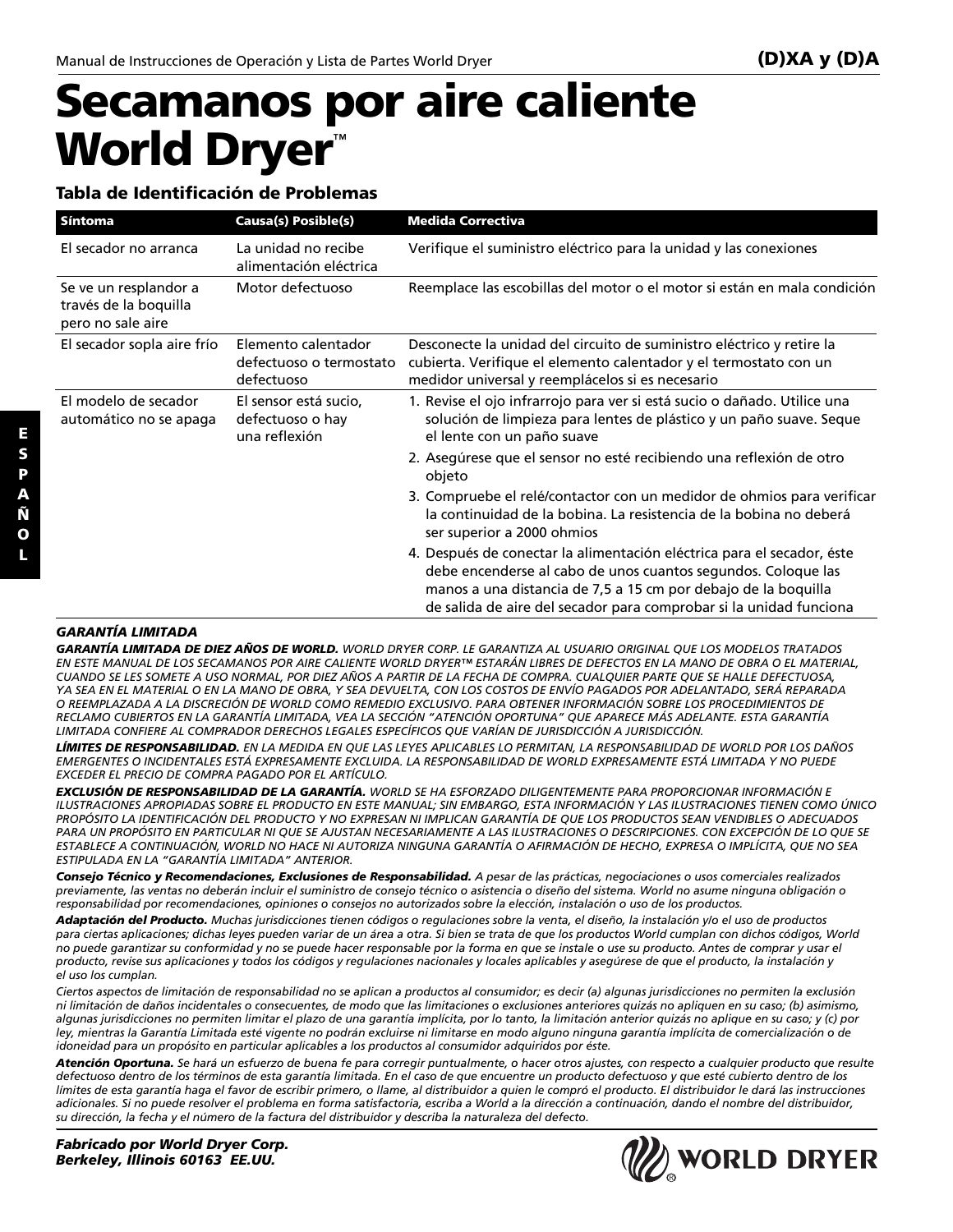# Secamanos por aire caliente World Dryer™

### Tabla de Identificación de Problemas

| Síntoma | Causa(s) Posible(s) | Medida Correctiva |
|---|---|---|
| El secador no arranca | La unidad no recibe alimentación eléctrica | Verifique el suministro eléctrico para la unidad y las conexiones |
| Se ve un resplandor a través de la boquilla pero no sale aire | Motor defectuoso | Reemplace las escobillas del motor o el motor si están en mala condición |
| El secador sopla aire frío | Elemento calentador defectuoso o termostato defectuoso | Desconecte la unidad del circuito de suministro eléctrico y retire la cubierta. Verifique el elemento calentador y el termostato con un medidor universal y reemplácelos si es necesario |
| El modelo de secador automático no se apaga | El sensor está sucio, defectuoso o hay una reflexión | 1. Revise el ojo infrarrojo para ver si está sucio o dañado. Utilice una solución de limpieza para lentes de plástico y un paño suave. Seque el lente con un paño suave<br>2. Asegúrese que el sensor no esté recibiendo una reflexión de otro objeto<br>3. Compruebe el relé/contactor con un medidor de ohmios para verificar la continuidad de la bobina. La resistencia de la bobina no deberá ser superior a 2000 ohmios<br>4. Después de conectar la alimentación eléctrica para el secador, éste debe encenderse al cabo de unos cuantos segundos. Coloque las manos a una distancia de 7,5 a 15 cm por debajo de la boquilla de salida de aire del secador para comprobar si la unidad funciona |

***GARANTÍA LIMITADA***

***GARANTÍA LIMITADA DE DIEZ AÑOS DE WORLD.*** *WORLD DRYER CORP. LE GARANTIZA AL USUARIO ORIGINAL QUE LOS MODELOS TRATADOS EN ESTE MANUAL DE LOS SECAMANOS POR AIRE CALIENTE WORLD DRYER™ ESTARÁN LIBRES DE DEFECTOS EN LA MANO DE OBRA O EL MATERIAL, CUANDO SE LES SOMETE A USO NORMAL, POR DIEZ AÑOS A PARTIR DE LA FECHA DE COMPRA. CUALQUIER PARTE QUE SE HALLE DEFECTUOSA, YA SEA EN EL MATERIAL O EN LA MANO DE OBRA, Y SEA DEVUELTA, CON LOS COSTOS DE ENVÍO PAGADOS POR ADELANTADO, SERÁ REPARADA O REEMPLAZADA A LA DISCRECIÓN DE WORLD COMO REMEDIO EXCLUSIVO. PARA OBTENER INFORMACIÓN SOBRE LOS PROCEDIMIENTOS DE RECLAMO CUBIERTOS EN LA GARANTÍA LIMITADA, VEA LA SECCIÓN "ATENCIÓN OPORTUNA" QUE APARECE MÁS ADELANTE. ESTA GARANTÍA LIMITADA CONFIERE AL COMPRADOR DERECHOS LEGALES ESPECÍFICOS QUE VARÍAN DE JURISDICCIÓN A JURISDICCIÓN.*

***LÍMITES DE RESPONSABILIDAD.*** *EN LA MEDIDA EN QUE LAS LEYES APLICABLES LO PERMITAN, LA RESPONSABILIDAD DE WORLD POR LOS DAÑOS EMERGENTES O INCIDENTALES ESTÁ EXPRESAMENTE EXCLUIDA. LA RESPONSABILIDAD DE WORLD EXPRESAMENTE ESTÁ LIMITADA Y NO PUEDE EXCEDER EL PRECIO DE COMPRA PAGADO POR EL ARTÍCULO.*

***EXCLUSIÓN DE RESPONSABILIDAD DE LA GARANTÍA.*** *WORLD SE HA ESFORZADO DILIGENTEMENTE PARA PROPORCIONAR INFORMACIÓN E ILUSTRACIONES APROPIADAS SOBRE EL PRODUCTO EN ESTE MANUAL; SIN EMBARGO, ESTA INFORMACIÓN Y LAS ILUSTRACIONES TIENEN COMO ÚNICO PROPÓSITO LA IDENTIFICACIÓN DEL PRODUCTO Y NO EXPRESAN NI IMPLICAN GARANTÍA DE QUE LOS PRODUCTOS SEAN VENDIBLES O ADECUADOS PARA UN PROPÓSITO EN PARTICULAR NI QUE SE AJUSTAN NECESARIAMENTE A LAS ILUSTRACIONES O DESCRIPCIONES. CON EXCEPCIÓN DE LO QUE SE ESTABLECE A CONTINUACIÓN, WORLD NO HACE NI AUTORIZA NINGUNA GARANTÍA O AFIRMACIÓN DE HECHO, EXPRESA O IMPLÍCITA, QUE NO SEA ESTIPULADA EN LA "GARANTÍA LIMITADA" ANTERIOR.*

***Consejo Técnico y Recomendaciones, Exclusiones de Responsabilidad.*** *A pesar de las prácticas, negociaciones o usos comerciales realizados previamente, las ventas no deberán incluir el suministro de consejo técnico o asistencia o diseño del sistema. World no asume ninguna obligación o responsabilidad por recomendaciones, opiniones o consejos no autorizados sobre la elección, instalación o uso de los productos.*

***Adaptación del Producto.*** *Muchas jurisdicciones tienen códigos o regulaciones sobre la venta, el diseño, la instalación y/o el uso de productos para ciertas aplicaciones; dichas leyes pueden variar de un área a otra. Si bien se trata de que los productos World cumplan con dichos códigos, World no puede garantizar su conformidad y no se puede hacer responsable por la forma en que se instale o use su producto. Antes de comprar y usar el producto, revise sus aplicaciones y todos los códigos y regulaciones nacionales y locales aplicables y asegúrese de que el producto, la instalación y el uso los cumplan.*

*Ciertos aspectos de limitación de responsabilidad no se aplican a productos al consumidor; es decir (a) algunas jurisdicciones no permiten la exclusión ni limitación de daños incidentales o consecuentes, de modo que las limitaciones o exclusiones anteriores quizás no apliquen en su caso; (b) asimismo, algunas jurisdicciones no permiten limitar el plazo de una garantía implícita, por lo tanto, la limitación anterior quizás no aplique en su caso; y (c) por ley, mientras la Garantía Limitada esté vigente no podrán excluirse ni limitarse en modo alguno ninguna garantía implícita de comercialización o de idoneidad para un propósito en particular aplicables a los productos al consumidor adquiridos por éste.*

***Atención Oportuna.*** *Se hará un esfuerzo de buena fe para corregir puntualmente, o hacer otros ajustes, con respecto a cualquier producto que resulte defectuoso dentro de los términos de esta garantía limitada. En el caso de que encuentre un producto defectuoso y que esté cubierto dentro de los límites de esta garantía haga el favor de escribir primero, o llame, al distribuidor a quien le compró el producto. El distribuidor le dará las instrucciones adicionales. Si no puede resolver el problema en forma satisfactoria, escriba a World a la dirección a continuación, dando el nombre del distribuidor, su dirección, la fecha y el número de la factura del distribuidor y describa la naturaleza del defecto.*

***Fabricado por World Dryer Corp.***
***Berkeley, Illinois 60163 EE.UU.***

WORLD DRYER®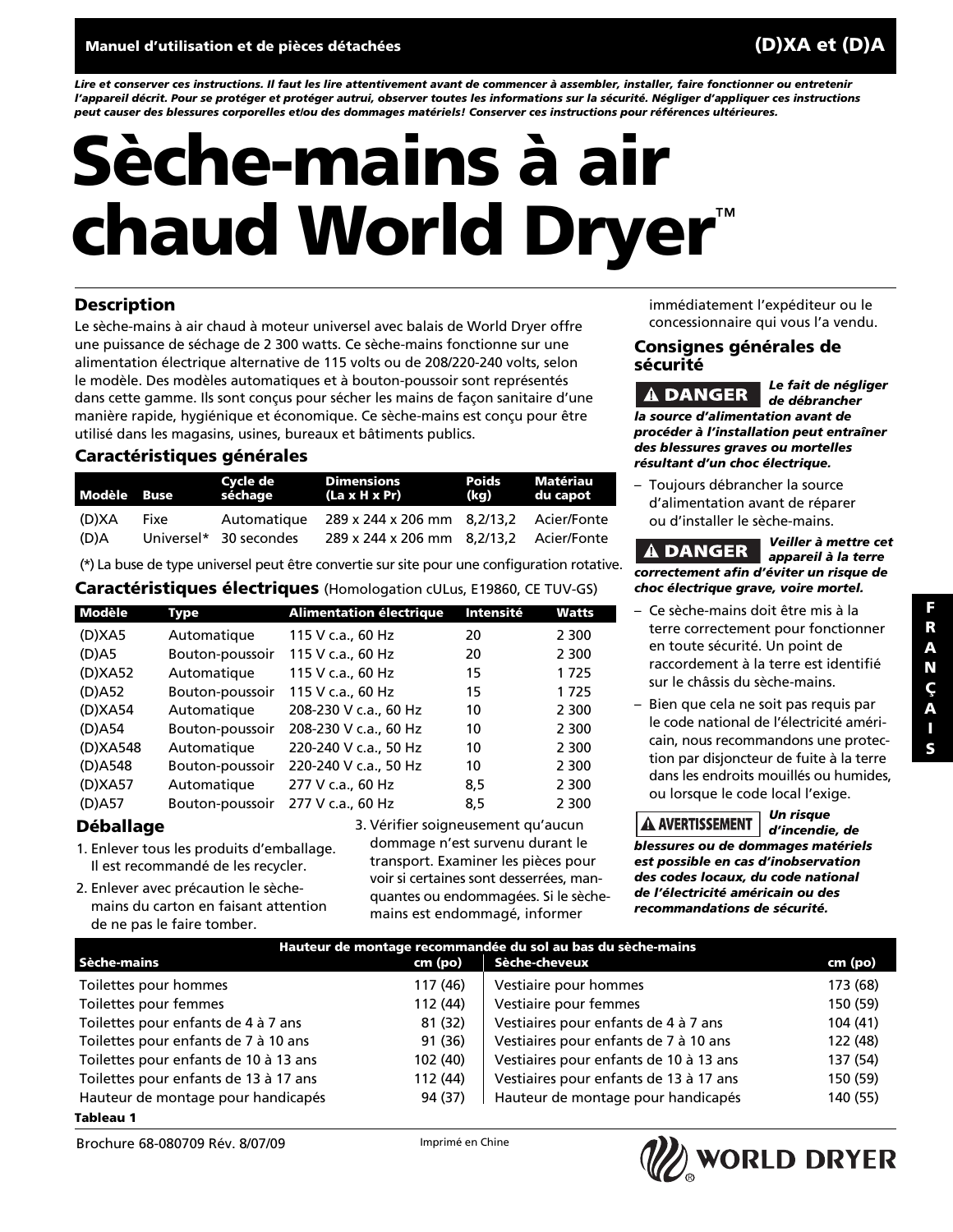**Manuel d'utilisation et de pièces détachées** **(D)XA et (D)A**

***Lire et conserver ces instructions. Il faut les lire attentivement avant de commencer à assembler, installer, faire fonctionner ou entretenir l'appareil décrit. Pour se protéger et protéger autrui, observer toutes les informations sur la sécurité. Négliger d'appliquer ces instructions peut causer des blessures corporelles et/ou des dommages matériels! Conserver ces instructions pour références ultérieures.***

# Sèche-mains à air chaud World Dryer™

## Description

Le sèche-mains à air chaud à moteur universel avec balais de World Dryer offre une puissance de séchage de 2 300 watts. Ce sèche-mains fonctionne sur une alimentation électrique alternative de 115 volts ou de 208/220-240 volts, selon le modèle. Des modèles automatiques et à bouton-poussoir sont représentés dans cette gamme. Ils sont conçus pour sécher les mains de façon sanitaire d'une manière rapide, hygiénique et économique. Ce sèche-mains est conçu pour être utilisé dans les magasins, usines, bureaux et bâtiments publics.

## Caractéristiques générales

| Modèle | Buse | Cycle de séchage | Dimensions (La x H x Pr) | Poids (kg) | Matériau du capot |
|---|---|---|---|---|---|
| (D)XA | Fixe | Automatique | 289 x 244 x 206 mm | 8,2/13,2 | Acier/Fonte |
| (D)A | Universel* | 30 secondes | 289 x 244 x 206 mm | 8,2/13,2 | Acier/Fonte |

(*) La buse de type universel peut être convertie sur site pour une configuration rotative.

## Caractéristiques électriques (Homologation cULus, E19860, CE TUV-GS)

| Modèle | Type | Alimentation électrique | Intensité | Watts |
|---|---|---|---|---|
| (D)XA5 | Automatique | 115 V c.a., 60 Hz | 20 | 2 300 |
| (D)A5 | Bouton-poussoir | 115 V c.a., 60 Hz | 20 | 2 300 |
| (D)XA52 | Automatique | 115 V c.a., 60 Hz | 15 | 1 725 |
| (D)A52 | Bouton-poussoir | 115 V c.a., 60 Hz | 15 | 1 725 |
| (D)XA54 | Automatique | 208-230 V c.a., 60 Hz | 10 | 2 300 |
| (D)A54 | Bouton-poussoir | 208-230 V c.a., 60 Hz | 10 | 2 300 |
| (D)XA548 | Automatique | 220-240 V c.a., 50 Hz | 10 | 2 300 |
| (D)A548 | Bouton-poussoir | 220-240 V c.a., 50 Hz | 10 | 2 300 |
| (D)XA57 | Automatique | 277 V c.a., 60 Hz | 8,5 | 2 300 |
| (D)A57 | Bouton-poussoir | 277 V c.a., 60 Hz | 8,5 | 2 300 |

## Déballage

1. Enlever tous les produits d'emballage. Il est recommandé de les recycler.
2. Enlever avec précaution le sèche-mains du carton en faisant attention de ne pas le faire tomber.
3. Vérifier soigneusement qu'aucun dommage n'est survenu durant le transport. Examiner les pièces pour voir si certaines sont desserrées, manquantes ou endommagées. Si le sèche-mains est endommagé, informer immédiatement l'expéditeur ou le concessionnaire qui vous l'a vendu.

## Consignes générales de sécurité

**⚠ DANGER** ***Le fait de négliger de débrancher la source d'alimentation avant de procéder à l'installation peut entraîner des blessures graves ou mortelles résultant d'un choc électrique.***

– Toujours débrancher la source d'alimentation avant de réparer ou d'installer le sèche-mains.

**⚠ DANGER** ***Veiller à mettre cet appareil à la terre correctement afin d'éviter un risque de choc électrique grave, voire mortel.***

– Ce sèche-mains doit être mis à la terre correctement pour fonctionner en toute sécurité. Un point de raccordement à la terre est identifié sur le châssis du sèche-mains.

– Bien que cela ne soit pas requis par le code national de l'électricité américain, nous recommandons une protection par disjoncteur de fuite à la terre dans les endroits mouillés ou humides, ou lorsque le code local l'exige.

**⚠ AVERTISSEMENT** ***Un risque d'incendie, de blessures ou de dommages matériels est possible en cas d'inobservation des codes locaux, du code national de l'électricité américain ou des recommandations de sécurité.***

| Hauteur de montage recommandée du sol au bas du sèche-mains | | | |
|---|---|---|---|
| **Sèche-mains** | **cm (po)** | **Sèche-cheveux** | **cm (po)** |
| Toilettes pour hommes | 117 (46) | Vestiaire pour hommes | 173 (68) |
| Toilettes pour femmes | 112 (44) | Vestiaire pour femmes | 150 (59) |
| Toilettes pour enfants de 4 à 7 ans | 81 (32) | Vestiaires pour enfants de 4 à 7 ans | 104 (41) |
| Toilettes pour enfants de 7 à 10 ans | 91 (36) | Vestiaires pour enfants de 7 à 10 ans | 122 (48) |
| Toilettes pour enfants de 10 à 13 ans | 102 (40) | Vestiaires pour enfants de 10 à 13 ans | 137 (54) |
| Toilettes pour enfants de 13 à 17 ans | 112 (44) | Vestiaires pour enfants de 13 à 17 ans | 150 (59) |
| Hauteur de montage pour handicapés | 94 (37) | Hauteur de montage pour handicapés | 140 (55) |

**Tableau 1**

Brochure 68-080709 Rév. 8/07/09 Imprimé en Chine WORLD DRYER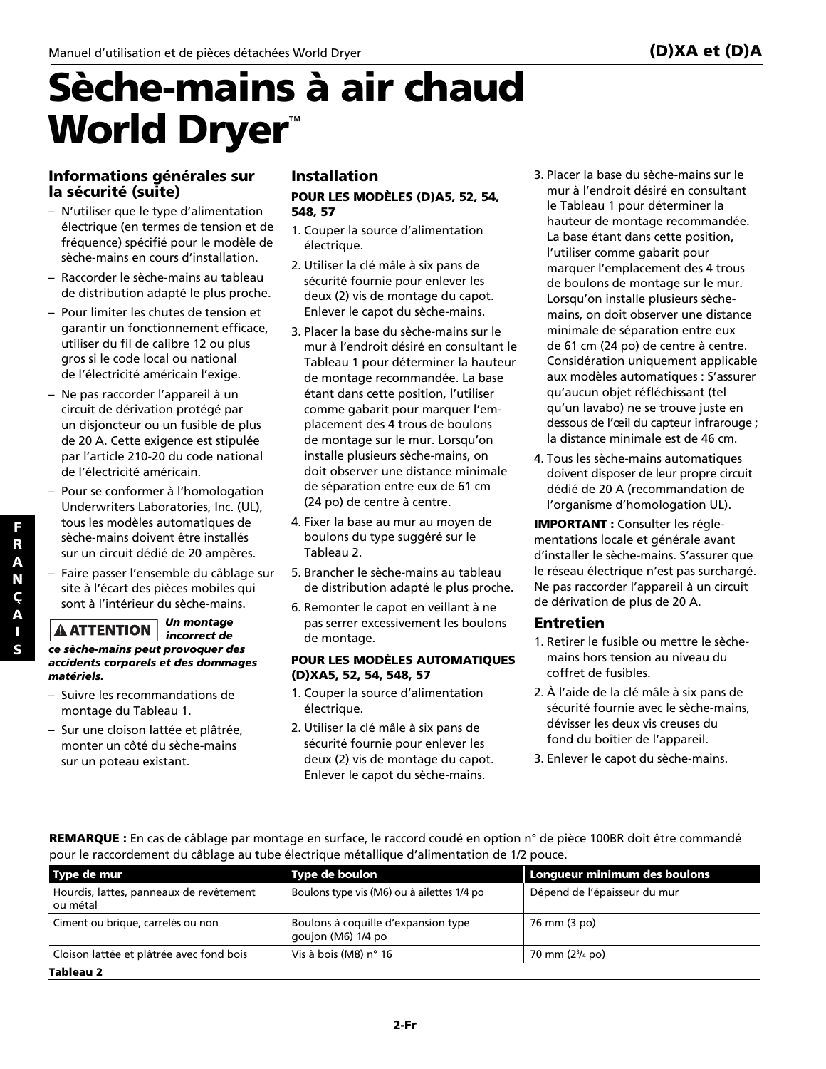# Sèche-mains à air chaud World Dryer™

## Informations générales sur la sécurité (suite)

- N'utiliser que le type d'alimentation électrique (en termes de tension et de fréquence) spécifié pour le modèle de sèche-mains en cours d'installation.
- Raccorder le sèche-mains au tableau de distribution adapté le plus proche.
- Pour limiter les chutes de tension et garantir un fonctionnement efficace, utiliser du fil de calibre 12 ou plus gros si le code local ou national de l'électricité américain l'exige.
- Ne pas raccorder l'appareil à un circuit de dérivation protégé par un disjoncteur ou un fusible de plus de 20 A. Cette exigence est stipulée par l'article 210-20 du code national de l'électricité américain.
- Pour se conformer à l'homologation Underwriters Laboratories, Inc. (UL), tous les modèles automatiques de sèche-mains doivent être installés sur un circuit dédié de 20 ampères.
- Faire passer l'ensemble du câblage sur site à l'écart des pièces mobiles qui sont à l'intérieur du sèche-mains.

**⚠ ATTENTION** ***Un montage incorrect de ce sèche-mains peut provoquer des accidents corporels et des dommages matériels.***

- Suivre les recommandations de montage du Tableau 1.
- Sur une cloison lattée et plâtrée, monter un côté du sèche-mains sur un poteau existant.

## Installation

**POUR LES MODÈLES (D)A5, 52, 54, 548, 57**

1. Couper la source d'alimentation électrique.
2. Utiliser la clé mâle à six pans de sécurité fournie pour enlever les deux (2) vis de montage du capot. Enlever le capot du sèche-mains.
3. Placer la base du sèche-mains sur le mur à l'endroit désiré en consultant le Tableau 1 pour déterminer la hauteur de montage recommandée. La base étant dans cette position, l'utiliser comme gabarit pour marquer l'emplacement des 4 trous de boulons de montage sur le mur. Lorsqu'on installe plusieurs sèche-mains, on doit observer une distance minimale de séparation entre eux de 61 cm (24 po) de centre à centre.
4. Fixer la base au mur au moyen de boulons du type suggéré sur le Tableau 2.
5. Brancher le sèche-mains au tableau de distribution adapté le plus proche.
6. Remonter le capot en veillant à ne pas serrer excessivement les boulons de montage.

**POUR LES MODÈLES AUTOMATIQUES (D)XA5, 52, 54, 548, 57**

1. Couper la source d'alimentation électrique.
2. Utiliser la clé mâle à six pans de sécurité fournie pour enlever les deux (2) vis de montage du capot. Enlever le capot du sèche-mains.
3. Placer la base du sèche-mains sur le mur à l'endroit désiré en consultant le Tableau 1 pour déterminer la hauteur de montage recommandée. La base étant dans cette position, l'utiliser comme gabarit pour marquer l'emplacement des 4 trous de boulons de montage sur le mur. Lorsqu'on installe plusieurs sèche-mains, on doit observer une distance minimale de séparation entre eux de 61 cm (24 po) de centre à centre. Considération uniquement applicable aux modèles automatiques : S'assurer qu'aucun objet réfléchissant (tel qu'un lavabo) ne se trouve juste en dessous de l'œil du capteur infrarouge ; la distance minimale est de 46 cm.
4. Tous les sèche-mains automatiques doivent disposer de leur propre circuit dédié de 20 A (recommandation de l'organisme d'homologation UL).

**IMPORTANT :** Consulter les réglementations locale et générale avant d'installer le sèche-mains. S'assurer que le réseau électrique n'est pas surchargé. Ne pas raccorder l'appareil à un circuit de dérivation de plus de 20 A.

## Entretien

1. Retirer le fusible ou mettre le sèche-mains hors tension au niveau du coffret de fusibles.
2. À l'aide de la clé mâle à six pans de sécurité fournie avec le sèche-mains, dévisser les deux vis creuses du fond du boîtier de l'appareil.
3. Enlever le capot du sèche-mains.

**REMARQUE :** En cas de câblage par montage en surface, le raccord coudé en option n° de pièce 100BR doit être commandé pour le raccordement du câblage au tube électrique métallique d'alimentation de 1/2 pouce.

| Type de mur | Type de boulon | Longueur minimum des boulons |
|---|---|---|
| Hourdis, lattes, panneaux de revêtement ou métal | Boulons type vis (M6) ou à ailettes 1/4 po | Dépend de l'épaisseur du mur |
| Ciment ou brique, carrelés ou non | Boulons à coquille d'expansion type goujon (M6) 1/4 po | 76 mm (3 po) |
| Cloison lattée et plâtrée avec fond bois | Vis à bois (M8) n° 16 | 70 mm (2³/₄ po) |

**Tableau 2**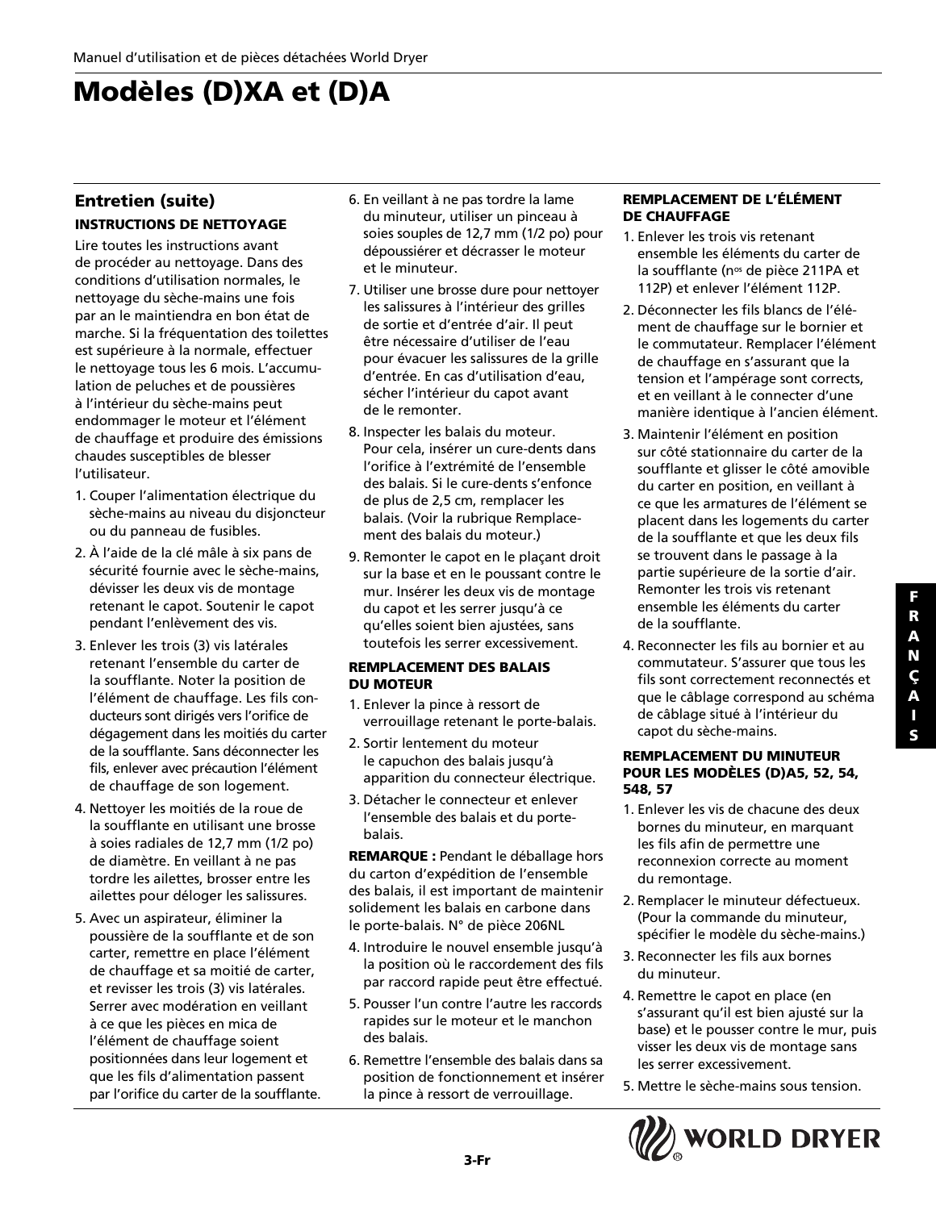# Modèles (D)XA et (D)A

## Entretien (suite)

### INSTRUCTIONS DE NETTOYAGE

Lire toutes les instructions avant de procéder au nettoyage. Dans des conditions d'utilisation normales, le nettoyage du sèche-mains une fois par an le maintiendra en bon état de marche. Si la fréquentation des toilettes est supérieure à la normale, effectuer le nettoyage tous les 6 mois. L'accumulation de peluches et de poussières à l'intérieur du sèche-mains peut endommager le moteur et l'élément de chauffage et produire des émissions chaudes susceptibles de blesser l'utilisateur.

1. Couper l'alimentation électrique du sèche-mains au niveau du disjoncteur ou du panneau de fusibles.
2. À l'aide de la clé mâle à six pans de sécurité fournie avec le sèche-mains, dévisser les deux vis de montage retenant le capot. Soutenir le capot pendant l'enlèvement des vis.
3. Enlever les trois (3) vis latérales retenant l'ensemble du carter de la soufflante. Noter la position de l'élément de chauffage. Les fils conducteurs sont dirigés vers l'orifice de dégagement dans les moitiés du carter de la soufflante. Sans déconnecter les fils, enlever avec précaution l'élément de chauffage de son logement.
4. Nettoyer les moitiés de la roue de la soufflante en utilisant une brosse à soies radiales de 12,7 mm (1/2 po) de diamètre. En veillant à ne pas tordre les ailettes, brosser entre les ailettes pour déloger les salissures.
5. Avec un aspirateur, éliminer la poussière de la soufflante et de son carter, remettre en place l'élément de chauffage et sa moitié de carter, et revisser les trois (3) vis latérales. Serrer avec modération en veillant à ce que les pièces en mica de l'élément de chauffage soient positionnées dans leur logement et que les fils d'alimentation passent par l'orifice du carter de la soufflante.
6. En veillant à ne pas tordre la lame du minuteur, utiliser un pinceau à soies souples de 12,7 mm (1/2 po) pour dépoussiérer et décrasser le moteur et le minuteur.
7. Utiliser une brosse dure pour nettoyer les salissures à l'intérieur des grilles de sortie et d'entrée d'air. Il peut être nécessaire d'utiliser de l'eau pour évacuer les salissures de la grille d'entrée. En cas d'utilisation d'eau, sécher l'intérieur du capot avant de le remonter.
8. Inspecter les balais du moteur. Pour cela, insérer un cure-dents dans l'orifice à l'extrémité de l'ensemble des balais. Si le cure-dents s'enfonce de plus de 2,5 cm, remplacer les balais. (Voir la rubrique Remplacement des balais du moteur.)
9. Remonter le capot en le plaçant droit sur la base et en le poussant contre le mur. Insérer les deux vis de montage du capot et les serrer jusqu'à ce qu'elles soient bien ajustées, sans toutefois les serrer excessivement.

### REMPLACEMENT DES BALAIS DU MOTEUR

1. Enlever la pince à ressort de verrouillage retenant le porte-balais.
2. Sortir lentement du moteur le capuchon des balais jusqu'à apparition du connecteur électrique.
3. Détacher le connecteur et enlever l'ensemble des balais et du porte-balais.

**REMARQUE :** Pendant le déballage hors du carton d'expédition de l'ensemble des balais, il est important de maintenir solidement les balais en carbone dans le porte-balais. N° de pièce 206NL

4. Introduire le nouvel ensemble jusqu'à la position où le raccordement des fils par raccord rapide peut être effectué.
5. Pousser l'un contre l'autre les raccords rapides sur le moteur et le manchon des balais.
6. Remettre l'ensemble des balais dans sa position de fonctionnement et insérer la pince à ressort de verrouillage.

### REMPLACEMENT DE L'ÉLÉMENT DE CHAUFFAGE

1. Enlever les trois vis retenant ensemble les éléments du carter de la soufflante (nos de pièce 211PA et 112P) et enlever l'élément 112P.
2. Déconnecter les fils blancs de l'élément de chauffage sur le bornier et le commutateur. Remplacer l'élément de chauffage en s'assurant que la tension et l'ampérage sont corrects, et en veillant à le connecter d'une manière identique à l'ancien élément.
3. Maintenir l'élément en position sur côté stationnaire du carter de la soufflante et glisser le côté amovible du carter en position, en veillant à ce que les armatures de l'élément se placent dans les logements du carter de la soufflante et que les deux fils se trouvent dans le passage à la partie supérieure de la sortie d'air. Remonter les trois vis retenant ensemble les éléments du carter de la soufflante.
4. Reconnecter les fils au bornier et au commutateur. S'assurer que tous les fils sont correctement reconnectés et que le câblage correspond au schéma de câblage situé à l'intérieur du capot du sèche-mains.

### REMPLACEMENT DU MINUTEUR POUR LES MODÈLES (D)A5, 52, 54, 548, 57

1. Enlever les vis de chacune des deux bornes du minuteur, en marquant les fils afin de permettre une reconnexion correcte au moment du remontage.
2. Remplacer le minuteur défectueux. (Pour la commande du minuteur, spécifier le modèle du sèche-mains.)
3. Reconnecter les fils aux bornes du minuteur.
4. Remettre le capot en place (en s'assurant qu'il est bien ajusté sur la base) et le pousser contre le mur, puis visser les deux vis de montage sans les serrer excessivement.
5. Mettre le sèche-mains sous tension.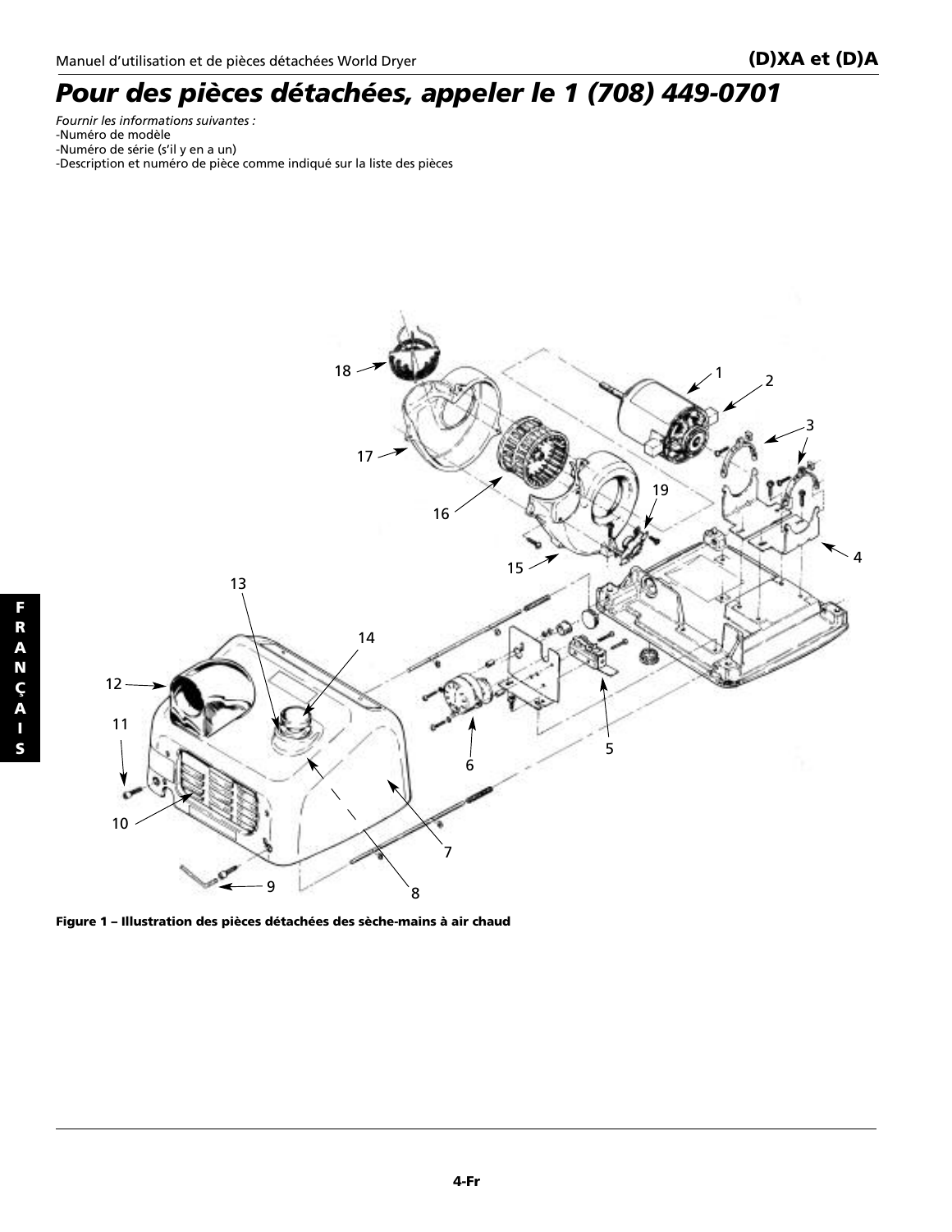# Pour des pièces détachées, appeler le 1 (708) 449-0701

*Fournir les informations suivantes :*

-Numéro de modèle
-Numéro de série (s'il y en a un)
-Description et numéro de pièce comme indiqué sur la liste des pièces

**Figure 1 – Illustration des pièces détachées des sèche-mains à air chaud**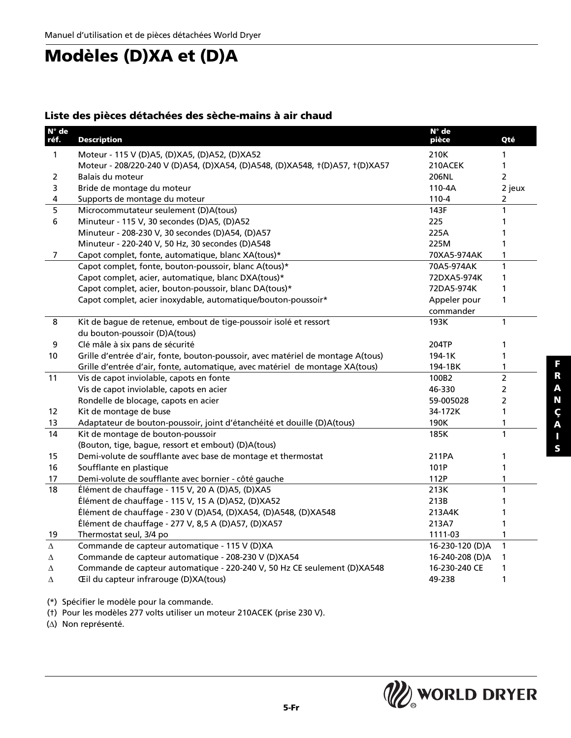# Modèles (D)XA et (D)A

## Liste des pièces détachées des sèche-mains à air chaud

| N° de réf. | Description | N° de pièce | Qté |
|---|---|---|---|
| 1 | Moteur - 115 V (D)A5, (D)XA5, (D)A52, (D)XA52 | 210K | 1 |
| | Moteur - 208/220-240 V (D)A54, (D)XA54, (D)A548, (D)XA548, †(D)A57, †(D)XA57 | 210ACEK | 1 |
| 2 | Balais du moteur | 206NL | 2 |
| 3 | Bride de montage du moteur | 110-4A | 2 jeux |
| 4 | Supports de montage du moteur | 110-4 | 2 |
| 5 | Microcommutateur seulement (D)A(tous) | 143F | 1 |
| 6 | Minuteur - 115 V, 30 secondes (D)A5, (D)A52 | 225 | 1 |
| | Minuteur - 208-230 V, 30 secondes (D)A54, (D)A57 | 225A | 1 |
| | Minuteur - 220-240 V, 50 Hz, 30 secondes (D)A548 | 225M | 1 |
| 7 | Capot complet, fonte, automatique, blanc XA(tous)* | 70XA5-974AK | 1 |
| | Capot complet, fonte, bouton-poussoir, blanc A(tous)* | 70A5-974AK | 1 |
| | Capot complet, acier, automatique, blanc DXA(tous)* | 72DXA5-974K | 1 |
| | Capot complet, acier, bouton-poussoir, blanc DA(tous)* | 72DA5-974K | 1 |
| | Capot complet, acier inoxydable, automatique/bouton-poussoir* | Appeler pour commander | 1 |
| 8 | Kit de bague de retenue, embout de tige-poussoir isolé et ressort du bouton-poussoir (D)A(tous) | 193K | 1 |
| 9 | Clé mâle à six pans de sécurité | 204TP | 1 |
| 10 | Grille d'entrée d'air, fonte, bouton-poussoir, avec matériel de montage A(tous) | 194-1K | 1 |
| | Grille d'entrée d'air, fonte, automatique, avec matériel de montage XA(tous) | 194-1BK | 1 |
| 11 | Vis de capot inviolable, capots en fonte | 100B2 | 2 |
| | Vis de capot inviolable, capots en acier | 46-330 | 2 |
| | Rondelle de blocage, capots en acier | 59-005028 | 2 |
| 12 | Kit de montage de buse | 34-172K | 1 |
| 13 | Adaptateur de bouton-poussoir, joint d'étanchéité et douille (D)A(tous) | 190K | 1 |
| 14 | Kit de montage de bouton-poussoir (Bouton, tige, bague, ressort et embout) (D)A(tous) | 185K | 1 |
| 15 | Demi-volute de soufflante avec base de montage et thermostat | 211PA | 1 |
| 16 | Soufflante en plastique | 101P | 1 |
| 17 | Demi-volute de soufflante avec bornier - côté gauche | 112P | 1 |
| 18 | Élément de chauffage - 115 V, 20 A (D)A5, (D)XA5 | 213K | 1 |
| | Élément de chauffage - 115 V, 15 A (D)A52, (D)XA52 | 213B | 1 |
| | Élément de chauffage - 230 V (D)A54, (D)XA54, (D)A548, (D)XA548 | 213A4K | 1 |
| | Élément de chauffage - 277 V, 8,5 A (D)A57, (D)XA57 | 213A7 | 1 |
| 19 | Thermostat seul, 3/4 po | 1111-03 | 1 |
| ∆ | Commande de capteur automatique - 115 V (D)XA | 16-230-120 (D)A | 1 |
| ∆ | Commande de capteur automatique - 208-230 V (D)XA54 | 16-240-208 (D)A | 1 |
| ∆ | Commande de capteur automatique - 220-240 V, 50 Hz CE seulement (D)XA548 | 16-230-240 CE | 1 |
| ∆ | Œil du capteur infrarouge (D)XA(tous) | 49-238 | 1 |

(*) Spécifier le modèle pour la commande.

(†) Pour les modèles 277 volts utiliser un moteur 210ACEK (prise 230 V).

(∆) Non représenté.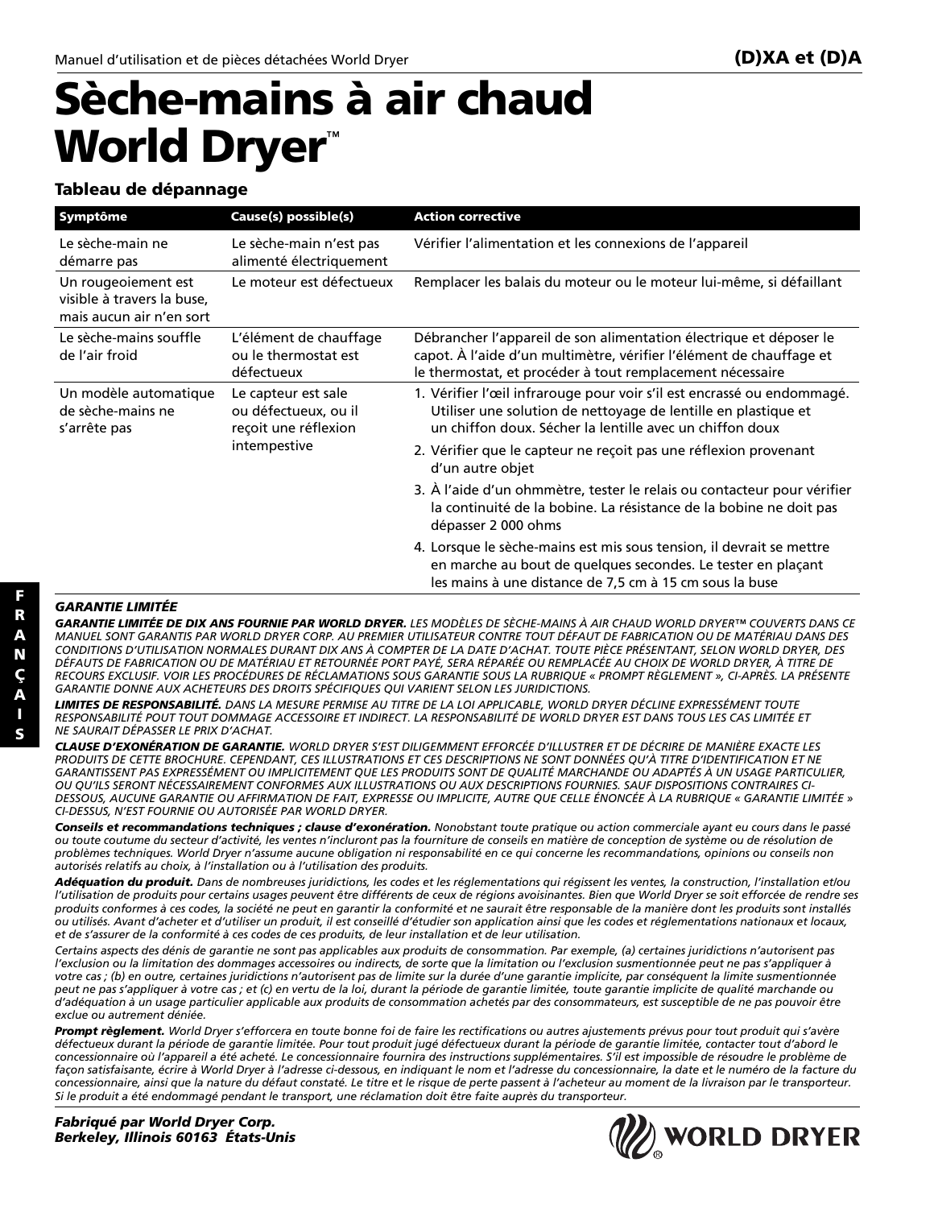# Sèche-mains à air chaud World Dryer™

(D)XA et (D)A

## Tableau de dépannage

| Symptôme | Cause(s) possible(s) | Action corrective |
|---|---|---|
| Le sèche-main ne démarre pas | Le sèche-main n'est pas alimenté électriquement | Vérifier l'alimentation et les connexions de l'appareil |
| Un rougeoiement est visible à travers la buse, mais aucun air n'en sort | Le moteur est défectueux | Remplacer les balais du moteur ou le moteur lui-même, si défaillant |
| Le sèche-mains souffle de l'air froid | L'élément de chauffage ou le thermostat est défectueux | Débrancher l'appareil de son alimentation électrique et déposer le capot. À l'aide d'un multimètre, vérifier l'élément de chauffage et le thermostat, et procéder à tout remplacement nécessaire |
| Un modèle automatique de sèche-mains ne s'arrête pas | Le capteur est sale ou défectueux, ou il reçoit une réflexion intempestive | 1. Vérifier l'œil infrarouge pour voir s'il est encrassé ou endommagé. Utiliser une solution de nettoyage de lentille en plastique et un chiffon doux. Sécher la lentille avec un chiffon doux<br>2. Vérifier que le capteur ne reçoit pas une réflexion provenant d'un autre objet<br>3. À l'aide d'un ohmmètre, tester le relais ou contacteur pour vérifier la continuité de la bobine. La résistance de la bobine ne doit pas dépasser 2 000 ohms<br>4. Lorsque le sèche-mains est mis sous tension, il devrait se mettre en marche au bout de quelques secondes. Le tester en plaçant les mains à une distance de 7,5 cm à 15 cm sous la buse |

***GARANTIE LIMITÉE***

***GARANTIE LIMITÉE DE DIX ANS FOURNIE PAR WORLD DRYER.*** *LES MODÈLES DE SÈCHE-MAINS À AIR CHAUD WORLD DRYER™ COUVERTS DANS CE MANUEL SONT GARANTIS PAR WORLD DRYER CORP. AU PREMIER UTILISATEUR CONTRE TOUT DÉFAUT DE FABRICATION OU DE MATÉRIAU DANS DES CONDITIONS D'UTILISATION NORMALES DURANT DIX ANS À COMPTER DE LA DATE D'ACHAT. TOUTE PIÈCE PRÉSENTANT, SELON WORLD DRYER, DES DÉFAUTS DE FABRICATION OU DE MATÉRIAU ET RETOURNÉE PORT PAYÉ, SERA RÉPARÉE OU REMPLACÉE AU CHOIX DE WORLD DRYER, À TITRE DE RECOURS EXCLUSIF. VOIR LES PROCÉDURES DE RÉCLAMATIONS SOUS GARANTIE SOUS LA RUBRIQUE « PROMPT RÈGLEMENT », CI-APRÈS. LA PRÉSENTE GARANTIE DONNE AUX ACHETEURS DES DROITS SPÉCIFIQUES QUI VARIENT SELON LES JURIDICTIONS.*

***LIMITES DE RESPONSABILITÉ.*** *DANS LA MESURE PERMISE AU TITRE DE LA LOI APPLICABLE, WORLD DRYER DÉCLINE EXPRESSÉMENT TOUTE RESPONSABILITÉ POUT TOUT DOMMAGE ACCESSOIRE ET INDIRECT. LA RESPONSABILITÉ DE WORLD DRYER EST DANS TOUS LES CAS LIMITÉE ET NE SAURAIT DÉPASSER LE PRIX D'ACHAT.*

***CLAUSE D'EXONÉRATION DE GARANTIE.*** *WORLD DRYER S'EST DILIGEMMENT EFFORCÉE D'ILLUSTRER ET DE DÉCRIRE DE MANIÈRE EXACTE LES PRODUITS DE CETTE BROCHURE. CEPENDANT, CES ILLUSTRATIONS ET CES DESCRIPTIONS NE SONT DONNÉES QU'À TITRE D'IDENTIFICATION ET NE GARANTISSENT PAS EXPRESSÉMENT OU IMPLICITEMENT QUE LES PRODUITS SONT DE QUALITÉ MARCHANDE OU ADAPTÉS À UN USAGE PARTICULIER, OU QU'ILS SERONT NÉCESSAIREMENT CONFORMES AUX ILLUSTRATIONS OU AUX DESCRIPTIONS FOURNIES. SAUF DISPOSITIONS CONTRAIRES CI-DESSOUS, AUCUNE GARANTIE OU AFFIRMATION DE FAIT, EXPRESSE OU IMPLICITE, AUTRE QUE CELLE ÉNONCÉE À LA RUBRIQUE « GARANTIE LIMITÉE » CI-DESSUS, N'EST FOURNIE OU AUTORISÉE PAR WORLD DRYER.*

***Conseils et recommandations techniques ; clause d'exonération.*** *Nonobstant toute pratique ou action commerciale ayant eu cours dans le passé ou toute coutume du secteur d'activité, les ventes n'incluront pas la fourniture de conseils en matière de conception de système ou de résolution de problèmes techniques. World Dryer n'assume aucune obligation ni responsabilité en ce qui concerne les recommandations, opinions ou conseils non autorisés relatifs au choix, à l'installation ou à l'utilisation des produits.*

***Adéquation du produit.*** *Dans de nombreuses juridictions, les codes et les réglementations qui régissent les ventes, la construction, l'installation et/ou l'utilisation de produits pour certains usages peuvent être différents de ceux de régions avoisinantes. Bien que World Dryer se soit efforcée de rendre ses produits conformes à ces codes, la société ne peut en garantir la conformité et ne saurait être responsable de la manière dont les produits sont installés ou utilisés. Avant d'acheter et d'utiliser un produit, il est conseillé d'étudier son application ainsi que les codes et réglementations nationaux et locaux, et de s'assurer de la conformité à ces codes de ces produits, de leur installation et de leur utilisation.*

*Certains aspects des dénis de garantie ne sont pas applicables aux produits de consommation. Par exemple, (a) certaines juridictions n'autorisent pas l'exclusion ou la limitation des dommages accessoires ou indirects, de sorte que la limitation ou l'exclusion susmentionnée peut ne pas s'appliquer à votre cas ; (b) en outre, certaines juridictions n'autorisent pas de limite sur la durée d'une garantie implicite, par conséquent la limite susmentionnée peut ne pas s'appliquer à votre cas ; et (c) en vertu de la loi, durant la période de garantie limitée, toute garantie implicite de qualité marchande ou d'adéquation à un usage particulier applicable aux produits de consommation achetés par des consommateurs, est susceptible de ne pas pouvoir être exclue ou autrement déniée.*

***Prompt règlement.*** *World Dryer s'efforcera en toute bonne foi de faire les rectifications ou autres ajustements prévus pour tout produit qui s'avère défectueux durant la période de garantie limitée. Pour tout produit jugé défectueux durant la période de garantie limitée, contacter tout d'abord le concessionnaire où l'appareil a été acheté. Le concessionnaire fournira des instructions supplémentaires. S'il est impossible de résoudre le problème de façon satisfaisante, écrire à World Dryer à l'adresse ci-dessous, en indiquant le nom et l'adresse du concessionnaire, la date et le numéro de la facture du concessionnaire, ainsi que la nature du défaut constaté. Le titre et le risque de perte passent à l'acheteur au moment de la livraison par le transporteur. Si le produit a été endommagé pendant le transport, une réclamation doit être faite auprès du transporteur.*

***Fabriqué par World Dryer Corp.***
***Berkeley, Illinois 60163 États-Unis***

WORLD DRYER®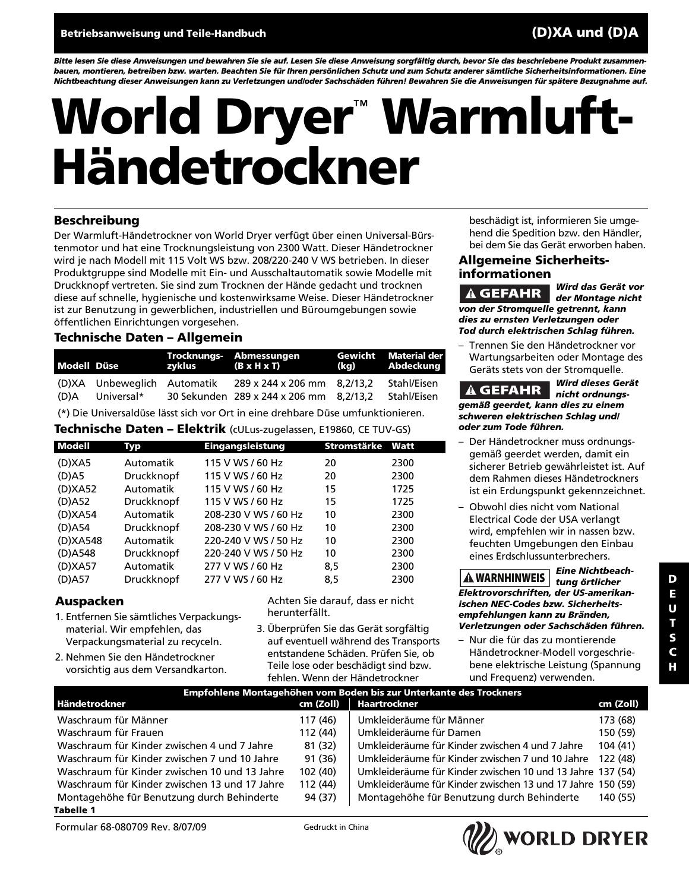**Betriebsanweisung und Teile-Handbuch** **(D)XA und (D)A**

***Bitte lesen Sie diese Anweisungen und bewahren Sie sie auf. Lesen Sie diese Anweisung sorgfältig durch, bevor Sie das beschriebene Produkt zusammenbauen, montieren, betreiben bzw. warten. Beachten Sie für Ihren persönlichen Schutz und zum Schutz anderer sämtliche Sicherheitsinformationen. Eine Nichtbeachtung dieser Anweisungen kann zu Verletzungen und/oder Sachschäden führen! Bewahren Sie die Anweisungen für spätere Bezugnahme auf.***

# World Dryer™ Warmluft-Händetrockner

## Beschreibung

Der Warmluft-Händetrockner von World Dryer verfügt über einen Universal-Bürstenmotor und hat eine Trocknungsleistung von 2300 Watt. Dieser Händetrockner wird je nach Modell mit 115 Volt WS bzw. 208/220-240 V WS betrieben. In dieser Produktgruppe sind Modelle mit Ein- und Ausschaltautomatik sowie Modelle mit Druckknopf vertreten. Sie sind zum Trocknen der Hände gedacht und trocknen diese auf schnelle, hygienische und kostenwirksame Weise. Dieser Händetrockner ist zur Benutzung in gewerblichen, industriellen und Büroumgebungen sowie öffentlichen Einrichtungen vorgesehen.

## Technische Daten – Allgemein

| Modell | Düse | Trocknungszyklus | Abmessungen (B x H x T) | Gewicht (kg) | Material der Abdeckung |
|---|---|---|---|---|---|
| (D)XA | Unbeweglich | Automatik | 289 x 244 x 206 mm | 8,2/13,2 | Stahl/Eisen |
| (D)A | Universal* | 30 Sekunden | 289 x 244 x 206 mm | 8,2/13,2 | Stahl/Eisen |

(*) Die Universaldüse lässt sich vor Ort in eine drehbare Düse umfunktionieren.

## Technische Daten – Elektrik (cULus-zugelassen, E19860, CE TUV-GS)

| Modell | Typ | Eingangsleistung | Stromstärke | Watt |
|---|---|---|---|---|
| (D)XA5 | Automatik | 115 V WS / 60 Hz | 20 | 2300 |
| (D)A5 | Druckknopf | 115 V WS / 60 Hz | 20 | 2300 |
| (D)XA52 | Automatik | 115 V WS / 60 Hz | 15 | 1725 |
| (D)A52 | Druckknopf | 115 V WS / 60 Hz | 15 | 1725 |
| (D)XA54 | Automatik | 208-230 V WS / 60 Hz | 10 | 2300 |
| (D)A54 | Druckknopf | 208-230 V WS / 60 Hz | 10 | 2300 |
| (D)XA548 | Automatik | 220-240 V WS / 50 Hz | 10 | 2300 |
| (D)A548 | Druckknopf | 220-240 V WS / 50 Hz | 10 | 2300 |
| (D)XA57 | Automatik | 277 V WS / 60 Hz | 8,5 | 2300 |
| (D)A57 | Druckknopf | 277 V WS / 60 Hz | 8,5 | 2300 |

## Auspacken

1. Entfernen Sie sämtliches Verpackungsmaterial. Wir empfehlen, das Verpackungsmaterial zu recyceln.
2. Nehmen Sie den Händetrockner vorsichtig aus dem Versandkarton. Achten Sie darauf, dass er nicht herunterfällt.
3. Überprüfen Sie das Gerät sorgfältig auf eventuell während des Transports entstandene Schäden. Prüfen Sie, ob Teile lose oder beschädigt sind bzw. fehlen. Wenn der Händetrockner beschädigt ist, informieren Sie umgehend die Spedition bzw. den Händler, bei dem Sie das Gerät erworben haben.

## Allgemeine Sicherheitsinformationen

**⚠ GEFAHR** ***Wird das Gerät vor der Montage nicht von der Stromquelle getrennt, kann dies zu ernsten Verletzungen oder Tod durch elektrischen Schlag führen.***

– Trennen Sie den Händetrockner vor Wartungsarbeiten oder Montage des Geräts stets von der Stromquelle.

**⚠ GEFAHR** ***Wird dieses Gerät nicht ordnungsgemäß geerdet, kann dies zu einem schweren elektrischen Schlag und/oder zum Tode führen.***

– Der Händetrockner muss ordnungsgemäß geerdet werden, damit ein sicherer Betrieb gewährleistet ist. Auf dem Rahmen dieses Händetrockners ist ein Erdungspunkt gekennzeichnet.

– Obwohl dies nicht vom National Electrical Code der USA verlangt wird, empfehlen wir in nassen bzw. feuchten Umgebungen den Einbau eines Erdschlussunterbrechers.

**⚠ WARNHINWEIS** ***Eine Nichtbeachtung örtlicher Elektrovorschriften, der US-amerikanischen NEC-Codes bzw. Sicherheitsempfehlungen kann zu Bränden, Verletzungen oder Sachschäden führen.***

– Nur die für das zu montierende Händetrockner-Modell vorgeschriebene elektrische Leistung (Spannung und Frequenz) verwenden.

| Empfohlene Montagehöhen vom Boden bis zur Unterkante des Trockners | | | |
|---|---|---|---|
| **Händetrockner** | **cm (Zoll)** | **Haartrockner** | **cm (Zoll)** |
| Waschraum für Männer | 117 (46) | Umkleideräume für Männer | 173 (68) |
| Waschraum für Frauen | 112 (44) | Umkleideräume für Damen | 150 (59) |
| Waschraum für Kinder zwischen 4 und 7 Jahre | 81 (32) | Umkleideräume für Kinder zwischen 4 und 7 Jahre | 104 (41) |
| Waschraum für Kinder zwischen 7 und 10 Jahre | 91 (36) | Umkleideräume für Kinder zwischen 7 und 10 Jahre | 122 (48) |
| Waschraum für Kinder zwischen 10 und 13 Jahre | 102 (40) | Umkleideräume für Kinder zwischen 10 und 13 Jahre | 137 (54) |
| Waschraum für Kinder zwischen 13 und 17 Jahre | 112 (44) | Umkleideräume für Kinder zwischen 13 und 17 Jahre | 150 (59) |
| Montagehöhe für Benutzung durch Behinderte | 94 (37) | Montagehöhe für Benutzung durch Behinderte | 140 (55) |

**Tabelle 1**

Formular 68-080709 Rev. 8/07/09 — Gedruckt in China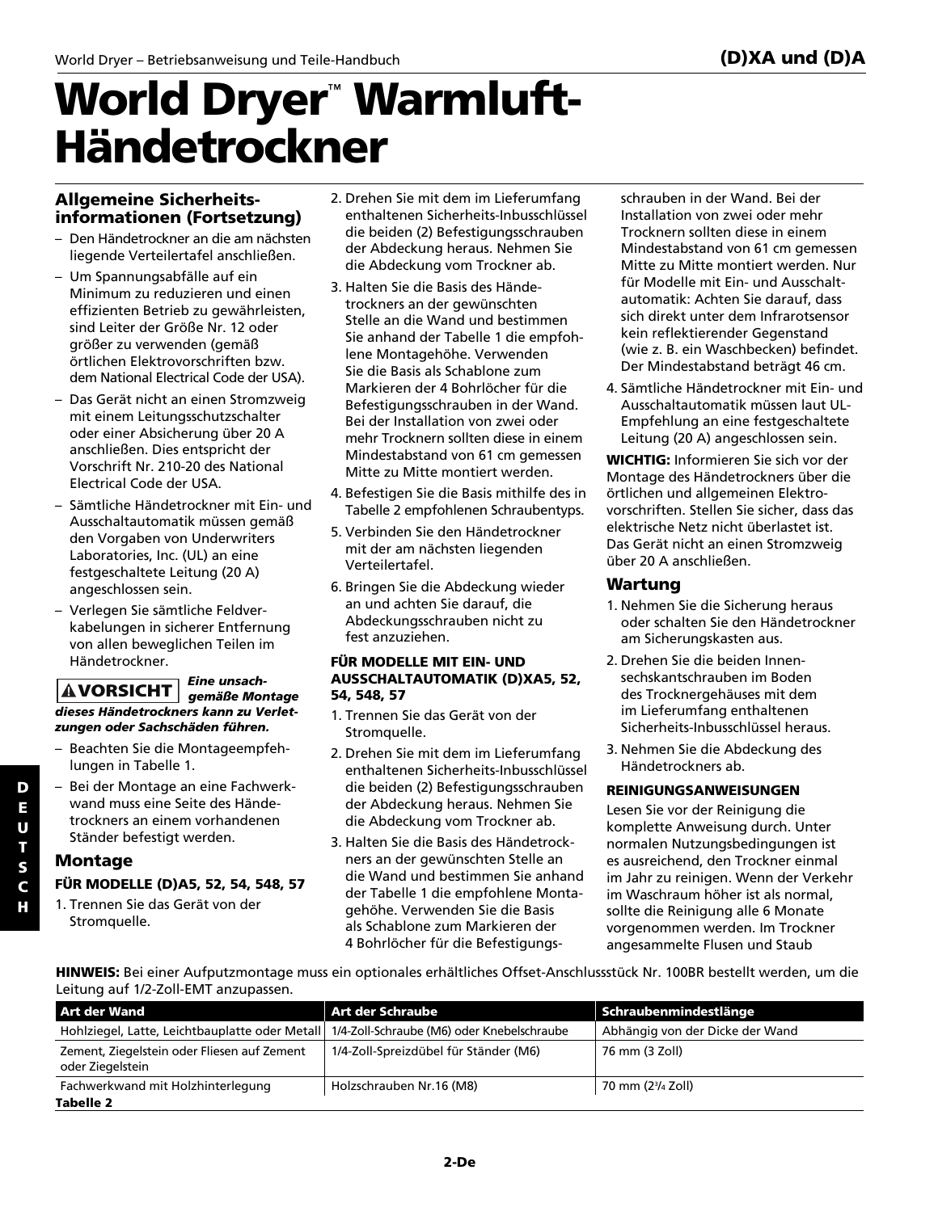# World Dryer™ Warmluft-Händetrockner

## Allgemeine Sicherheitsinformationen (Fortsetzung)

- Den Händetrockner an die am nächsten liegende Verteilertafel anschließen.
- Um Spannungsabfälle auf ein Minimum zu reduzieren und einen effizienten Betrieb zu gewährleisten, sind Leiter der Größe Nr. 12 oder größer zu verwenden (gemäß örtlichen Elektrovorschriften bzw. dem National Electrical Code der USA).
- Das Gerät nicht an einen Stromzweig mit einem Leitungsschutzschalter oder einer Absicherung über 20 A anschließen. Dies entspricht der Vorschrift Nr. 210-20 des National Electrical Code der USA.
- Sämtliche Händetrockner mit Ein- und Ausschaltautomatik müssen gemäß den Vorgaben von Underwriters Laboratories, Inc. (UL) an eine festgeschaltete Leitung (20 A) angeschlossen sein.
- Verlegen Sie sämtliche Feldverkabelungen in sicherer Entfernung von allen beweglichen Teilen im Händetrockner.

**⚠ VORSICHT** ***Eine unsachgemäße Montage dieses Händetrockners kann zu Verletzungen oder Sachschäden führen.***

- Beachten Sie die Montageempfehlungen in Tabelle 1.
- Bei der Montage an eine Fachwerkwand muss eine Seite des Händetrockners an einem vorhandenen Ständer befestigt werden.

## Montage

#### FÜR MODELLE (D)A5, 52, 54, 548, 57

1. Trennen Sie das Gerät von der Stromquelle.
2. Drehen Sie mit dem im Lieferumfang enthaltenen Sicherheits-Inbusschlüssel die beiden (2) Befestigungsschrauben der Abdeckung heraus. Nehmen Sie die Abdeckung vom Trockner ab.
3. Halten Sie die Basis des Händetrockners an der gewünschten Stelle an die Wand und bestimmen Sie anhand der Tabelle 1 die empfohlene Montagehöhe. Verwenden Sie die Basis als Schablone zum Markieren der 4 Bohrlöcher für die Befestigungsschrauben in der Wand. Bei der Installation von zwei oder mehr Trocknern sollten diese in einem Mindestabstand von 61 cm gemessen Mitte zu Mitte montiert werden.
4. Befestigen Sie die Basis mithilfe des in Tabelle 2 empfohlenen Schraubentyps.
5. Verbinden Sie den Händetrockner mit der am nächsten liegenden Verteilertafel.
6. Bringen Sie die Abdeckung wieder an und achten Sie darauf, die Abdeckungsschrauben nicht zu fest anzuziehen.

#### FÜR MODELLE MIT EIN- UND AUSSCHALTAUTOMATIK (D)XA5, 52, 54, 548, 57

1. Trennen Sie das Gerät von der Stromquelle.
2. Drehen Sie mit dem im Lieferumfang enthaltenen Sicherheits-Inbusschlüssel die beiden (2) Befestigungsschrauben der Abdeckung heraus. Nehmen Sie die Abdeckung vom Trockner ab.
3. Halten Sie die Basis des Händetrockners an der gewünschten Stelle an die Wand und bestimmen Sie anhand der Tabelle 1 die empfohlene Montagehöhe. Verwenden Sie die Basis als Schablone zum Markieren der 4 Bohrlöcher für die Befestigungsschrauben in der Wand. Bei der Installation von zwei oder mehr Trocknern sollten diese in einem Mindestabstand von 61 cm gemessen Mitte zu Mitte montiert werden. Nur für Modelle mit Ein- und Ausschaltautomatik: Achten Sie darauf, dass sich direkt unter dem Infrarotsensor kein reflektierender Gegenstand (wie z. B. ein Waschbecken) befindet. Der Mindestabstand beträgt 46 cm.
4. Sämtliche Händetrockner mit Ein- und Ausschaltautomatik müssen laut UL-Empfehlung an eine festgeschaltete Leitung (20 A) angeschlossen sein.

**WICHTIG:** Informieren Sie sich vor der Montage des Händetrockners über die örtlichen und allgemeinen Elektrovorschriften. Stellen Sie sicher, dass das elektrische Netz nicht überlastet ist. Das Gerät nicht an einen Stromzweig über 20 A anschließen.

## Wartung

1. Nehmen Sie die Sicherung heraus oder schalten Sie den Händetrockner am Sicherungskasten aus.
2. Drehen Sie die beiden Innensechskantschrauben im Boden des Trocknergehäuses mit dem im Lieferumfang enthaltenen Sicherheits-Inbusschlüssel heraus.
3. Nehmen Sie die Abdeckung des Händetrockners ab.

#### REINIGUNGSANWEISUNGEN

Lesen Sie vor der Reinigung die komplette Anweisung durch. Unter normalen Nutzungsbedingungen ist es ausreichend, den Trockner einmal im Jahr zu reinigen. Wenn der Verkehr im Waschraum höher ist als normal, sollte die Reinigung alle 6 Monate vorgenommen werden. Im Trockner angesammelte Flusen und Staub

**HINWEIS:** Bei einer Aufputzmontage muss ein optionales erhältliches Offset-Anschlussstück Nr. 100BR bestellt werden, um die Leitung auf 1/2-Zoll-EMT anzupassen.

| Art der Wand | Art der Schraube | Schraubenmindestlänge |
|---|---|---|
| Hohlziegel, Latte, Leichtbauplatte oder Metall | 1/4-Zoll-Schraube (M6) oder Knebelschraube | Abhängig von der Dicke der Wand |
| Zement, Ziegelstein oder Fliesen auf Zement oder Ziegelstein | 1/4-Zoll-Spreizdübel für Ständer (M6) | 76 mm (3 Zoll) |
| Fachwerkwand mit Holzhinterlegung | Holzschrauben Nr.16 (M8) | 70 mm (2¾ Zoll) |

**Tabelle 2**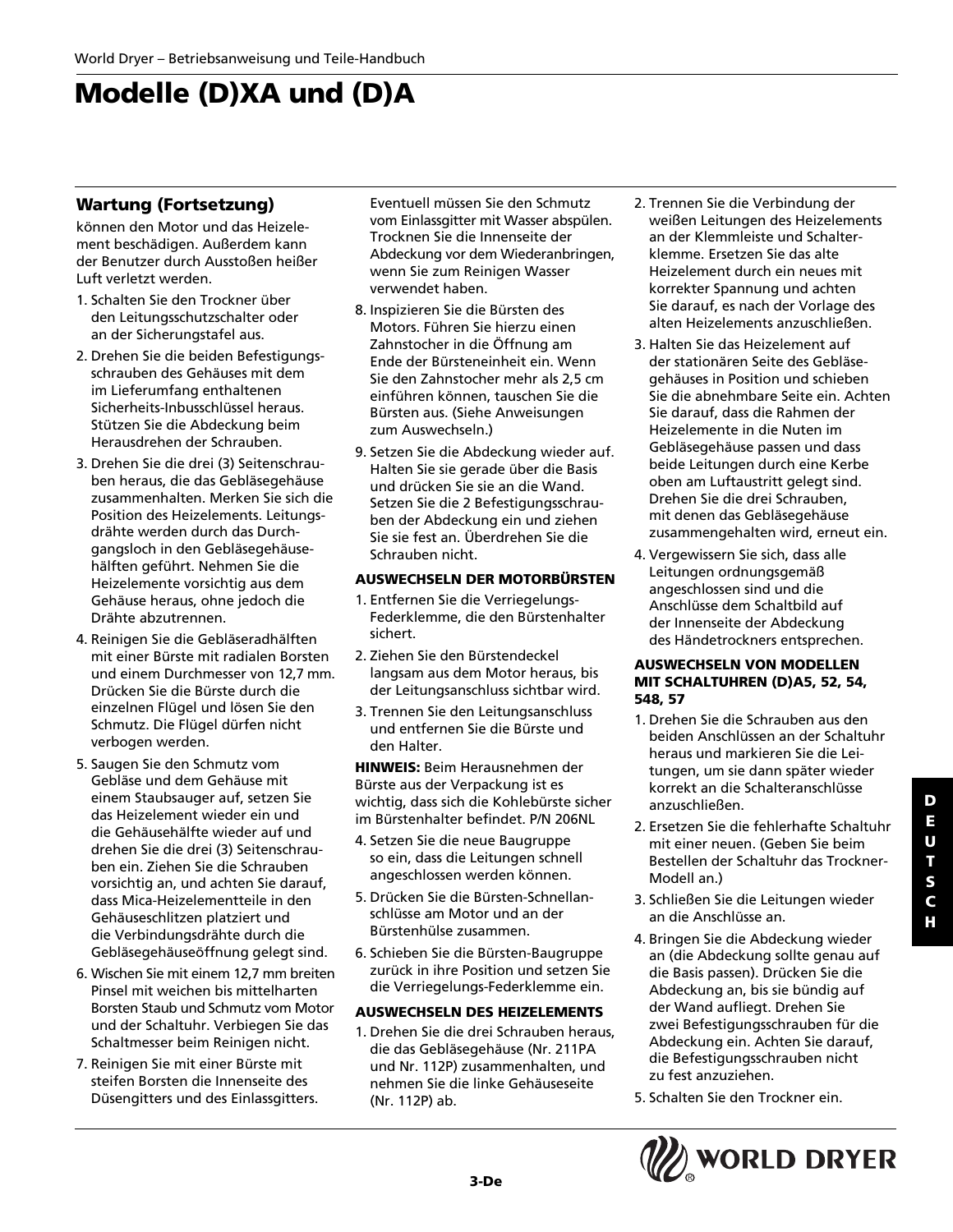# Modelle (D)XA und (D)A

## Wartung (Fortsetzung)

können den Motor und das Heizelement beschädigen. Außerdem kann der Benutzer durch Ausstoßen heißer Luft verletzt werden.

1. Schalten Sie den Trockner über den Leitungsschutzschalter oder an der Sicherungstafel aus.
2. Drehen Sie die beiden Befestigungsschrauben des Gehäuses mit dem im Lieferumfang enthaltenen Sicherheits-Inbusschlüssel heraus. Stützen Sie die Abdeckung beim Herausdrehen der Schrauben.
3. Drehen Sie die drei (3) Seitenschrauben heraus, die das Gebläsegehäuse zusammenhalten. Merken Sie sich die Position des Heizelements. Leitungsdrähte werden durch das Durchgangsloch in den Gebläsegehäusehälften geführt. Nehmen Sie die Heizelemente vorsichtig aus dem Gehäuse heraus, ohne jedoch die Drähte abzutrennen.
4. Reinigen Sie die Gebläseradhälften mit einer Bürste mit radialen Borsten und einem Durchmesser von 12,7 mm. Drücken Sie die Bürste durch die einzelnen Flügel und lösen Sie den Schmutz. Die Flügel dürfen nicht verbogen werden.
5. Saugen Sie den Schmutz vom Gebläse und dem Gehäuse mit einem Staubsauger auf, setzen Sie das Heizelement wieder ein und die Gehäusehälfte wieder auf und drehen Sie die drei (3) Seitenschrauben ein. Ziehen Sie die Schrauben vorsichtig an, und achten Sie darauf, dass Mica-Heizelementteile in den Gehäuseschlitzen platziert und die Verbindungsdrähte durch die Gebläsegehäuseöffnung gelegt sind.
6. Wischen Sie mit einem 12,7 mm breiten Pinsel mit weichen bis mittelharten Borsten Staub und Schmutz vom Motor und der Schaltuhr. Verbiegen Sie das Schaltmesser beim Reinigen nicht.
7. Reinigen Sie mit einer Bürste mit steifen Borsten die Innenseite des Düsengitters und des Einlassgitters. Eventuell müssen Sie den Schmutz vom Einlassgitter mit Wasser abspülen. Trocknen Sie die Innenseite der Abdeckung vor dem Wiederanbringen, wenn Sie zum Reinigen Wasser verwendet haben.
8. Inspizieren Sie die Bürsten des Motors. Führen Sie hierzu einen Zahnstocher in die Öffnung am Ende der Bürsteneinheit ein. Wenn Sie den Zahnstocher mehr als 2,5 cm einführen können, tauschen Sie die Bürsten aus. (Siehe Anweisungen zum Auswechseln.)
9. Setzen Sie die Abdeckung wieder auf. Halten Sie sie gerade über die Basis und drücken Sie sie an die Wand. Setzen Sie die 2 Befestigungsschrauben der Abdeckung ein und ziehen Sie sie fest an. Überdrehen Sie die Schrauben nicht.

#### AUSWECHSELN DER MOTORBÜRSTEN

1. Entfernen Sie die Verriegelungs-Federklemme, die den Bürstenhalter sichert.
2. Ziehen Sie den Bürstendeckel langsam aus dem Motor heraus, bis der Leitungsanschluss sichtbar wird.
3. Trennen Sie den Leitungsanschluss und entfernen Sie die Bürste und den Halter.

**HINWEIS:** Beim Herausnehmen der Bürste aus der Verpackung ist es wichtig, dass sich die Kohlebürste sicher im Bürstenhalter befindet. P/N 206NL

4. Setzen Sie die neue Baugruppe so ein, dass die Leitungen schnell angeschlossen werden können.
5. Drücken Sie die Bürsten-Schnellanschlüsse am Motor und an der Bürstenhülse zusammen.
6. Schieben Sie die Bürsten-Baugruppe zurück in ihre Position und setzen Sie die Verriegelungs-Federklemme ein.

#### AUSWECHSELN DES HEIZELEMENTS

1. Drehen Sie die drei Schrauben heraus, die das Gebläsegehäuse (Nr. 211PA und Nr. 112P) zusammenhalten, und nehmen Sie die linke Gehäuseseite (Nr. 112P) ab.
2. Trennen Sie die Verbindung der weißen Leitungen des Heizelements an der Klemmleiste und Schalterklemme. Ersetzen Sie das alte Heizelement durch ein neues mit korrekter Spannung und achten Sie darauf, es nach der Vorlage des alten Heizelements anzuschließen.
3. Halten Sie das Heizelement auf der stationären Seite des Gebläsegehäuses in Position und schieben Sie die abnehmbare Seite ein. Achten Sie darauf, dass die Rahmen der Heizelemente in die Nuten im Gebläsegehäuse passen und dass beide Leitungen durch eine Kerbe oben am Luftaustritt gelegt sind. Drehen Sie die drei Schrauben, mit denen das Gebläsegehäuse zusammengehalten wird, erneut ein.
4. Vergewissern Sie sich, dass alle Leitungen ordnungsgemäß angeschlossen sind und die Anschlüsse dem Schaltbild auf der Innenseite der Abdeckung des Händetrockners entsprechen.

#### AUSWECHSELN VON MODELLEN MIT SCHALTUHREN (D)A5, 52, 54, 548, 57

1. Drehen Sie die Schrauben aus den beiden Anschlüssen an der Schaltuhr heraus und markieren Sie die Leitungen, um sie dann später wieder korrekt an die Schalteranschlüsse anzuschließen.
2. Ersetzen Sie die fehlerhafte Schaltuhr mit einer neuen. (Geben Sie beim Bestellen der Schaltuhr das Trockner-Modell an.)
3. Schließen Sie die Leitungen wieder an die Anschlüsse an.
4. Bringen Sie die Abdeckung wieder an (die Abdeckung sollte genau auf die Basis passen). Drücken Sie die Abdeckung an, bis sie bündig auf der Wand aufliegt. Drehen Sie zwei Befestigungsschrauben für die Abdeckung ein. Achten Sie darauf, die Befestigungsschrauben nicht zu fest anzuziehen.
5. Schalten Sie den Trockner ein.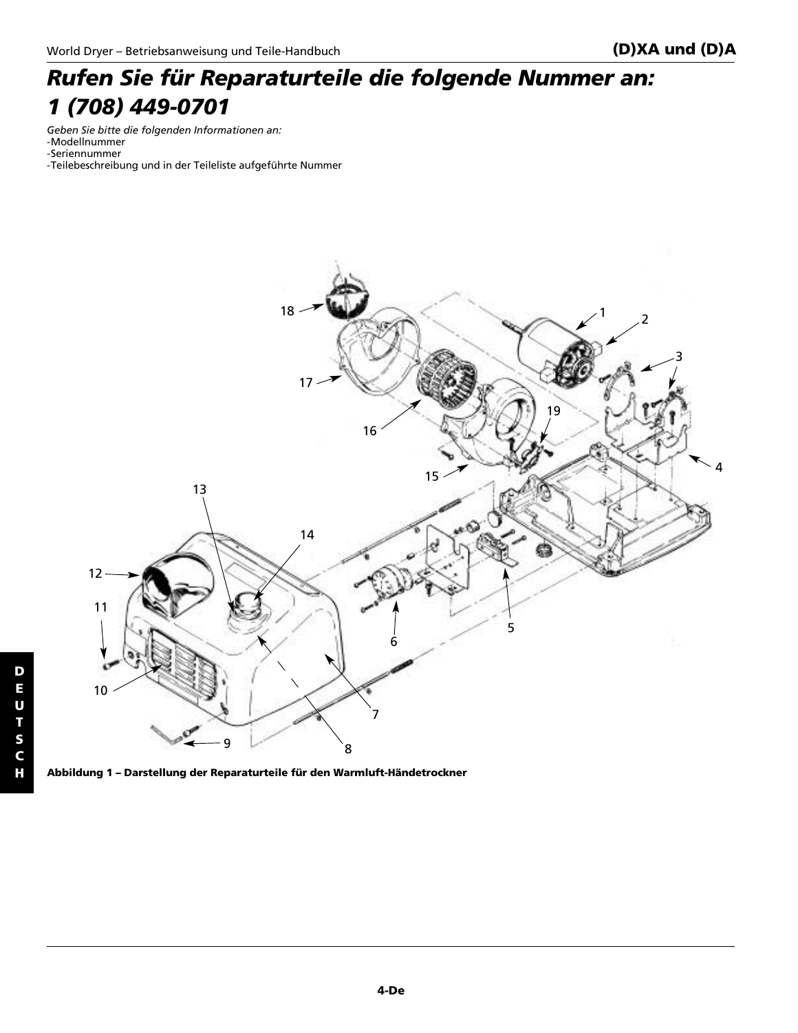# *Rufen Sie für Reparaturteile die folgende Nummer an: 1 (708) 449-0701*

*Geben Sie bitte die folgenden Informationen an:*
-Modellnummer
-Seriennummer
-Teilebeschreibung und in der Teileliste aufgeführte Nummer

**Abbildung 1 – Darstellung der Reparaturteile für den Warmluft-Händetrockner**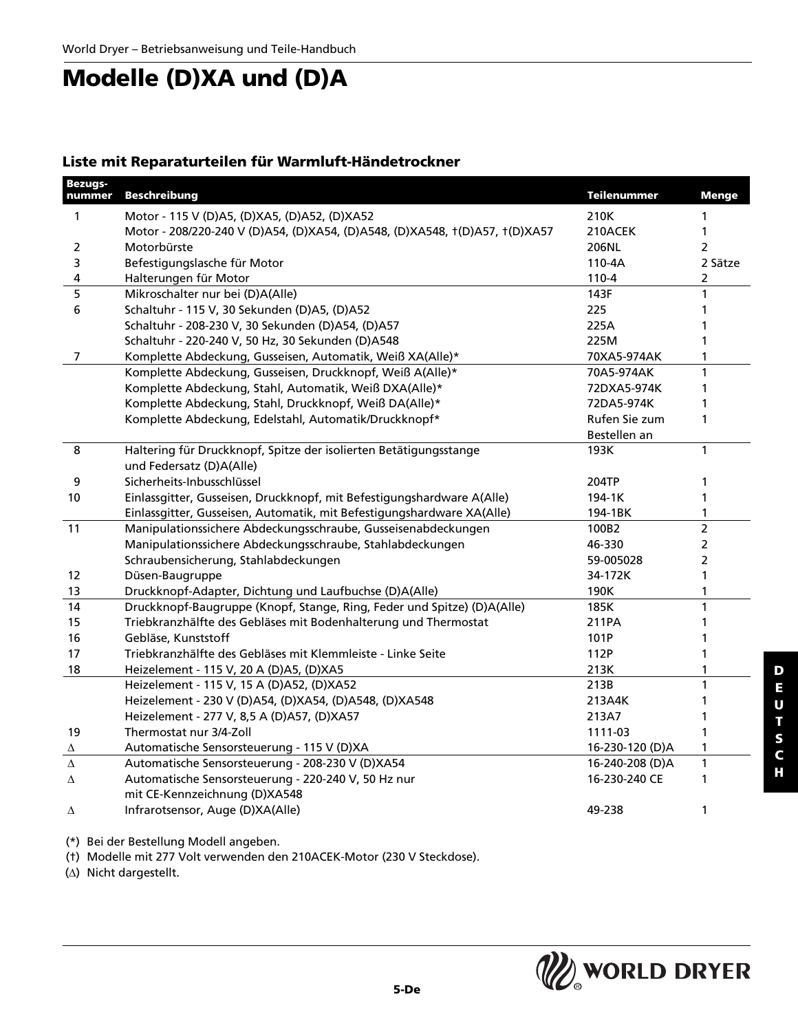# Modelle (D)XA und (D)A

## Liste mit Reparaturteilen für Warmluft-Händetrockner

| Bezugs-nummer | Beschreibung | Teilenummer | Menge |
|---|---|---|---|
| 1 | Motor - 115 V (D)A5, (D)XA5, (D)A52, (D)XA52 | 210K | 1 |
| | Motor - 208/220-240 V (D)A54, (D)XA54, (D)A548, (D)XA548, †(D)A57, †(D)XA57 | 210ACEK | 1 |
| 2 | Motorbürste | 206NL | 2 |
| 3 | Befestigungslasche für Motor | 110-4A | 2 Sätze |
| 4 | Halterungen für Motor | 110-4 | 2 |
| 5 | Mikroschalter nur bei (D)A(Alle) | 143F | 1 |
| 6 | Schaltuhr - 115 V, 30 Sekunden (D)A5, (D)A52 | 225 | 1 |
| | Schaltuhr - 208-230 V, 30 Sekunden (D)A54, (D)A57 | 225A | 1 |
| | Schaltuhr - 220-240 V, 50 Hz, 30 Sekunden (D)A548 | 225M | 1 |
| 7 | Komplette Abdeckung, Gusseisen, Automatik, Weiß XA(Alle)* | 70XA5-974AK | 1 |
| | Komplette Abdeckung, Gusseisen, Druckknopf, Weiß A(Alle)* | 70A5-974AK | 1 |
| | Komplette Abdeckung, Stahl, Automatik, Weiß DXA(Alle)* | 72DXA5-974K | 1 |
| | Komplette Abdeckung, Stahl, Druckknopf, Weiß DA(Alle)* | 72DA5-974K | 1 |
| | Komplette Abdeckung, Edelstahl, Automatik/Druckknopf* | Rufen Sie zum Bestellen an | 1 |
| 8 | Haltering für Druckknopf, Spitze der isolierten Betätigungsstange und Federsatz (D)A(Alle) | 193K | 1 |
| 9 | Sicherheits-Inbusschlüssel | 204TP | 1 |
| 10 | Einlassgitter, Gusseisen, Druckknopf, mit Befestigungshardware A(Alle) | 194-1K | 1 |
| | Einlassgitter, Gusseisen, Automatik, mit Befestigungshardware XA(Alle) | 194-1BK | 1 |
| 11 | Manipulationssichere Abdeckungsschraube, Gusseisenabdeckungen | 100B2 | 2 |
| | Manipulationssichere Abdeckungsschraube, Stahlabdeckungen | 46-330 | 2 |
| | Schraubensicherung, Stahlabdeckungen | 59-005028 | 2 |
| 12 | Düsen-Baugruppe | 34-172K | 1 |
| 13 | Druckknopf-Adapter, Dichtung und Laufbuchse (D)A(Alle) | 190K | 1 |
| 14 | Druckknopf-Baugruppe (Knopf, Stange, Ring, Feder und Spitze) (D)A(Alle) | 185K | 1 |
| 15 | Triebkranzhälfte des Gebläses mit Bodenhalterung und Thermostat | 211PA | 1 |
| 16 | Gebläse, Kunststoff | 101P | 1 |
| 17 | Triebkranzhälfte des Gebläses mit Klemmleiste - Linke Seite | 112P | 1 |
| 18 | Heizelement - 115 V, 20 A (D)A5, (D)XA5 | 213K | 1 |
| | Heizelement - 115 V, 15 A (D)A52, (D)XA52 | 213B | 1 |
| | Heizelement - 230 V (D)A54, (D)XA54, (D)A548, (D)XA548 | 213A4K | 1 |
| | Heizelement - 277 V, 8,5 A (D)A57, (D)XA57 | 213A7 | 1 |
| 19 | Thermostat nur 3/4-Zoll | 1111-03 | 1 |
| Δ | Automatische Sensorsteuerung - 115 V (D)XA | 16-230-120 (D)A | 1 |
| Δ | Automatische Sensorsteuerung - 208-230 V (D)XA54 | 16-240-208 (D)A | 1 |
| Δ | Automatische Sensorsteuerung - 220-240 V, 50 Hz nur mit CE-Kennzeichnung (D)XA548 | 16-230-240 CE | 1 |
| Δ | Infrarotsensor, Auge (D)XA(Alle) | 49-238 | 1 |

(*) Bei der Bestellung Modell angeben.

(†) Modelle mit 277 Volt verwenden den 210ACEK-Motor (230 V Steckdose).

(Δ) Nicht dargestellt.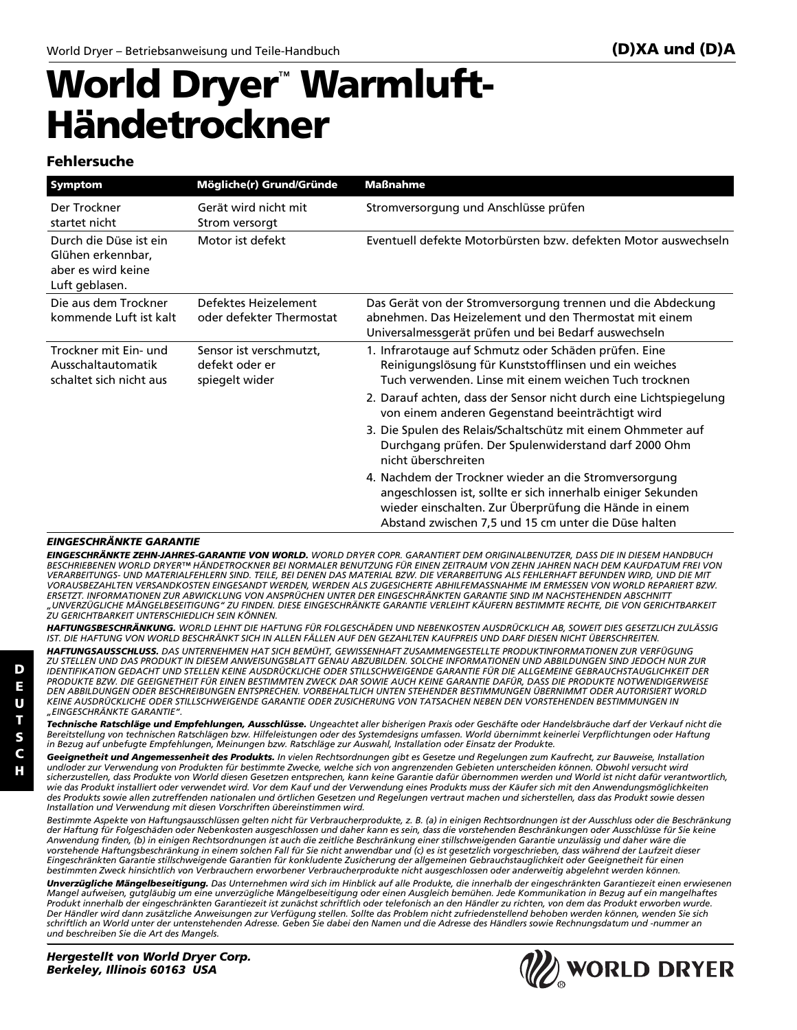# World Dryer™ Warmluft-Händetrockner

## Fehlersuche

| Symptom | Mögliche(r) Grund/Gründe | Maßnahme |
|---|---|---|
| Der Trockner startet nicht | Gerät wird nicht mit Strom versorgt | Stromversorgung und Anschlüsse prüfen |
| Durch die Düse ist ein Glühen erkennbar, aber es wird keine Luft geblasen. | Motor ist defekt | Eventuell defekte Motorbürsten bzw. defekten Motor auswechseln |
| Die aus dem Trockner kommende Luft ist kalt | Defektes Heizelement oder defekter Thermostat | Das Gerät von der Stromversorgung trennen und die Abdeckung abnehmen. Das Heizelement und den Thermostat mit einem Universalmessgerät prüfen und bei Bedarf auswechseln |
| Trockner mit Ein- und Ausschaltautomatik schaltet sich nicht aus | Sensor ist verschmutzt, defekt oder er spiegelt wider | 1. Infrarotauge auf Schmutz oder Schäden prüfen. Eine Reinigungslösung für Kunststofflinsen und ein weiches Tuch verwenden. Linse mit einem weichen Tuch trocknen<br>2. Darauf achten, dass der Sensor nicht durch eine Lichtspiegelung von einem anderen Gegenstand beeinträchtigt wird<br>3. Die Spulen des Relais/Schaltschütz mit einem Ohmmeter auf Durchgang prüfen. Der Spulenwiderstand darf 2000 Ohm nicht überschreiten<br>4. Nachdem der Trockner wieder an die Stromversorgung angeschlossen ist, sollte er sich innerhalb einiger Sekunden wieder einschalten. Zur Überprüfung die Hände in einem Abstand zwischen 7,5 und 15 cm unter die Düse halten |

***EINGESCHRÄNKTE GARANTIE***

***EINGESCHRÄNKTE ZEHN-JAHRES-GARANTIE VON WORLD.*** *WORLD DRYER COPR. GARANTIERT DEM ORIGINALBENUTZER, DASS DIE IN DIESEM HANDBUCH BESCHRIEBENEN WORLD DRYER™ HÄNDETROCKNER BEI NORMALER BENUTZUNG FÜR EINEN ZEITRAUM VON ZEHN JAHREN NACH DEM KAUFDATUM FREI VON VERARBEITUNGS- UND MATERIALFEHLERN SIND. TEILE, BEI DENEN DAS MATERIAL BZW. DIE VERARBEITUNG ALS FEHLERHAFT BEFUNDEN WIRD, UND DIE MIT VORAUSBEZAHLTEN VERSANDKOSTEN EINGESANDT WERDEN, WERDEN ALS ZUGESICHERTE ABHILFEMASSNAHME IM ERMESSEN VON WORLD REPARIERT BZW. ERSETZT. INFORMATIONEN ZUR ABWICKLUNG VON ANSPRÜCHEN UNTER DER EINGESCHRÄNKTEN GARANTIE SIND IM NACHSTEHENDEN ABSCHNITT „UNVERZÜGLICHE MÄNGELBESEITIGUNG" ZU FINDEN. DIESE EINGESCHRÄNKTE GARANTIE VERLEIHT KÄUFERN BESTIMMTE RECHTE, DIE VON GERICHTBARKEIT ZU GERICHTBARKEIT UNTERSCHIEDLICH SEIN KÖNNEN.*

***HAFTUNGSBESCHRÄNKUNG.*** *WORLD LEHNT DIE HAFTUNG FÜR FOLGESCHÄDEN UND NEBENKOSTEN AUSDRÜCKLICH AB, SOWEIT DIES GESETZLICH ZULÄSSIG IST. DIE HAFTUNG VON WORLD BESCHRÄNKT SICH IN ALLEN FÄLLEN AUF DEN GEZAHLTEN KAUFPREIS UND DARF DIESEN NICHT ÜBERSCHREITEN.*

***HAFTUNGSAUSSCHLUSS.*** *DAS UNTERNEHMEN HAT SICH BEMÜHT, GEWISSENHAFT ZUSAMMENGESTELLTE PRODUKTINFORMATIONEN ZUR VERFÜGUNG ZU STELLEN UND DAS PRODUKT IN DIESEM ANWEISUNGSBLATT GENAU ABZUBILDEN. SOLCHE INFORMATIONEN UND ABBILDUNGEN SIND JEDOCH NUR ZUR IDENTIFIKATION GEDACHT UND STELLEN KEINE AUSDRÜCKLICHE ODER STILLSCHWEIGENDE GARANTIE FÜR DIE ALLGEMEINE GEBRAUCHSTAUGLICHKEIT DER PRODUKTE BZW. DIE GEEIGNETHEIT FÜR EINEN BESTIMMTEN ZWECK DAR SOWIE AUCH KEINE GARANTIE DAFÜR, DASS DIE PRODUKTE NOTWENDIGERWEISE DEN ABBILDUNGEN ODER BESCHREIBUNGEN ENTSPRECHEN. VORBEHALTLICH UNTEN STEHENDER BESTIMMUNGEN ÜBERNIMMT ODER AUTORISIERT WORLD KEINE AUSDRÜCKLICHE ODER STILLSCHWEIGENDE GARANTIE ODER ZUSICHERUNG VON TATSACHEN NEBEN DEN VORSTEHENDEN BESTIMMUNGEN IN „EINGESCHRÄNKTE GARANTIE".*

***Technische Ratschläge und Empfehlungen, Ausschlüsse.*** *Ungeachtet aller bisherigen Praxis oder Geschäfte oder Handelsbräuche darf der Verkauf nicht die Bereitstellung von technischen Ratschlägen bzw. Hilfeleistungen oder des Systemdesigns umfassen. World übernimmt keinerlei Verpflichtungen oder Haftung in Bezug auf unbefugte Empfehlungen, Meinungen bzw. Ratschläge zur Auswahl, Installation oder Einsatz der Produkte.*

***Geeignetheit und Angemessenheit des Produkts.*** *In vielen Rechtsordnungen gibt es Gesetze und Regelungen zum Kaufrecht, zur Bauweise, Installation und/oder zur Verwendung von Produkten für bestimmte Zwecke, welche sich von angrenzenden Gebieten unterscheiden können. Obwohl versucht wird sicherzustellen, dass Produkte von World diesen Gesetzen entsprechen, kann keine Garantie dafür übernommen werden und World ist nicht dafür verantwortlich, wie das Produkt installiert oder verwendet wird. Vor dem Kauf und der Verwendung eines Produkts muss der Käufer sich mit den Anwendungsmöglichkeiten des Produkts sowie allen zutreffenden nationalen und örtlichen Gesetzen und Regelungen vertraut machen und sicherstellen, dass das Produkt sowie dessen Installation und Verwendung mit diesen Vorschriften übereinstimmen wird.*

*Bestimmte Aspekte von Haftungsausschlüssen gelten nicht für Verbraucherprodukte, z. B. (a) in einigen Rechtsordnungen ist der Ausschluss oder die Beschränkung der Haftung für Folgeschäden oder Nebenkosten ausgeschlossen und daher kann es sein, dass die vorstehenden Beschränkungen oder Ausschlüsse für Sie keine Anwendung finden, (b) in einigen Rechtsordnungen ist auch die zeitliche Beschränkung einer stillschweigenden Garantie unzulässig und daher wäre die vorstehende Haftungsbeschränkung in einem solchen Fall für Sie nicht anwendbar und (c) es ist gesetzlich vorgeschrieben, dass während der Laufzeit dieser Eingeschränkten Garantie stillschweigende Garantien für konkludente Zusicherung der allgemeinen Gebrauchstauglichkeit oder Geeignetheit für einen bestimmten Zweck hinsichtlich von Verbrauchern erworbener Verbraucherprodukte nicht ausgeschlossen oder anderweitig abgelehnt werden können.*

***Unverzügliche Mängelbeseitigung.*** *Das Unternehmen wird sich im Hinblick auf alle Produkte, die innerhalb der eingeschränkten Garantiezeit einen erwiesenen Mangel aufweisen, gutgläubig um eine unverzügliche Mängelbeseitigung oder einen Ausgleich bemühen. Jede Kommunikation in Bezug auf ein mangelhaftes Produkt innerhalb der eingeschränkten Garantiezeit ist zunächst schriftlich oder telefonisch an den Händler zu richten, von dem das Produkt erworben wurde. Der Händler wird dann zusätzliche Anweisungen zur Verfügung stellen. Sollte das Problem nicht zufriedenstellend behoben werden können, wenden Sie sich schriftlich an World unter der untenstehenden Adresse. Geben Sie dabei den Namen und die Adresse des Händlers sowie Rechnungsdatum und -nummer an und beschreiben Sie die Art des Mangels.*

***Hergestellt von World Dryer Corp.***
***Berkeley, Illinois 60163 USA***

WORLD DRYER®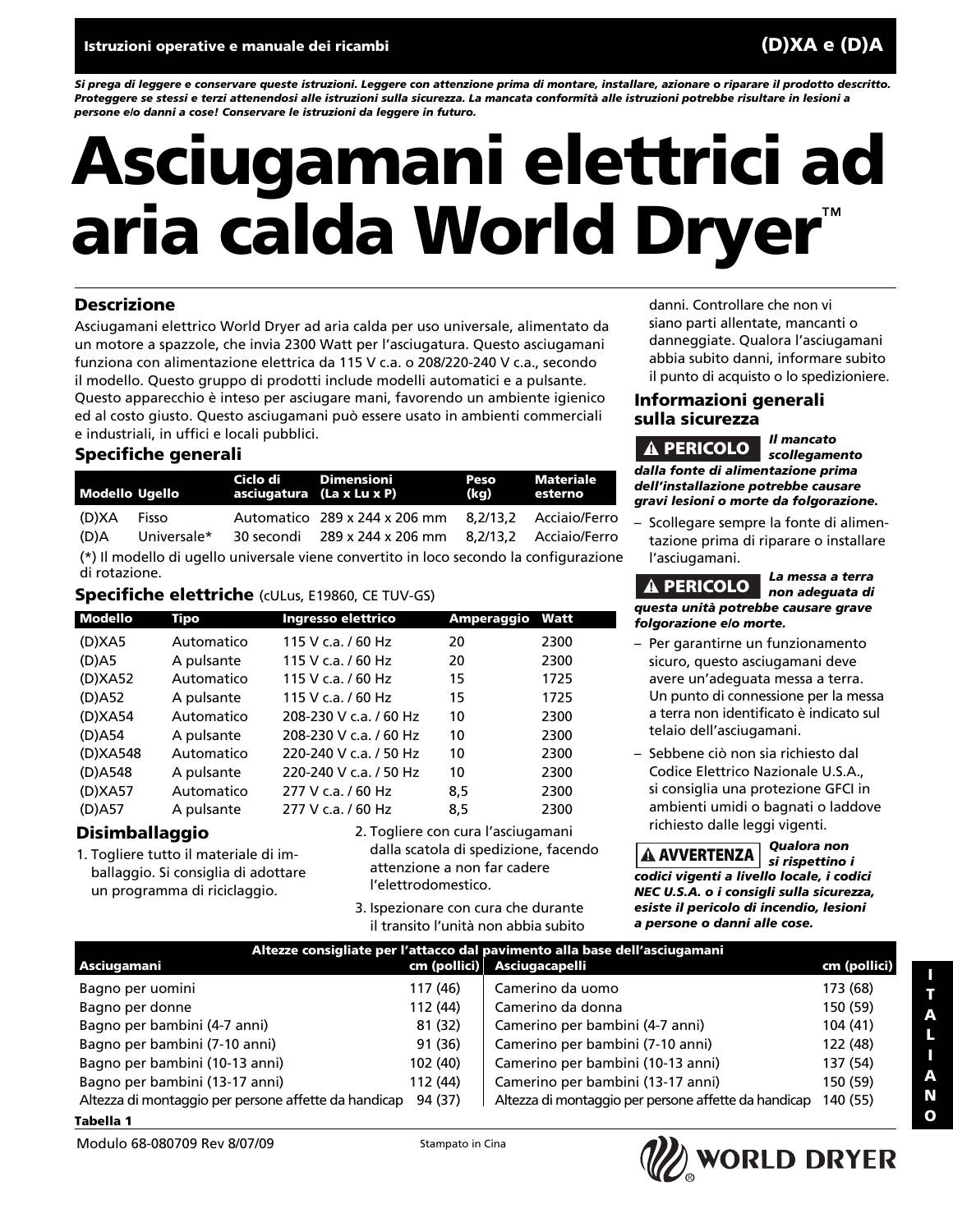**Istruzioni operative e manuale dei ricambi** **(D)XA e (D)A**

*Si prega di leggere e conservare queste istruzioni. Leggere con attenzione prima di montare, installare, azionare o riparare il prodotto descritto. Proteggere se stessi e terzi attenendosi alle istruzioni sulla sicurezza. La mancata conformità alle istruzioni potrebbe risultare in lesioni a persone e/o danni a cose! Conservare le istruzioni da leggere in futuro.*

# Asciugamani elettrici ad aria calda World Dryer™

## Descrizione

Asciugamani elettrico World Dryer ad aria calda per uso universale, alimentato da un motore a spazzole, che invia 2300 Watt per l'asciugatura. Questo asciugamani funziona con alimentazione elettrica da 115 V c.a. o 208/220-240 V c.a., secondo il modello. Questo gruppo di prodotti include modelli automatici e a pulsante. Questo apparecchio è inteso per asciugare mani, favorendo un ambiente igienico ed al costo giusto. Questo asciugamani può essere usato in ambienti commerciali e industriali, in uffici e locali pubblici.

## Specifiche generali

| Modello | Ugello | Ciclo di asciugatura | Dimensioni (La x Lu x P) | Peso (kg) | Materiale esterno |
|---|---|---|---|---|---|
| (D)XA | Fisso | Automatico | 289 x 244 x 206 mm | 8,2/13,2 | Acciaio/Ferro |
| (D)A | Universale* | 30 secondi | 289 x 244 x 206 mm | 8,2/13,2 | Acciaio/Ferro |

(*) Il modello di ugello universale viene convertito in loco secondo la configurazione di rotazione.

## Specifiche elettriche (cULus, E19860, CE TUV-GS)

| Modello | Tipo | Ingresso elettrico | Amperaggio | Watt |
|---|---|---|---|---|
| (D)XA5 | Automatico | 115 V c.a. / 60 Hz | 20 | 2300 |
| (D)A5 | A pulsante | 115 V c.a. / 60 Hz | 20 | 2300 |
| (D)XA52 | Automatico | 115 V c.a. / 60 Hz | 15 | 1725 |
| (D)A52 | A pulsante | 115 V c.a. / 60 Hz | 15 | 1725 |
| (D)XA54 | Automatico | 208-230 V c.a. / 60 Hz | 10 | 2300 |
| (D)A54 | A pulsante | 208-230 V c.a. / 60 Hz | 10 | 2300 |
| (D)XA548 | Automatico | 220-240 V c.a. / 50 Hz | 10 | 2300 |
| (D)A548 | A pulsante | 220-240 V c.a. / 50 Hz | 10 | 2300 |
| (D)XA57 | Automatico | 277 V c.a. / 60 Hz | 8,5 | 2300 |
| (D)A57 | A pulsante | 277 V c.a. / 60 Hz | 8,5 | 2300 |

## Disimballaggio

1. Togliere tutto il materiale di imballaggio. Si consiglia di adottare un programma di riciclaggio.
2. Togliere con cura l'asciugamani dalla scatola di spedizione, facendo attenzione a non far cadere l'elettrodomestico.
3. Ispezionare con cura che durante il transito l'unità non abbia subito danni. Controllare che non vi siano parti allentate, mancanti o danneggiate. Qualora l'asciugamani abbia subito danni, informare subito il punto di acquisto o lo spedizioniere.

## Informazioni generali sulla sicurezza

**⚠ PERICOLO** ***Il mancato scollegamento dalla fonte di alimentazione prima dell'installazione potrebbe causare gravi lesioni o morte da folgorazione.***

– Scollegare sempre la fonte di alimentazione prima di riparare o installare l'asciugamani.

**⚠ PERICOLO** ***La messa a terra non adeguata di questa unità potrebbe causare grave folgorazione e/o morte.***

– Per garantirne un funzionamento sicuro, questo asciugamani deve avere un'adeguata messa a terra. Un punto di connessione per la messa a terra non identificato è indicato sul telaio dell'asciugamani.

– Sebbene ciò non sia richiesto dal Codice Elettrico Nazionale U.S.A., si consiglia una protezione GFCI in ambienti umidi o bagnati o laddove richiesto dalle leggi vigenti.

**⚠ AVVERTENZA** ***Qualora non si rispettino i codici vigenti a livello locale, i codici NEC U.S.A. o i consigli sulla sicurezza, esiste il pericolo di incendio, lesioni a persone o danni alle cose.***

| Altezze consigliate per l'attacco dal pavimento alla base dell'asciugamani | | | |
|---|---|---|---|
| Asciugamani | cm (pollici) | Asciugacapelli | cm (pollici) |
| Bagno per uomini | 117 (46) | Camerino da uomo | 173 (68) |
| Bagno per donne | 112 (44) | Camerino da donna | 150 (59) |
| Bagno per bambini (4-7 anni) | 81 (32) | Camerino per bambini (4-7 anni) | 104 (41) |
| Bagno per bambini (7-10 anni) | 91 (36) | Camerino per bambini (7-10 anni) | 122 (48) |
| Bagno per bambini (10-13 anni) | 102 (40) | Camerino per bambini (10-13 anni) | 137 (54) |
| Bagno per bambini (13-17 anni) | 112 (44) | Camerino per bambini (13-17 anni) | 150 (59) |
| Altezza di montaggio per persone affette da handicap | 94 (37) | Altezza di montaggio per persone affette da handicap | 140 (55) |

**Tabella 1**

Modulo 68-080709 Rev 8/07/09

Stampato in Cina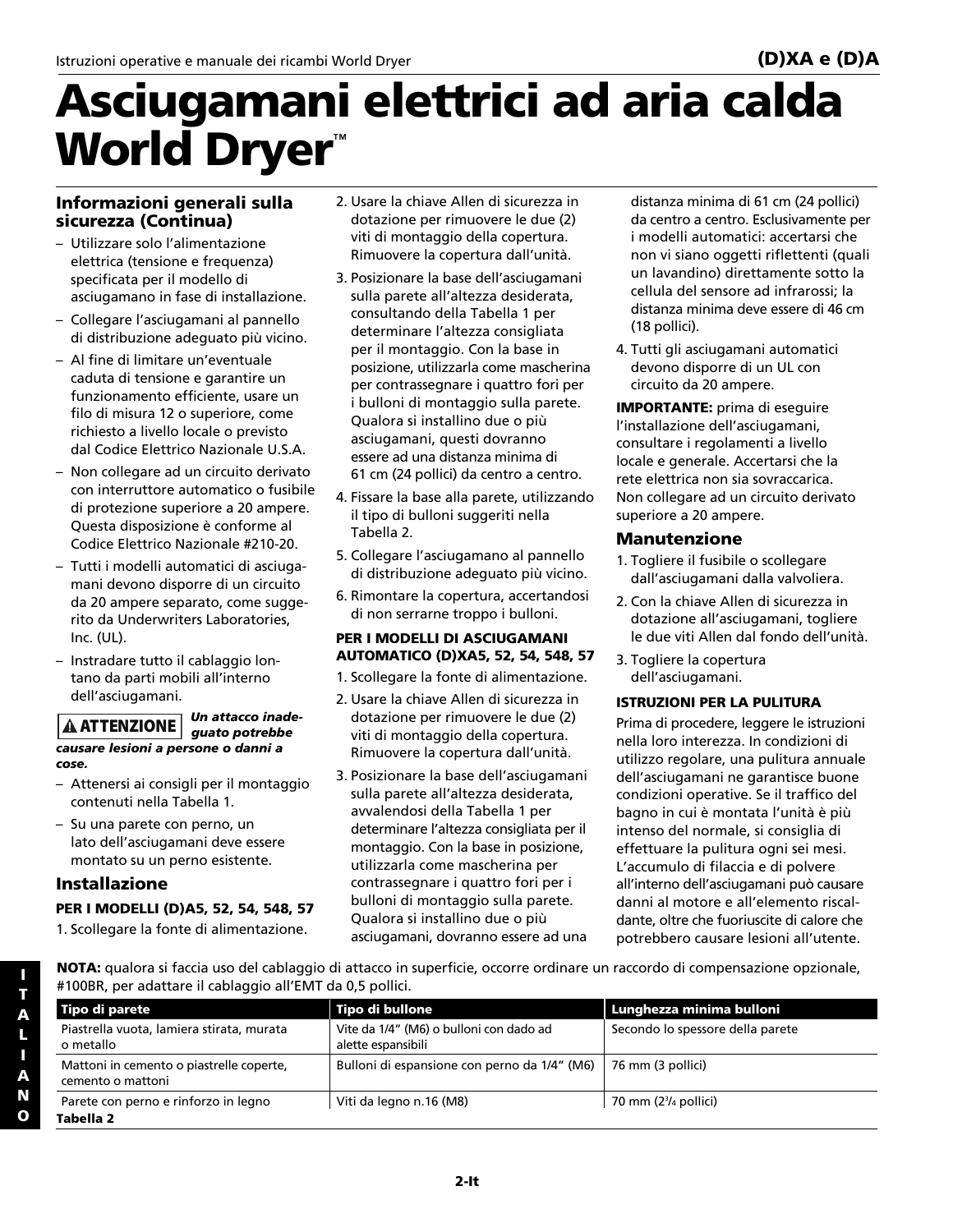# Asciugamani elettrici ad aria calda World Dryer™

## Informazioni generali sulla sicurezza (Continua)

- Utilizzare solo l'alimentazione elettrica (tensione e frequenza) specificata per il modello di asciugamano in fase di installazione.
- Collegare l'asciugamani al pannello di distribuzione adeguato più vicino.
- Al fine di limitare un'eventuale caduta di tensione e garantire un funzionamento efficiente, usare un filo di misura 12 o superiore, come richiesto a livello locale o previsto dal Codice Elettrico Nazionale U.S.A.
- Non collegare ad un circuito derivato con interruttore automatico o fusibile di protezione superiore a 20 ampere. Questa disposizione è conforme al Codice Elettrico Nazionale #210-20.
- Tutti i modelli automatici di asciugamani devono disporre di un circuito da 20 ampere separato, come suggerito da Underwriters Laboratories, Inc. (UL).
- Instradare tutto il cablaggio lontano da parti mobili all'interno dell'asciugamani.

**⚠ ATTENZIONE** ***Un attacco inadeguato potrebbe causare lesioni a persone o danni a cose.***

- Attenersi ai consigli per il montaggio contenuti nella Tabella 1.
- Su una parete con perno, un lato dell'asciugamani deve essere montato su un perno esistente.

## Installazione

### PER I MODELLI (D)A5, 52, 54, 548, 57

1. Scollegare la fonte di alimentazione.
2. Usare la chiave Allen di sicurezza in dotazione per rimuovere le due (2) viti di montaggio della copertura. Rimuovere la copertura dall'unità.
3. Posizionare la base dell'asciugamani sulla parete all'altezza desiderata, consultando della Tabella 1 per determinare l'altezza consigliata per il montaggio. Con la base in posizione, utilizzarla come mascherina per contrassegnare i quattro fori per i bulloni di montaggio sulla parete. Qualora si installino due o più asciugamani, questi dovranno essere ad una distanza minima di 61 cm (24 pollici) da centro a centro.
4. Fissare la base alla parete, utilizzando il tipo di bulloni suggeriti nella Tabella 2.
5. Collegare l'asciugamano al pannello di distribuzione adeguato più vicino.
6. Rimontare la copertura, accertandosi di non serrarne troppo i bulloni.

### PER I MODELLI DI ASCIUGAMANI AUTOMATICO (D)XA5, 52, 54, 548, 57

1. Scollegare la fonte di alimentazione.
2. Usare la chiave Allen di sicurezza in dotazione per rimuovere le due (2) viti di montaggio della copertura. Rimuovere la copertura dall'unità.
3. Posizionare la base dell'asciugamani sulla parete all'altezza desiderata, avvalendosi della Tabella 1 per determinare l'altezza consigliata per il montaggio. Con la base in posizione, utilizzarla come mascherina per contrassegnare i quattro fori per i bulloni di montaggio sulla parete. Qualora si installino due o più asciugamani, dovranno essere ad una distanza minima di 61 cm (24 pollici) da centro a centro. Esclusivamente per i modelli automatici: accertarsi che non vi siano oggetti riflettenti (quali un lavandino) direttamente sotto la cellula del sensore ad infrarossi; la distanza minima deve essere di 46 cm (18 pollici).
4. Tutti gli asciugamani automatici devono disporre di un UL con circuito da 20 ampere.

**IMPORTANTE:** prima di eseguire l'installazione dell'asciugamani, consultare i regolamenti a livello locale e generale. Accertarsi che la rete elettrica non sia sovraccarica. Non collegare ad un circuito derivato superiore a 20 ampere.

## Manutenzione

1. Togliere il fusibile o scollegare dall'asciugamani dalla valvoliera.
2. Con la chiave Allen di sicurezza in dotazione all'asciugamani, togliere le due viti Allen dal fondo dell'unità.
3. Togliere la copertura dell'asciugamani.

### ISTRUZIONI PER LA PULITURA

Prima di procedere, leggere le istruzioni nella loro interezza. In condizioni di utilizzo regolare, una pulitura annuale dell'asciugamani ne garantisce buone condizioni operative. Se il traffico del bagno in cui è montata l'unità è più intenso del normale, si consiglia di effettuare la pulitura ogni sei mesi. L'accumulo di filaccia e di polvere all'interno dell'asciugamani può causare danni al motore e all'elemento riscaldante, oltre che fuoriuscite di calore che potrebbero causare lesioni all'utente.

**NOTA:** qualora si faccia uso del cablaggio di attacco in superficie, occorre ordinare un raccordo di compensazione opzionale, #100BR, per adattare il cablaggio all'EMT da 0,5 pollici.

| Tipo di parete | Tipo di bullone | Lunghezza minima bulloni |
|---|---|---|
| Piastrella vuota, lamiera stirata, murata o metallo | Vite da 1/4" (M6) o bulloni con dado ad alette espansibili | Secondo lo spessore della parete |
| Mattoni in cemento o piastrelle coperte, cemento o mattoni | Bulloni di espansione con perno da 1/4" (M6) | 76 mm (3 pollici) |
| Parete con perno e rinforzo in legno | Viti da legno n.16 (M8) | 70 mm (2 3/4 pollici) |

**Tabella 2**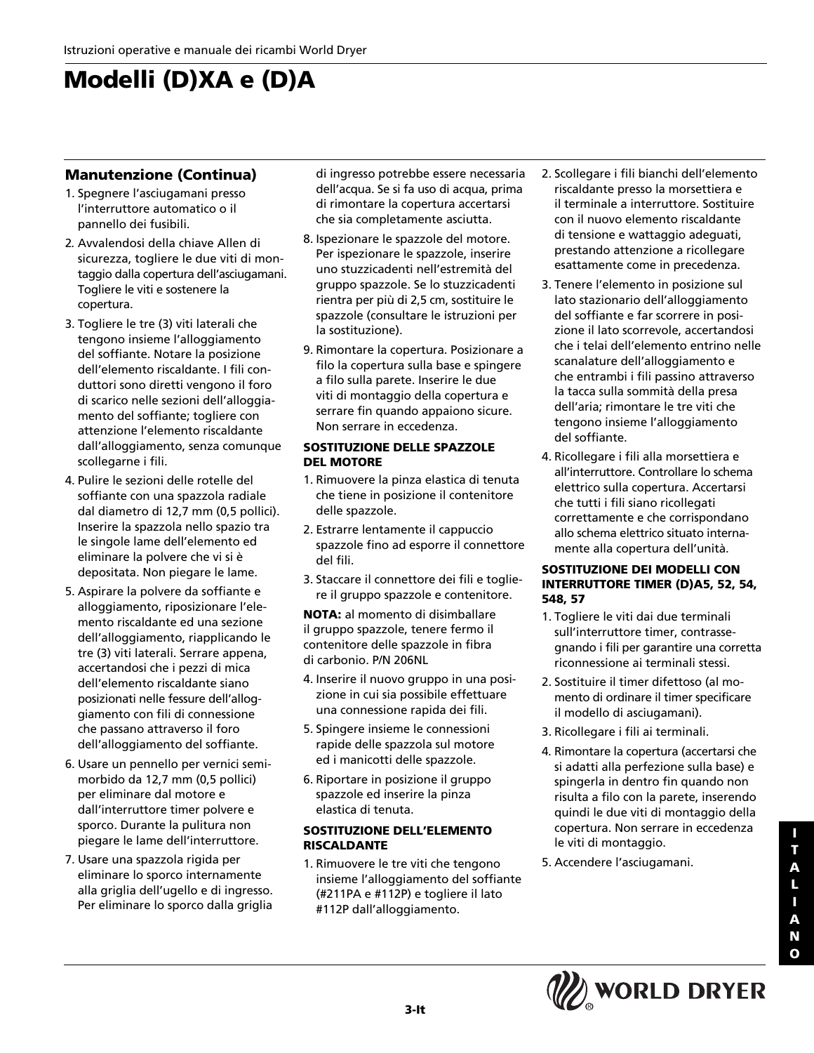# Modelli (D)XA e (D)A

## Manutenzione (Continua)

1. Spegnere l'asciugamani presso l'interruttore automatico o il pannello dei fusibili.
2. Avvalendosi della chiave Allen di sicurezza, togliere le due viti di montaggio dalla copertura dell'asciugamani. Togliere le viti e sostenere la copertura.
3. Togliere le tre (3) viti laterali che tengono insieme l'alloggiamento del soffiante. Notare la posizione dell'elemento riscaldante. I fili conduttori sono diretti vengono il foro di scarico nelle sezioni dell'alloggiamento del soffiante; togliere con attenzione l'elemento riscaldante dall'alloggiamento, senza comunque scollegarne i fili.
4. Pulire le sezioni delle rotelle del soffiante con una spazzola radiale dal diametro di 12,7 mm (0,5 pollici). Inserire la spazzola nello spazio tra le singole lame dell'elemento ed eliminare la polvere che vi si è depositata. Non piegare le lame.
5. Aspirare la polvere da soffiante e alloggiamento, riposizionare l'elemento riscaldante ed una sezione dell'alloggiamento, riapplicando le tre (3) viti laterali. Serrare appena, accertandosi che i pezzi di mica dell'elemento riscaldante siano posizionati nelle fessure dell'alloggiamento con fili di connessione che passano attraverso il foro dell'alloggiamento del soffiante.
6. Usare un pennello per vernici semi-morbido da 12,7 mm (0,5 pollici) per eliminare dal motore e dall'interruttore timer polvere e sporco. Durante la pulitura non piegare le lame dell'interruttore.
7. Usare una spazzola rigida per eliminare lo sporco internamente alla griglia dell'ugello e di ingresso. Per eliminare lo sporco dalla griglia di ingresso potrebbe essere necessaria dell'acqua. Se si fa uso di acqua, prima di rimontare la copertura accertarsi che sia completamente asciutta.
8. Ispezionare le spazzole del motore. Per ispezionare le spazzole, inserire uno stuzzicadenti nell'estremità del gruppo spazzole. Se lo stuzzicadenti rientra per più di 2,5 cm, sostituire le spazzole (consultare le istruzioni per la sostituzione).
9. Rimontare la copertura. Posizionare a filo la copertura sulla base e spingere a filo sulla parete. Inserire le due viti di montaggio della copertura e serrare fin quando appaiono sicure. Non serrare in eccedenza.

### SOSTITUZIONE DELLE SPAZZOLE DEL MOTORE

1. Rimuovere la pinza elastica di tenuta che tiene in posizione il contenitore delle spazzole.
2. Estrarre lentamente il cappuccio spazzole fino ad esporre il connettore del fili.
3. Staccare il connettore dei fili e togliere il gruppo spazzole e contenitore.

**NOTA:** al momento di disimballare il gruppo spazzole, tenere fermo il contenitore delle spazzole in fibra di carbonio. P/N 206NL

4. Inserire il nuovo gruppo in una posizione in cui sia possibile effettuare una connessione rapida dei fili.
5. Spingere insieme le connessioni rapide delle spazzola sul motore ed i manicotti delle spazzole.
6. Riportare in posizione il gruppo spazzole ed inserire la pinza elastica di tenuta.

### SOSTITUZIONE DELL'ELEMENTO RISCALDANTE

1. Rimuovere le tre viti che tengono insieme l'alloggiamento del soffiante (#211PA e #112P) e togliere il lato #112P dall'alloggiamento.
2. Scollegare i fili bianchi dell'elemento riscaldante presso la morsettiera e il terminale a interruttore. Sostituire con il nuovo elemento riscaldante di tensione e wattaggio adeguati, prestando attenzione a ricollegare esattamente come in precedenza.
3. Tenere l'elemento in posizione sul lato stazionario dell'alloggiamento del soffiante e far scorrere in posizione il lato scorrevole, accertandosi che i telai dell'elemento entrino nelle scanalature dell'alloggiamento e che entrambi i fili passino attraverso la tacca sulla sommità della presa dell'aria; rimontare le tre viti che tengono insieme l'alloggiamento del soffiante.
4. Ricollegare i fili alla morsettiera e all'interruttore. Controllare lo schema elettrico sulla copertura. Accertarsi che tutti i fili siano ricollegati correttamente e che corrispondano allo schema elettrico situato internamente alla copertura dell'unità.

### SOSTITUZIONE DEI MODELLI CON INTERRUTTORE TIMER (D)A5, 52, 54, 548, 57

1. Togliere le viti dai due terminali sull'interruttore timer, contrassegnando i fili per garantire una corretta riconnessione ai terminali stessi.
2. Sostituire il timer difettoso (al momento di ordinare il timer specificare il modello di asciugamani).
3. Ricollegare i fili ai terminali.
4. Rimontare la copertura (accertarsi che si adatti alla perfezione sulla base) e spingerla in dentro fin quando non risulta a filo con la parete, inserendo quindi le due viti di montaggio della copertura. Non serrare in eccedenza le viti di montaggio.
5. Accendere l'asciugamani.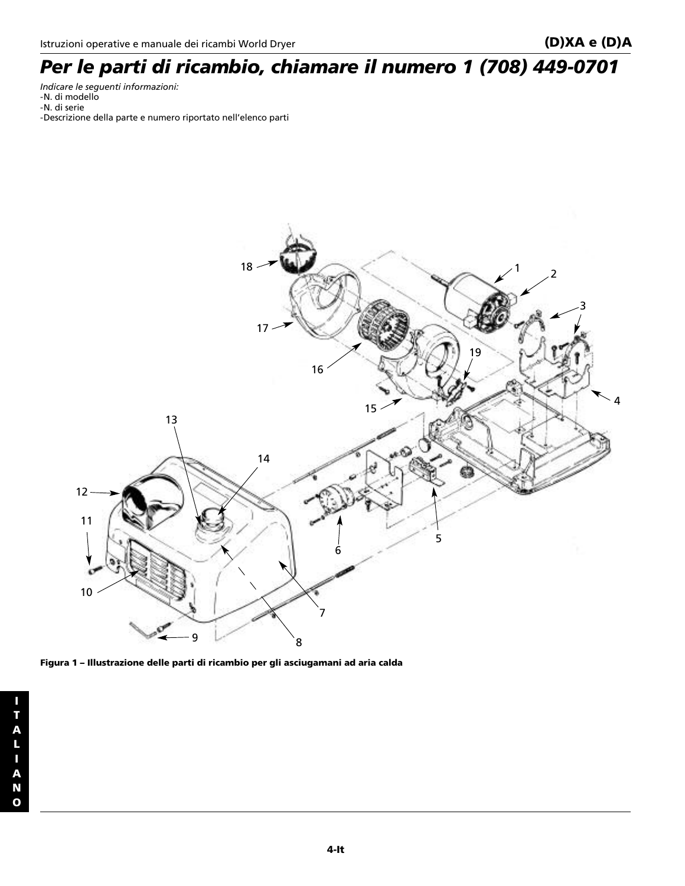# Per le parti di ricambio, chiamare il numero 1 (708) 449-0701

*Indicare le seguenti informazioni:*
- N. di modello
- N. di serie
- Descrizione della parte e numero riportato nell'elenco parti

**Figura 1 – Illustrazione delle parti di ricambio per gli asciugamani ad aria calda**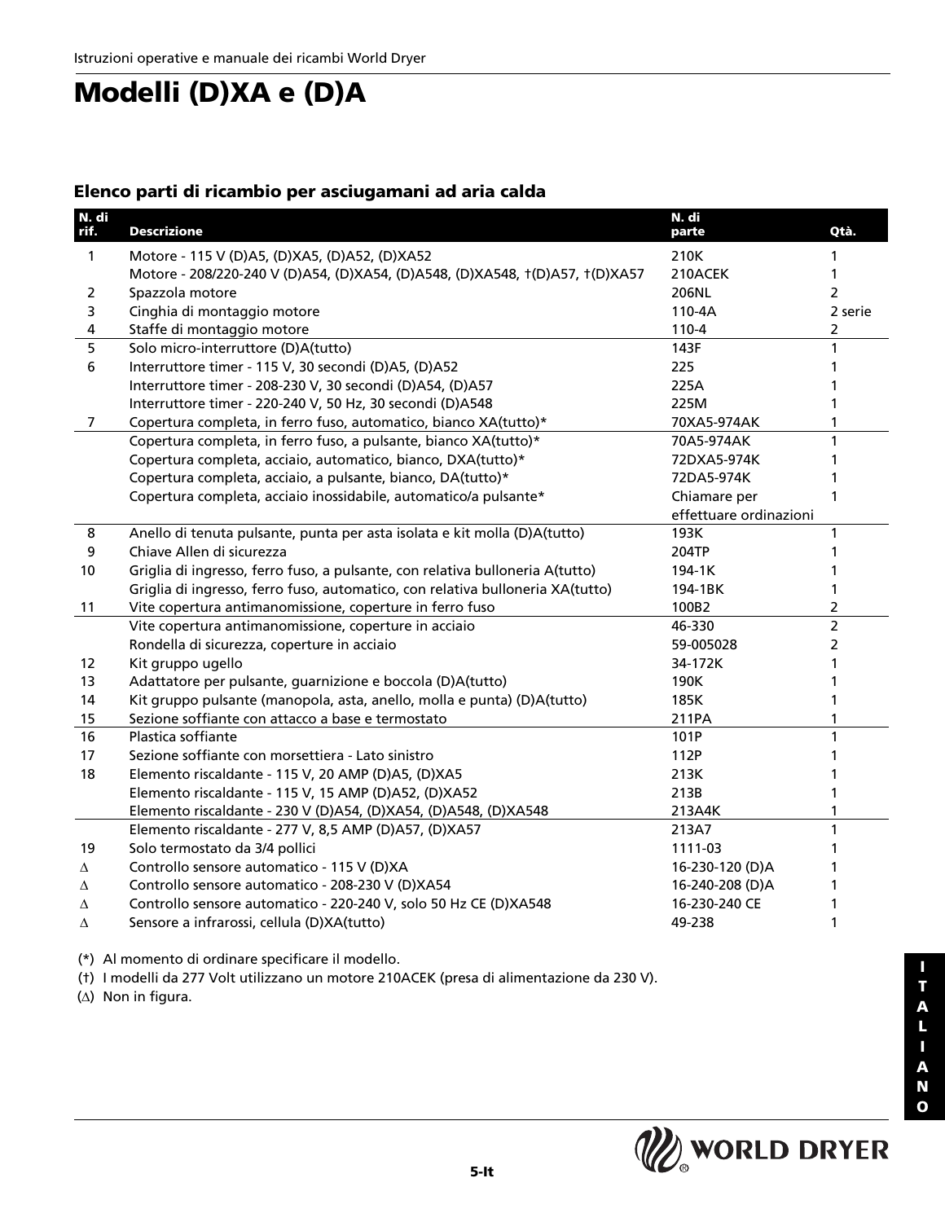# Modelli (D)XA e (D)A

## Elenco parti di ricambio per asciugamani ad aria calda

| N. di rif. | Descrizione | N. di parte | Qtà. |
|---|---|---|---|
| 1 | Motore - 115 V (D)A5, (D)XA5, (D)A52, (D)XA52 | 210K | 1 |
| | Motore - 208/220-240 V (D)A54, (D)XA54, (D)A548, (D)XA548, †(D)A57, †(D)XA57 | 210ACEK | 1 |
| 2 | Spazzola motore | 206NL | 2 |
| 3 | Cinghia di montaggio motore | 110-4A | 2 serie |
| 4 | Staffe di montaggio motore | 110-4 | 2 |
| 5 | Solo micro-interruttore (D)A(tutto) | 143F | 1 |
| 6 | Interruttore timer - 115 V, 30 secondi (D)A5, (D)A52 | 225 | 1 |
| | Interruttore timer - 208-230 V, 30 secondi (D)A54, (D)A57 | 225A | 1 |
| | Interruttore timer - 220-240 V, 50 Hz, 30 secondi (D)A548 | 225M | 1 |
| 7 | Copertura completa, in ferro fuso, automatico, bianco XA(tutto)* | 70XA5-974AK | 1 |
| | Copertura completa, in ferro fuso, a pulsante, bianco XA(tutto)* | 70A5-974AK | 1 |
| | Copertura completa, acciaio, automatico, bianco, DXA(tutto)* | 72DXA5-974K | 1 |
| | Copertura completa, acciaio, a pulsante, bianco, DA(tutto)* | 72DA5-974K | 1 |
| | Copertura completa, acciaio inossidabile, automatico/a pulsante* | Chiamare per effettuare ordinazioni | 1 |
| 8 | Anello di tenuta pulsante, punta per asta isolata e kit molla (D)A(tutto) | 193K | 1 |
| 9 | Chiave Allen di sicurezza | 204TP | 1 |
| 10 | Griglia di ingresso, ferro fuso, a pulsante, con relativa bulloneria A(tutto) | 194-1K | 1 |
| | Griglia di ingresso, ferro fuso, automatico, con relativa bulloneria XA(tutto) | 194-1BK | 1 |
| 11 | Vite copertura antimanomissione, coperture in ferro fuso | 100B2 | 2 |
| | Vite copertura antimanomissione, coperture in acciaio | 46-330 | 2 |
| | Rondella di sicurezza, coperture in acciaio | 59-005028 | 2 |
| 12 | Kit gruppo ugello | 34-172K | 1 |
| 13 | Adattatore per pulsante, guarnizione e boccola (D)A(tutto) | 190K | 1 |
| 14 | Kit gruppo pulsante (manopola, asta, anello, molla e punta) (D)A(tutto) | 185K | 1 |
| 15 | Sezione soffiante con attacco a base e termostato | 211PA | 1 |
| 16 | Plastica soffiante | 101P | 1 |
| 17 | Sezione soffiante con morsettiera - Lato sinistro | 112P | 1 |
| 18 | Elemento riscaldante - 115 V, 20 AMP (D)A5, (D)XA5 | 213K | 1 |
| | Elemento riscaldante - 115 V, 15 AMP (D)A52, (D)XA52 | 213B | 1 |
| | Elemento riscaldante - 230 V (D)A54, (D)XA54, (D)A548, (D)XA548 | 213A4K | 1 |
| | Elemento riscaldante - 277 V, 8,5 AMP (D)A57, (D)XA57 | 213A7 | 1 |
| 19 | Solo termostato da 3/4 pollici | 1111-03 | 1 |
| Δ | Controllo sensore automatico - 115 V (D)XA | 16-230-120 (D)A | 1 |
| Δ | Controllo sensore automatico - 208-230 V (D)XA54 | 16-240-208 (D)A | 1 |
| Δ | Controllo sensore automatico - 220-240 V, solo 50 Hz CE (D)XA548 | 16-230-240 CE | 1 |
| Δ | Sensore a infrarossi, cellula (D)XA(tutto) | 49-238 | 1 |

(*) Al momento di ordinare specificare il modello.

(†) I modelli da 277 Volt utilizzano un motore 210ACEK (presa di alimentazione da 230 V).

(Δ) Non in figura.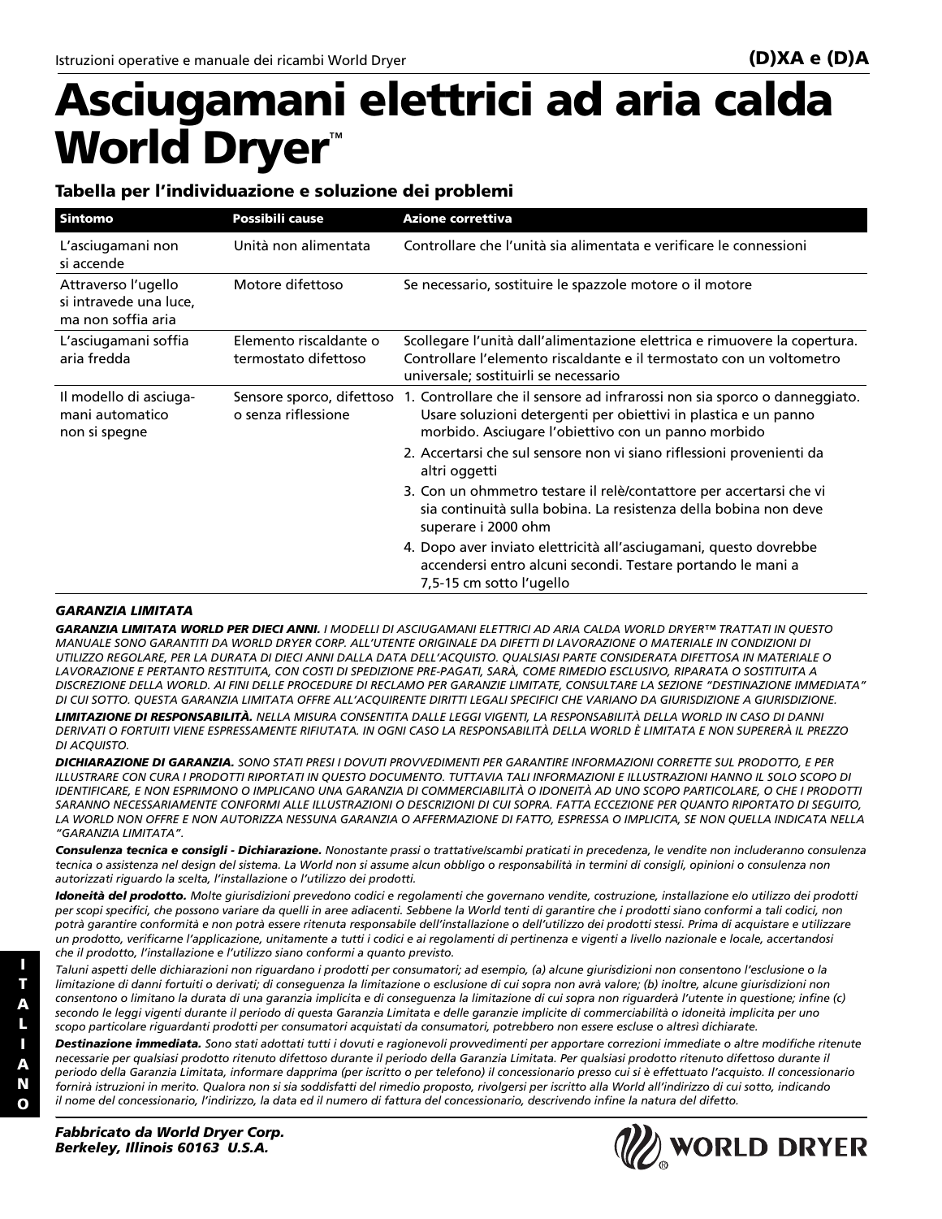# Asciugamani elettrici ad aria calda World Dryer™

(D)XA e (D)A

## Tabella per l'individuazione e soluzione dei problemi

| Sintomo | Possibili cause | Azione correttiva |
|---|---|---|
| L'asciugamani non si accende | Unità non alimentata | Controllare che l'unità sia alimentata e verificare le connessioni |
| Attraverso l'ugello si intravede una luce, ma non soffia aria | Motore difettoso | Se necessario, sostituire le spazzole motore o il motore |
| L'asciugamani soffia aria fredda | Elemento riscaldante o termostato difettoso | Scollegare l'unità dall'alimentazione elettrica e rimuovere la copertura. Controllare l'elemento riscaldante e il termostato con un voltometro universale; sostituirli se necessario |
| Il modello di asciugamani automatico non si spegne | Sensore sporco, difettoso o senza riflessione | 1. Controllare che il sensore ad infrarossi non sia sporco o danneggiato. Usare soluzioni detergenti per obiettivi in plastica e un panno morbido. Asciugare l'obiettivo con un panno morbido<br>2. Accertarsi che sul sensore non vi siano riflessioni provenienti da altri oggetti<br>3. Con un ohmmetro testare il relè/contattore per accertarsi che vi sia continuità sulla bobina. La resistenza della bobina non deve superare i 2000 ohm<br>4. Dopo aver inviato elettricità all'asciugamani, questo dovrebbe accendersi entro alcuni secondi. Testare portando le mani a 7,5-15 cm sotto l'ugello |

***GARANZIA LIMITATA***

***GARANZIA LIMITATA WORLD PER DIECI ANNI.*** *I MODELLI DI ASCIUGAMANI ELETTRICI AD ARIA CALDA WORLD DRYER™ TRATTATI IN QUESTO MANUALE SONO GARANTITI DA WORLD DRYER CORP. ALL'UTENTE ORIGINALE DA DIFETTI DI LAVORAZIONE O MATERIALE IN CONDIZIONI DI UTILIZZO REGOLARE, PER LA DURATA DI DIECI ANNI DALLA DATA DELL'ACQUISTO. QUALSIASI PARTE CONSIDERATA DIFETTOSA IN MATERIALE O LAVORAZIONE E PERTANTO RESTITUITA, CON COSTI DI SPEDIZIONE PRE-PAGATI, SARÀ, COME RIMEDIO ESCLUSIVO, RIPARATA O SOSTITUITA A DISCREZIONE DELLA WORLD. AI FINI DELLE PROCEDURE DI RECLAMO PER GARANZIE LIMITATE, CONSULTARE LA SEZIONE "DESTINAZIONE IMMEDIATA" DI CUI SOTTO. QUESTA GARANZIA LIMITATA OFFRE ALL'ACQUIRENTE DIRITTI LEGALI SPECIFICI CHE VARIANO DA GIURISDIZIONE A GIURISDIZIONE.*

***LIMITAZIONE DI RESPONSABILITÀ.*** *NELLA MISURA CONSENTITA DALLE LEGGI VIGENTI, LA RESPONSABILITÀ DELLA WORLD IN CASO DI DANNI DERIVATI O FORTUITI VIENE ESPRESSAMENTE RIFIUTATA. IN OGNI CASO LA RESPONSABILITÀ DELLA WORLD È LIMITATA E NON SUPERERÀ IL PREZZO DI ACQUISTO.*

***DICHIARAZIONE DI GARANZIA.*** *SONO STATI PRESI I DOVUTI PROVVEDIMENTI PER GARANTIRE INFORMAZIONI CORRETTE SUL PRODOTTO, E PER ILLUSTRARE CON CURA I PRODOTTI RIPORTATI IN QUESTO DOCUMENTO. TUTTAVIA TALI INFORMAZIONI E ILLUSTRAZIONI HANNO IL SOLO SCOPO DI IDENTIFICARE, E NON ESPRIMONO O IMPLICANO UNA GARANZIA DI COMMERCIABILITÀ O IDONEITÀ AD UNO SCOPO PARTICOLARE, O CHE I PRODOTTI SARANNO NECESSARIAMENTE CONFORMI ALLE ILLUSTRAZIONI O DESCRIZIONI DI CUI SOPRA. FATTA ECCEZIONE PER QUANTO RIPORTATO DI SEGUITO, LA WORLD NON OFFRE E NON AUTORIZZA NESSUNA GARANZIA O AFFERMAZIONE DI FATTO, ESPRESSA O IMPLICITA, SE NON QUELLA INDICATA NELLA "GARANZIA LIMITATA".*

***Consulenza tecnica e consigli - Dichiarazione.*** *Nonostante prassi o trattative/scambi praticati in precedenza, le vendite non includeranno consulenza tecnica o assistenza nel design del sistema. La World non si assume alcun obbligo o responsabilità in termini di consigli, opinioni o consulenza non autorizzati riguardo la scelta, l'installazione o l'utilizzo dei prodotti.*

***Idoneità del prodotto.*** *Molte giurisdizioni prevedono codici e regolamenti che governano vendite, costruzione, installazione e/o utilizzo dei prodotti per scopi specifici, che possono variare da quelli in aree adiacenti. Sebbene la World tenti di garantire che i prodotti siano conformi a tali codici, non potrà garantire conformità e non potrà essere ritenuta responsabile dell'installazione o dell'utilizzo dei prodotti stessi. Prima di acquistare e utilizzare un prodotto, verificarne l'applicazione, unitamente a tutti i codici e ai regolamenti di pertinenza e vigenti a livello nazionale e locale, accertandosi che il prodotto, l'installazione e l'utilizzo siano conformi a quanto previsto.*

*Taluni aspetti delle dichiarazioni non riguardano i prodotti per consumatori; ad esempio, (a) alcune giurisdizioni non consentono l'esclusione o la limitazione di danni fortuiti o derivati; di conseguenza la limitazione o esclusione di cui sopra non avrà valore; (b) inoltre, alcune giurisdizioni non consentono o limitano la durata di una garanzia implicita e di conseguenza la limitazione di cui sopra non riguarderà l'utente in questione; infine (c) secondo le leggi vigenti durante il periodo di questa Garanzia Limitata e delle garanzie implicite di commerciabilità o idoneità implicita per uno scopo particolare riguardanti prodotti per consumatori acquistati da consumatori, potrebbero non essere escluse o altresì dichiarate.*

***Destinazione immediata.*** *Sono stati adottati tutti i dovuti e ragionevoli provvedimenti per apportare correzioni immediate o altre modifiche ritenute necessarie per qualsiasi prodotto ritenuto difettoso durante il periodo della Garanzia Limitata. Per qualsiasi prodotto ritenuto difettoso durante il periodo della Garanzia Limitata, informare dapprima (per iscritto o per telefono) il concessionario presso cui si è effettuato l'acquisto. Il concessionario fornirà istruzioni in merito. Qualora non si sia soddisfatti del rimedio proposto, rivolgersi per iscritto alla World all'indirizzo di cui sotto, indicando il nome del concessionario, l'indirizzo, la data ed il numero di fattura del concessionario, descrivendo infine la natura del difetto.*

***Fabbricato da World Dryer Corp.***
***Berkeley, Illinois 60163 U.S.A.***

WORLD DRYER®